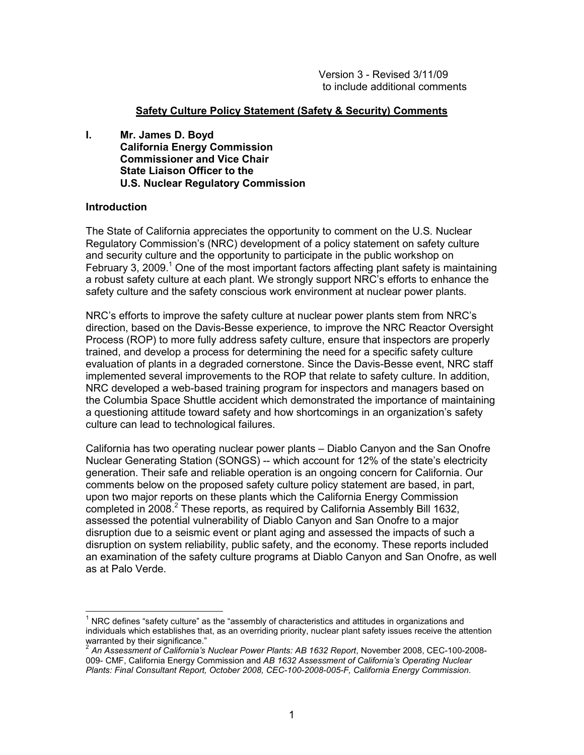Version 3 - Revised 3/11/09
to include additional comments

## Safety Culture Policy Statement (Safety & Security) Comments

**I. Mr. James D. Boyd**
**California Energy Commission**
**Commissioner and Vice Chair**
**State Liaison Officer to the**
**U.S. Nuclear Regulatory Commission**

### Introduction

The State of California appreciates the opportunity to comment on the U.S. Nuclear Regulatory Commission's (NRC) development of a policy statement on safety culture and security culture and the opportunity to participate in the public workshop on February 3, 2009.[1] One of the most important factors affecting plant safety is maintaining a robust safety culture at each plant. We strongly support NRC's efforts to enhance the safety culture and the safety conscious work environment at nuclear power plants.

NRC's efforts to improve the safety culture at nuclear power plants stem from NRC's direction, based on the Davis-Besse experience, to improve the NRC Reactor Oversight Process (ROP) to more fully address safety culture, ensure that inspectors are properly trained, and develop a process for determining the need for a specific safety culture evaluation of plants in a degraded cornerstone. Since the Davis-Besse event, NRC staff implemented several improvements to the ROP that relate to safety culture. In addition, NRC developed a web-based training program for inspectors and managers based on the Columbia Space Shuttle accident which demonstrated the importance of maintaining a questioning attitude toward safety and how shortcomings in an organization's safety culture can lead to technological failures.

California has two operating nuclear power plants – Diablo Canyon and the San Onofre Nuclear Generating Station (SONGS) -- which account for 12% of the state's electricity generation. Their safe and reliable operation is an ongoing concern for California. Our comments below on the proposed safety culture policy statement are based, in part, upon two major reports on these plants which the California Energy Commission completed in 2008.[2] These reports, as required by California Assembly Bill 1632, assessed the potential vulnerability of Diablo Canyon and San Onofre to a major disruption due to a seismic event or plant aging and assessed the impacts of such a disruption on system reliability, public safety, and the economy. These reports included an examination of the safety culture programs at Diablo Canyon and San Onofre, as well as at Palo Verde.

---

[1] NRC defines "safety culture" as the "assembly of characteristics and attitudes in organizations and individuals which establishes that, as an overriding priority, nuclear plant safety issues receive the attention warranted by their significance."

[2] *An Assessment of California's Nuclear Power Plants: AB 1632 Report*, November 2008, CEC-100-2008-009- CMF, California Energy Commission and *AB 1632 Assessment of California's Operating Nuclear Plants: Final Consultant Report, October 2008, CEC-100-2008-005-F, California Energy Commission.*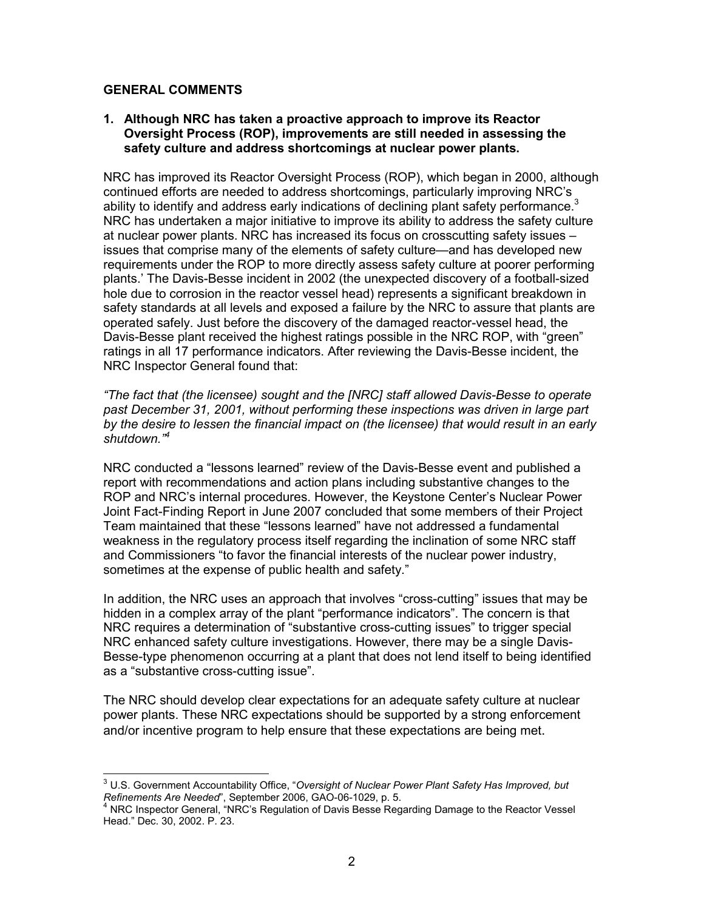## GENERAL COMMENTS

**1. Although NRC has taken a proactive approach to improve its Reactor Oversight Process (ROP), improvements are still needed in assessing the safety culture and address shortcomings at nuclear power plants.**

NRC has improved its Reactor Oversight Process (ROP), which began in 2000, although continued efforts are needed to address shortcomings, particularly improving NRC's ability to identify and address early indications of declining plant safety performance.[3] NRC has undertaken a major initiative to improve its ability to address the safety culture at nuclear power plants. NRC has increased its focus on crosscutting safety issues – issues that comprise many of the elements of safety culture—and has developed new requirements under the ROP to more directly assess safety culture at poorer performing plants.' The Davis-Besse incident in 2002 (the unexpected discovery of a football-sized hole due to corrosion in the reactor vessel head) represents a significant breakdown in safety standards at all levels and exposed a failure by the NRC to assure that plants are operated safely. Just before the discovery of the damaged reactor-vessel head, the Davis-Besse plant received the highest ratings possible in the NRC ROP, with "green" ratings in all 17 performance indicators. After reviewing the Davis-Besse incident, the NRC Inspector General found that:

*"The fact that (the licensee) sought and the [NRC] staff allowed Davis-Besse to operate past December 31, 2001, without performing these inspections was driven in large part by the desire to lessen the financial impact on (the licensee) that would result in an early shutdown."*[4]

NRC conducted a "lessons learned" review of the Davis-Besse event and published a report with recommendations and action plans including substantive changes to the ROP and NRC's internal procedures. However, the Keystone Center's Nuclear Power Joint Fact-Finding Report in June 2007 concluded that some members of their Project Team maintained that these "lessons learned" have not addressed a fundamental weakness in the regulatory process itself regarding the inclination of some NRC staff and Commissioners "to favor the financial interests of the nuclear power industry, sometimes at the expense of public health and safety."

In addition, the NRC uses an approach that involves "cross-cutting" issues that may be hidden in a complex array of the plant "performance indicators". The concern is that NRC requires a determination of "substantive cross-cutting issues" to trigger special NRC enhanced safety culture investigations. However, there may be a single Davis-Besse-type phenomenon occurring at a plant that does not lend itself to being identified as a "substantive cross-cutting issue".

The NRC should develop clear expectations for an adequate safety culture at nuclear power plants. These NRC expectations should be supported by a strong enforcement and/or incentive program to help ensure that these expectations are being met.

---

[3] U.S. Government Accountability Office, "*Oversight of Nuclear Power Plant Safety Has Improved, but Refinements Are Needed*", September 2006, GAO-06-1029, p. 5.

[4] NRC Inspector General, "NRC's Regulation of Davis Besse Regarding Damage to the Reactor Vessel Head." Dec. 30, 2002. P. 23.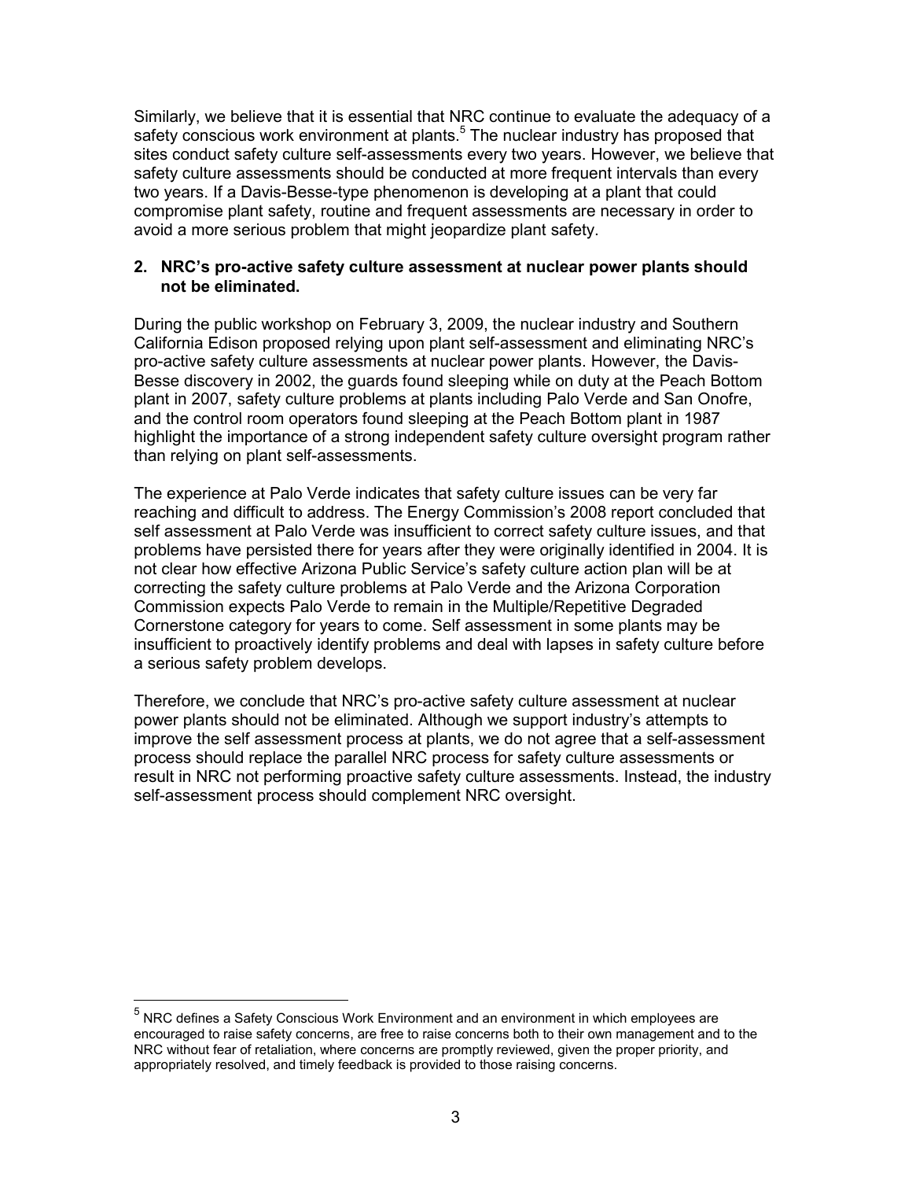Similarly, we believe that it is essential that NRC continue to evaluate the adequacy of a safety conscious work environment at plants.[5] The nuclear industry has proposed that sites conduct safety culture self-assessments every two years. However, we believe that safety culture assessments should be conducted at more frequent intervals than every two years. If a Davis-Besse-type phenomenon is developing at a plant that could compromise plant safety, routine and frequent assessments are necessary in order to avoid a more serious problem that might jeopardize plant safety.

**2. NRC's pro-active safety culture assessment at nuclear power plants should not be eliminated.**

During the public workshop on February 3, 2009, the nuclear industry and Southern California Edison proposed relying upon plant self-assessment and eliminating NRC's pro-active safety culture assessments at nuclear power plants. However, the Davis-Besse discovery in 2002, the guards found sleeping while on duty at the Peach Bottom plant in 2007, safety culture problems at plants including Palo Verde and San Onofre, and the control room operators found sleeping at the Peach Bottom plant in 1987 highlight the importance of a strong independent safety culture oversight program rather than relying on plant self-assessments.

The experience at Palo Verde indicates that safety culture issues can be very far reaching and difficult to address. The Energy Commission's 2008 report concluded that self assessment at Palo Verde was insufficient to correct safety culture issues, and that problems have persisted there for years after they were originally identified in 2004. It is not clear how effective Arizona Public Service's safety culture action plan will be at correcting the safety culture problems at Palo Verde and the Arizona Corporation Commission expects Palo Verde to remain in the Multiple/Repetitive Degraded Cornerstone category for years to come. Self assessment in some plants may be insufficient to proactively identify problems and deal with lapses in safety culture before a serious safety problem develops.

Therefore, we conclude that NRC's pro-active safety culture assessment at nuclear power plants should not be eliminated. Although we support industry's attempts to improve the self assessment process at plants, we do not agree that a self-assessment process should replace the parallel NRC process for safety culture assessments or result in NRC not performing proactive safety culture assessments. Instead, the industry self-assessment process should complement NRC oversight.

---

[5] NRC defines a Safety Conscious Work Environment and an environment in which employees are encouraged to raise safety concerns, are free to raise concerns both to their own management and to the NRC without fear of retaliation, where concerns are promptly reviewed, given the proper priority, and appropriately resolved, and timely feedback is provided to those raising concerns.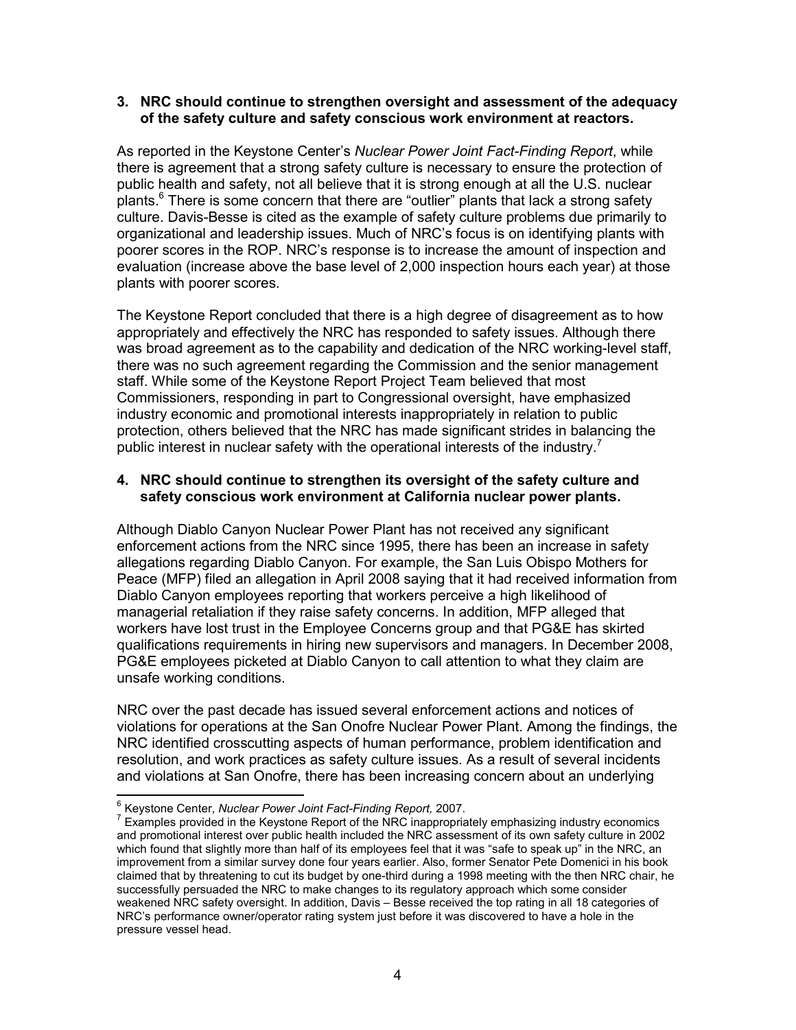**3. NRC should continue to strengthen oversight and assessment of the adequacy of the safety culture and safety conscious work environment at reactors.**

As reported in the Keystone Center's *Nuclear Power Joint Fact-Finding Report*, while there is agreement that a strong safety culture is necessary to ensure the protection of public health and safety, not all believe that it is strong enough at all the U.S. nuclear plants.[6] There is some concern that there are "outlier" plants that lack a strong safety culture. Davis-Besse is cited as the example of safety culture problems due primarily to organizational and leadership issues. Much of NRC's focus is on identifying plants with poorer scores in the ROP. NRC's response is to increase the amount of inspection and evaluation (increase above the base level of 2,000 inspection hours each year) at those plants with poorer scores.

The Keystone Report concluded that there is a high degree of disagreement as to how appropriately and effectively the NRC has responded to safety issues. Although there was broad agreement as to the capability and dedication of the NRC working-level staff, there was no such agreement regarding the Commission and the senior management staff. While some of the Keystone Report Project Team believed that most Commissioners, responding in part to Congressional oversight, have emphasized industry economic and promotional interests inappropriately in relation to public protection, others believed that the NRC has made significant strides in balancing the public interest in nuclear safety with the operational interests of the industry.[7]

**4. NRC should continue to strengthen its oversight of the safety culture and safety conscious work environment at California nuclear power plants.**

Although Diablo Canyon Nuclear Power Plant has not received any significant enforcement actions from the NRC since 1995, there has been an increase in safety allegations regarding Diablo Canyon. For example, the San Luis Obispo Mothers for Peace (MFP) filed an allegation in April 2008 saying that it had received information from Diablo Canyon employees reporting that workers perceive a high likelihood of managerial retaliation if they raise safety concerns. In addition, MFP alleged that workers have lost trust in the Employee Concerns group and that PG&E has skirted qualifications requirements in hiring new supervisors and managers. In December 2008, PG&E employees picketed at Diablo Canyon to call attention to what they claim are unsafe working conditions.

NRC over the past decade has issued several enforcement actions and notices of violations for operations at the San Onofre Nuclear Power Plant. Among the findings, the NRC identified crosscutting aspects of human performance, problem identification and resolution, and work practices as safety culture issues. As a result of several incidents and violations at San Onofre, there has been increasing concern about an underlying

---

[6] Keystone Center, *Nuclear Power Joint Fact-Finding Report,* 2007.

[7] Examples provided in the Keystone Report of the NRC inappropriately emphasizing industry economics and promotional interest over public health included the NRC assessment of its own safety culture in 2002 which found that slightly more than half of its employees feel that it was "safe to speak up" in the NRC, an improvement from a similar survey done four years earlier. Also, former Senator Pete Domenici in his book claimed that by threatening to cut its budget by one-third during a 1998 meeting with the then NRC chair, he successfully persuaded the NRC to make changes to its regulatory approach which some consider weakened NRC safety oversight. In addition, Davis – Besse received the top rating in all 18 categories of NRC's performance owner/operator rating system just before it was discovered to have a hole in the pressure vessel head.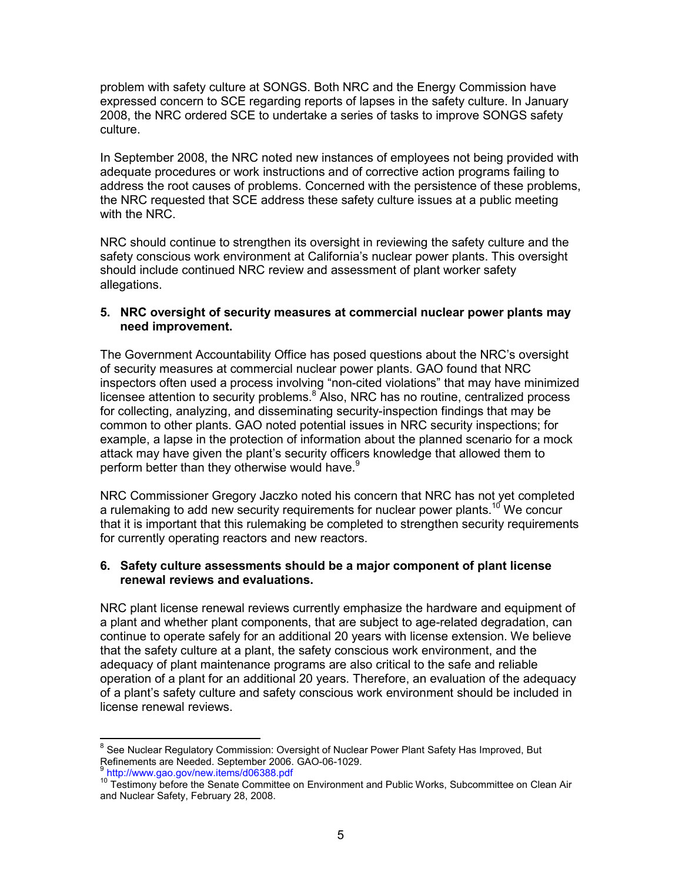problem with safety culture at SONGS. Both NRC and the Energy Commission have expressed concern to SCE regarding reports of lapses in the safety culture. In January 2008, the NRC ordered SCE to undertake a series of tasks to improve SONGS safety culture.

In September 2008, the NRC noted new instances of employees not being provided with adequate procedures or work instructions and of corrective action programs failing to address the root causes of problems. Concerned with the persistence of these problems, the NRC requested that SCE address these safety culture issues at a public meeting with the NRC.

NRC should continue to strengthen its oversight in reviewing the safety culture and the safety conscious work environment at California's nuclear power plants. This oversight should include continued NRC review and assessment of plant worker safety allegations.

**5. NRC oversight of security measures at commercial nuclear power plants may need improvement.**

The Government Accountability Office has posed questions about the NRC's oversight of security measures at commercial nuclear power plants. GAO found that NRC inspectors often used a process involving "non-cited violations" that may have minimized licensee attention to security problems.[8] Also, NRC has no routine, centralized process for collecting, analyzing, and disseminating security-inspection findings that may be common to other plants. GAO noted potential issues in NRC security inspections; for example, a lapse in the protection of information about the planned scenario for a mock attack may have given the plant's security officers knowledge that allowed them to perform better than they otherwise would have.[9]

NRC Commissioner Gregory Jaczko noted his concern that NRC has not yet completed a rulemaking to add new security requirements for nuclear power plants.[10] We concur that it is important that this rulemaking be completed to strengthen security requirements for currently operating reactors and new reactors.

**6. Safety culture assessments should be a major component of plant license renewal reviews and evaluations.**

NRC plant license renewal reviews currently emphasize the hardware and equipment of a plant and whether plant components, that are subject to age-related degradation, can continue to operate safely for an additional 20 years with license extension. We believe that the safety culture at a plant, the safety conscious work environment, and the adequacy of plant maintenance programs are also critical to the safe and reliable operation of a plant for an additional 20 years. Therefore, an evaluation of the adequacy of a plant's safety culture and safety conscious work environment should be included in license renewal reviews.

---

[8] See Nuclear Regulatory Commission: Oversight of Nuclear Power Plant Safety Has Improved, But Refinements are Needed. September 2006. GAO-06-1029.

[9] http://www.gao.gov/new.items/d06388.pdf

[10] Testimony before the Senate Committee on Environment and Public Works, Subcommittee on Clean Air and Nuclear Safety, February 28, 2008.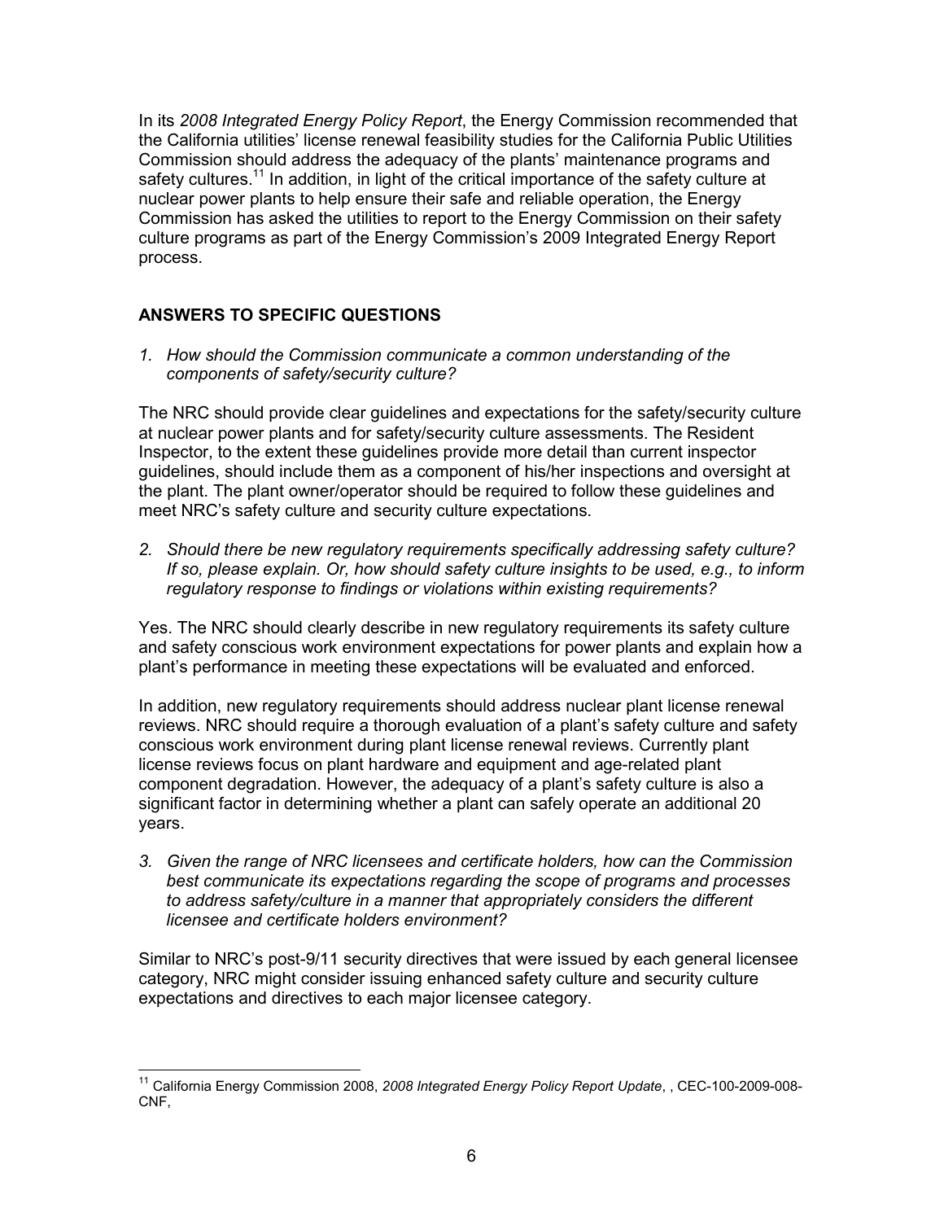In its *2008 Integrated Energy Policy Report*, the Energy Commission recommended that the California utilities' license renewal feasibility studies for the California Public Utilities Commission should address the adequacy of the plants' maintenance programs and safety cultures.[11] In addition, in light of the critical importance of the safety culture at nuclear power plants to help ensure their safe and reliable operation, the Energy Commission has asked the utilities to report to the Energy Commission on their safety culture programs as part of the Energy Commission's 2009 Integrated Energy Report process.

## ANSWERS TO SPECIFIC QUESTIONS

1. *How should the Commission communicate a common understanding of the components of safety/security culture?*

The NRC should provide clear guidelines and expectations for the safety/security culture at nuclear power plants and for safety/security culture assessments. The Resident Inspector, to the extent these guidelines provide more detail than current inspector guidelines, should include them as a component of his/her inspections and oversight at the plant. The plant owner/operator should be required to follow these guidelines and meet NRC's safety culture and security culture expectations.

2. *Should there be new regulatory requirements specifically addressing safety culture? If so, please explain. Or, how should safety culture insights to be used, e.g., to inform regulatory response to findings or violations within existing requirements?*

Yes. The NRC should clearly describe in new regulatory requirements its safety culture and safety conscious work environment expectations for power plants and explain how a plant's performance in meeting these expectations will be evaluated and enforced.

In addition, new regulatory requirements should address nuclear plant license renewal reviews. NRC should require a thorough evaluation of a plant's safety culture and safety conscious work environment during plant license renewal reviews. Currently plant license reviews focus on plant hardware and equipment and age-related plant component degradation. However, the adequacy of a plant's safety culture is also a significant factor in determining whether a plant can safely operate an additional 20 years.

3. *Given the range of NRC licensees and certificate holders, how can the Commission best communicate its expectations regarding the scope of programs and processes to address safety/culture in a manner that appropriately considers the different licensee and certificate holders environment?*

Similar to NRC's post-9/11 security directives that were issued by each general licensee category, NRC might consider issuing enhanced safety culture and security culture expectations and directives to each major licensee category.

---

[11] California Energy Commission 2008, *2008 Integrated Energy Policy Report Update*, , CEC-100-2009-008-CNF,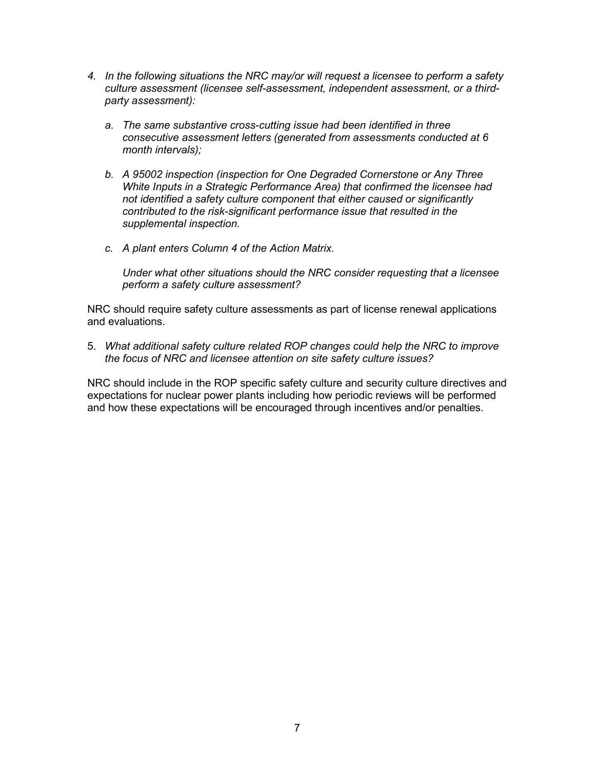4. *In the following situations the NRC may/or will request a licensee to perform a safety culture assessment (licensee self-assessment, independent assessment, or a third-party assessment):*

   a. *The same substantive cross-cutting issue had been identified in three consecutive assessment letters (generated from assessments conducted at 6 month intervals);*

   b. *A 95002 inspection (inspection for One Degraded Cornerstone or Any Three White Inputs in a Strategic Performance Area) that confirmed the licensee had not identified a safety culture component that either caused or significantly contributed to the risk-significant performance issue that resulted in the supplemental inspection.*

   c. *A plant enters Column 4 of the Action Matrix.*

   *Under what other situations should the NRC consider requesting that a licensee perform a safety culture assessment?*

NRC should require safety culture assessments as part of license renewal applications and evaluations.

5. *What additional safety culture related ROP changes could help the NRC to improve the focus of NRC and licensee attention on site safety culture issues?*

NRC should include in the ROP specific safety culture and security culture directives and expectations for nuclear power plants including how periodic reviews will be performed and how these expectations will be encouraged through incentives and/or penalties.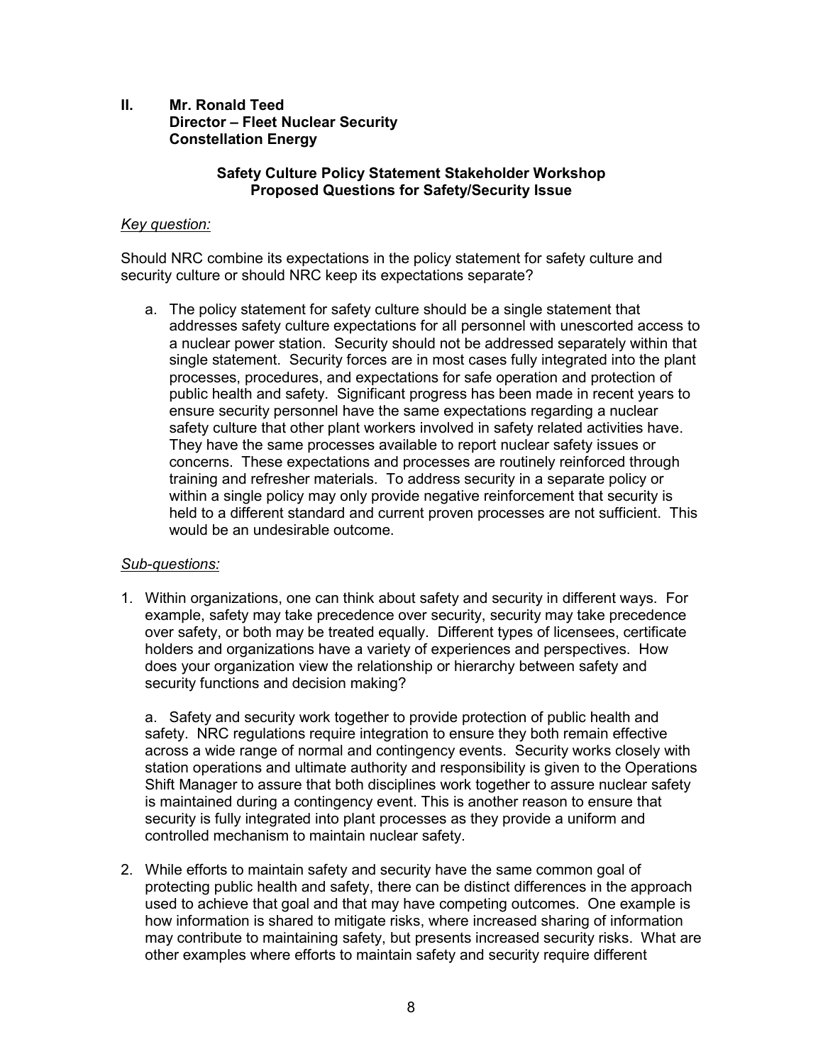## II. Mr. Ronald Teed
**Director – Fleet Nuclear Security**
**Constellation Energy**

**Safety Culture Policy Statement Stakeholder Workshop**
**Proposed Questions for Safety/Security Issue**

*Key question:*

Should NRC combine its expectations in the policy statement for safety culture and security culture or should NRC keep its expectations separate?

a. The policy statement for safety culture should be a single statement that addresses safety culture expectations for all personnel with unescorted access to a nuclear power station. Security should not be addressed separately within that single statement. Security forces are in most cases fully integrated into the plant processes, procedures, and expectations for safe operation and protection of public health and safety. Significant progress has been made in recent years to ensure security personnel have the same expectations regarding a nuclear safety culture that other plant workers involved in safety related activities have. They have the same processes available to report nuclear safety issues or concerns. These expectations and processes are routinely reinforced through training and refresher materials. To address security in a separate policy or within a single policy may only provide negative reinforcement that security is held to a different standard and current proven processes are not sufficient. This would be an undesirable outcome.

*Sub-questions:*

1. Within organizations, one can think about safety and security in different ways. For example, safety may take precedence over security, security may take precedence over safety, or both may be treated equally. Different types of licensees, certificate holders and organizations have a variety of experiences and perspectives. How does your organization view the relationship or hierarchy between safety and security functions and decision making?

   a. Safety and security work together to provide protection of public health and safety. NRC regulations require integration to ensure they both remain effective across a wide range of normal and contingency events. Security works closely with station operations and ultimate authority and responsibility is given to the Operations Shift Manager to assure that both disciplines work together to assure nuclear safety is maintained during a contingency event. This is another reason to ensure that security is fully integrated into plant processes as they provide a uniform and controlled mechanism to maintain nuclear safety.

2. While efforts to maintain safety and security have the same common goal of protecting public health and safety, there can be distinct differences in the approach used to achieve that goal and that may have competing outcomes. One example is how information is shared to mitigate risks, where increased sharing of information may contribute to maintaining safety, but presents increased security risks. What are other examples where efforts to maintain safety and security require different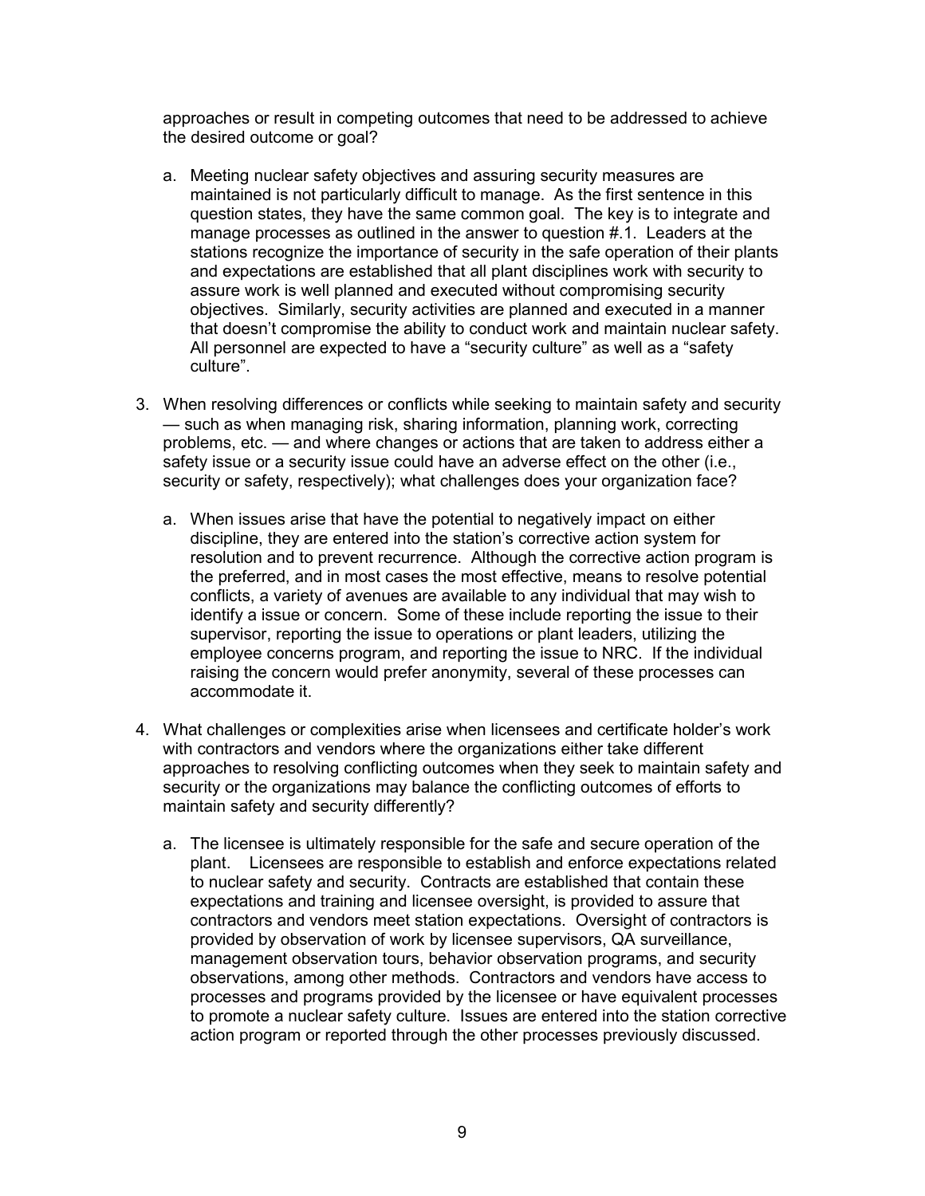approaches or result in competing outcomes that need to be addressed to achieve the desired outcome or goal?

   a. Meeting nuclear safety objectives and assuring security measures are maintained is not particularly difficult to manage. As the first sentence in this question states, they have the same common goal. The key is to integrate and manage processes as outlined in the answer to question #.1. Leaders at the stations recognize the importance of security in the safe operation of their plants and expectations are established that all plant disciplines work with security to assure work is well planned and executed without compromising security objectives. Similarly, security activities are planned and executed in a manner that doesn't compromise the ability to conduct work and maintain nuclear safety. All personnel are expected to have a "security culture" as well as a "safety culture".

3. When resolving differences or conflicts while seeking to maintain safety and security — such as when managing risk, sharing information, planning work, correcting problems, etc. — and where changes or actions that are taken to address either a safety issue or a security issue could have an adverse effect on the other (i.e., security or safety, respectively); what challenges does your organization face?

   a. When issues arise that have the potential to negatively impact on either discipline, they are entered into the station's corrective action system for resolution and to prevent recurrence. Although the corrective action program is the preferred, and in most cases the most effective, means to resolve potential conflicts, a variety of avenues are available to any individual that may wish to identify a issue or concern. Some of these include reporting the issue to their supervisor, reporting the issue to operations or plant leaders, utilizing the employee concerns program, and reporting the issue to NRC. If the individual raising the concern would prefer anonymity, several of these processes can accommodate it.

4. What challenges or complexities arise when licensees and certificate holder's work with contractors and vendors where the organizations either take different approaches to resolving conflicting outcomes when they seek to maintain safety and security or the organizations may balance the conflicting outcomes of efforts to maintain safety and security differently?

   a. The licensee is ultimately responsible for the safe and secure operation of the plant. Licensees are responsible to establish and enforce expectations related to nuclear safety and security. Contracts are established that contain these expectations and training and licensee oversight, is provided to assure that contractors and vendors meet station expectations. Oversight of contractors is provided by observation of work by licensee supervisors, QA surveillance, management observation tours, behavior observation programs, and security observations, among other methods. Contractors and vendors have access to processes and programs provided by the licensee or have equivalent processes to promote a nuclear safety culture. Issues are entered into the station corrective action program or reported through the other processes previously discussed.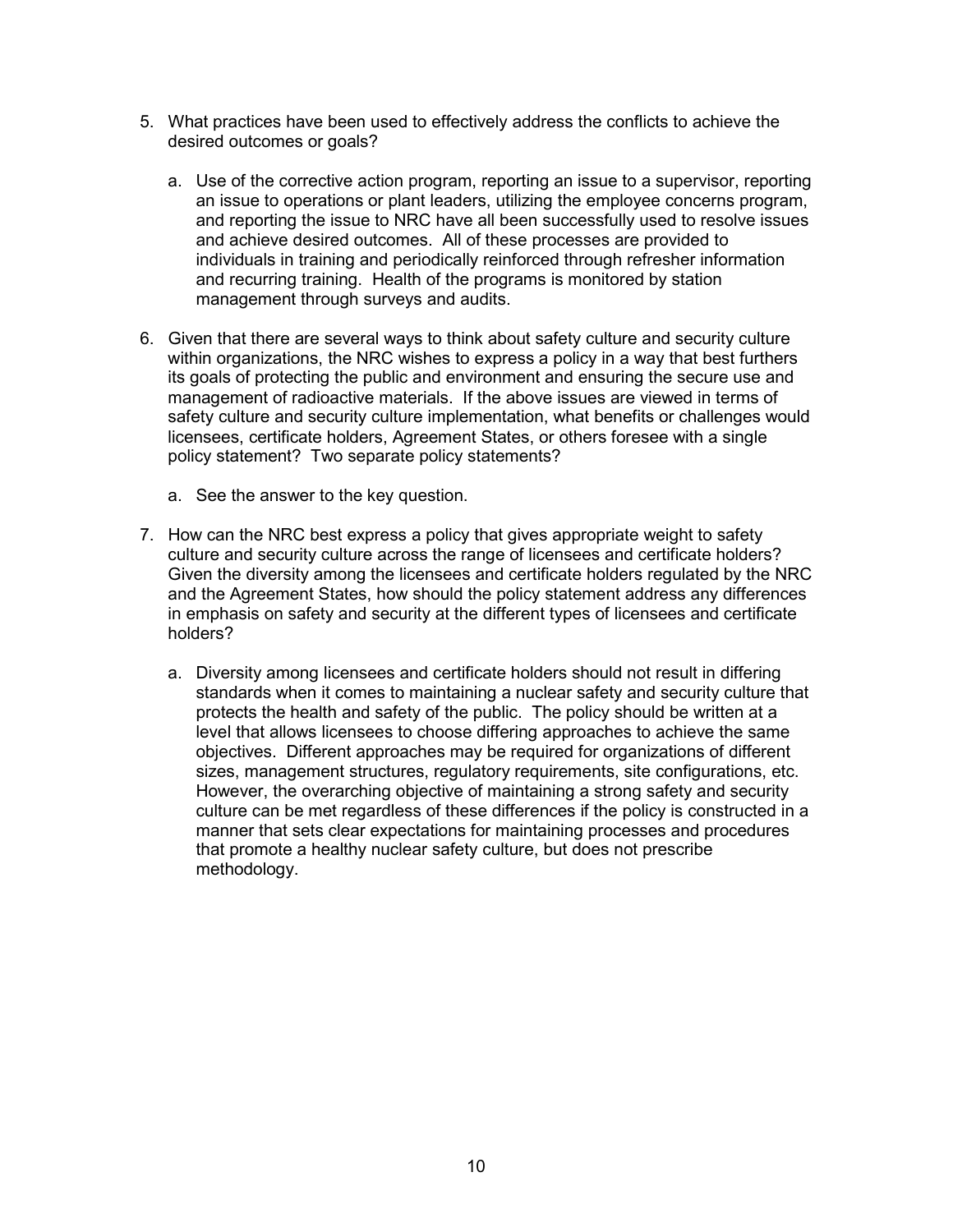5. What practices have been used to effectively address the conflicts to achieve the desired outcomes or goals?

   a. Use of the corrective action program, reporting an issue to a supervisor, reporting an issue to operations or plant leaders, utilizing the employee concerns program, and reporting the issue to NRC have all been successfully used to resolve issues and achieve desired outcomes. All of these processes are provided to individuals in training and periodically reinforced through refresher information and recurring training. Health of the programs is monitored by station management through surveys and audits.

6. Given that there are several ways to think about safety culture and security culture within organizations, the NRC wishes to express a policy in a way that best furthers its goals of protecting the public and environment and ensuring the secure use and management of radioactive materials. If the above issues are viewed in terms of safety culture and security culture implementation, what benefits or challenges would licensees, certificate holders, Agreement States, or others foresee with a single policy statement? Two separate policy statements?

   a. See the answer to the key question.

7. How can the NRC best express a policy that gives appropriate weight to safety culture and security culture across the range of licensees and certificate holders? Given the diversity among the licensees and certificate holders regulated by the NRC and the Agreement States, how should the policy statement address any differences in emphasis on safety and security at the different types of licensees and certificate holders?

   a. Diversity among licensees and certificate holders should not result in differing standards when it comes to maintaining a nuclear safety and security culture that protects the health and safety of the public. The policy should be written at a level that allows licensees to choose differing approaches to achieve the same objectives. Different approaches may be required for organizations of different sizes, management structures, regulatory requirements, site configurations, etc. However, the overarching objective of maintaining a strong safety and security culture can be met regardless of these differences if the policy is constructed in a manner that sets clear expectations for maintaining processes and procedures that promote a healthy nuclear safety culture, but does not prescribe methodology.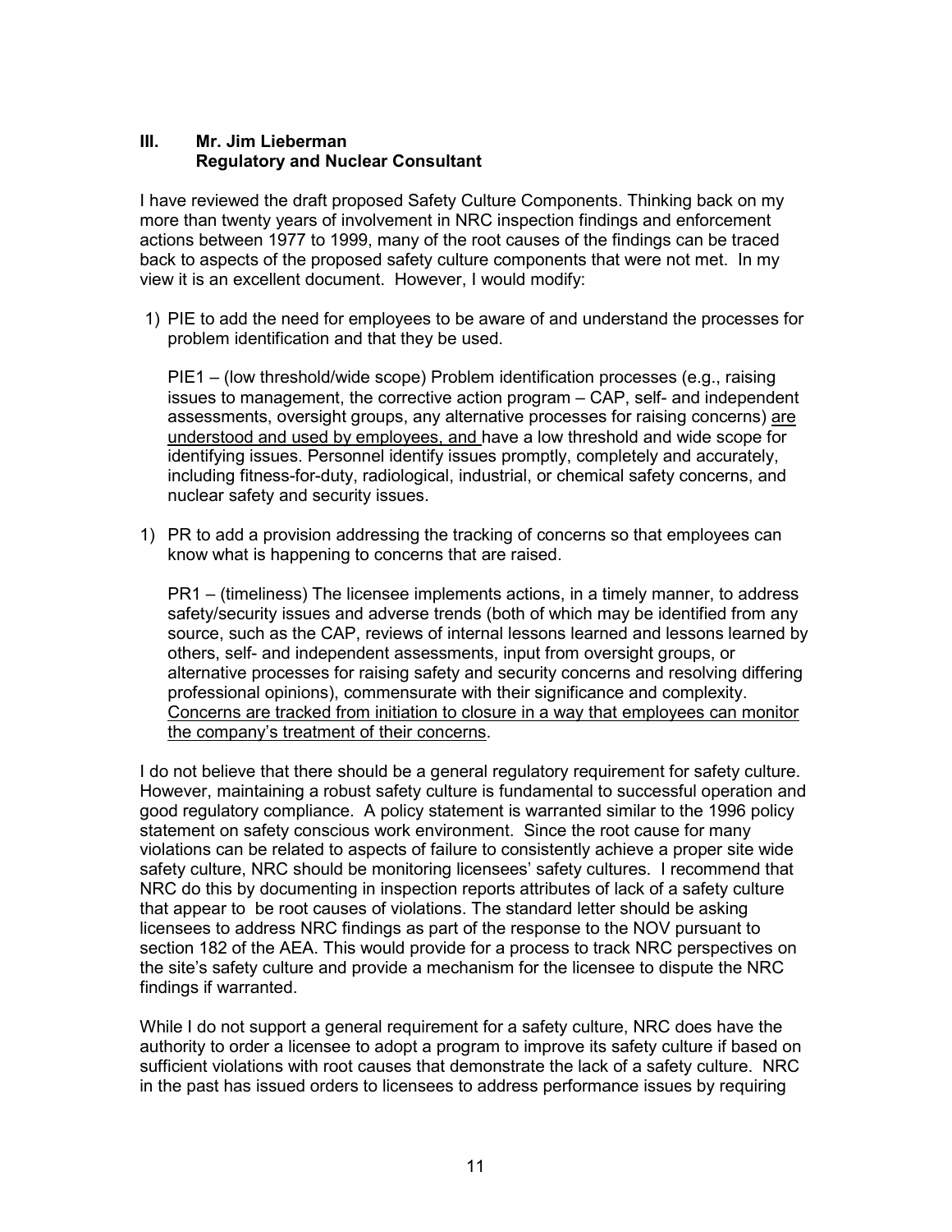## III. Mr. Jim Lieberman
### Regulatory and Nuclear Consultant

I have reviewed the draft proposed Safety Culture Components. Thinking back on my more than twenty years of involvement in NRC inspection findings and enforcement actions between 1977 to 1999, many of the root causes of the findings can be traced back to aspects of the proposed safety culture components that were not met. In my view it is an excellent document. However, I would modify:

1) PIE to add the need for employees to be aware of and understand the processes for problem identification and that they be used.

   PIE1 – (low threshold/wide scope) Problem identification processes (e.g., raising issues to management, the corrective action program – CAP, self- and independent assessments, oversight groups, any alternative processes for raising concerns) <u>are understood and used by employees, and</u> have a low threshold and wide scope for identifying issues. Personnel identify issues promptly, completely and accurately, including fitness-for-duty, radiological, industrial, or chemical safety concerns, and nuclear safety and security issues.

1) PR to add a provision addressing the tracking of concerns so that employees can know what is happening to concerns that are raised.

   PR1 – (timeliness) The licensee implements actions, in a timely manner, to address safety/security issues and adverse trends (both of which may be identified from any source, such as the CAP, reviews of internal lessons learned and lessons learned by others, self- and independent assessments, input from oversight groups, or alternative processes for raising safety and security concerns and resolving differing professional opinions), commensurate with their significance and complexity. <u>Concerns are tracked from initiation to closure in a way that employees can monitor the company's treatment of their concerns</u>.

I do not believe that there should be a general regulatory requirement for safety culture. However, maintaining a robust safety culture is fundamental to successful operation and good regulatory compliance. A policy statement is warranted similar to the 1996 policy statement on safety conscious work environment. Since the root cause for many violations can be related to aspects of failure to consistently achieve a proper site wide safety culture, NRC should be monitoring licensees' safety cultures. I recommend that NRC do this by documenting in inspection reports attributes of lack of a safety culture that appear to be root causes of violations. The standard letter should be asking licensees to address NRC findings as part of the response to the NOV pursuant to section 182 of the AEA. This would provide for a process to track NRC perspectives on the site's safety culture and provide a mechanism for the licensee to dispute the NRC findings if warranted.

While I do not support a general requirement for a safety culture, NRC does have the authority to order a licensee to adopt a program to improve its safety culture if based on sufficient violations with root causes that demonstrate the lack of a safety culture. NRC in the past has issued orders to licensees to address performance issues by requiring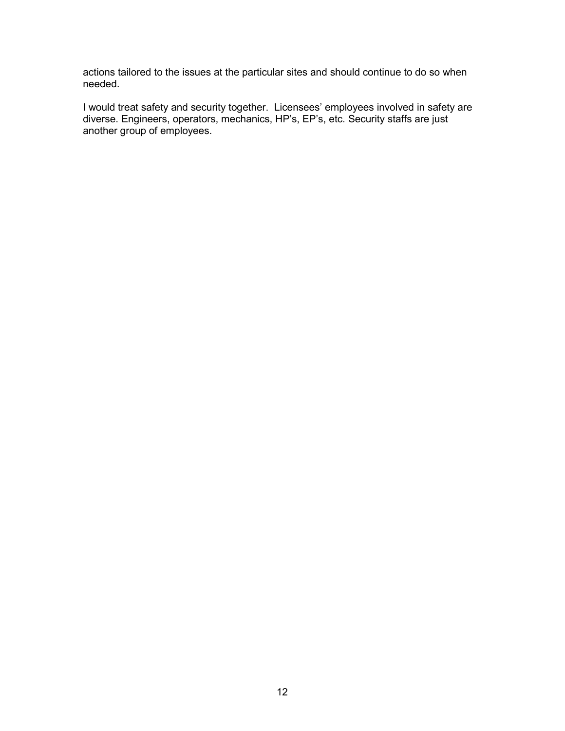actions tailored to the issues at the particular sites and should continue to do so when needed.

I would treat safety and security together. Licensees' employees involved in safety are diverse. Engineers, operators, mechanics, HP's, EP's, etc. Security staffs are just another group of employees.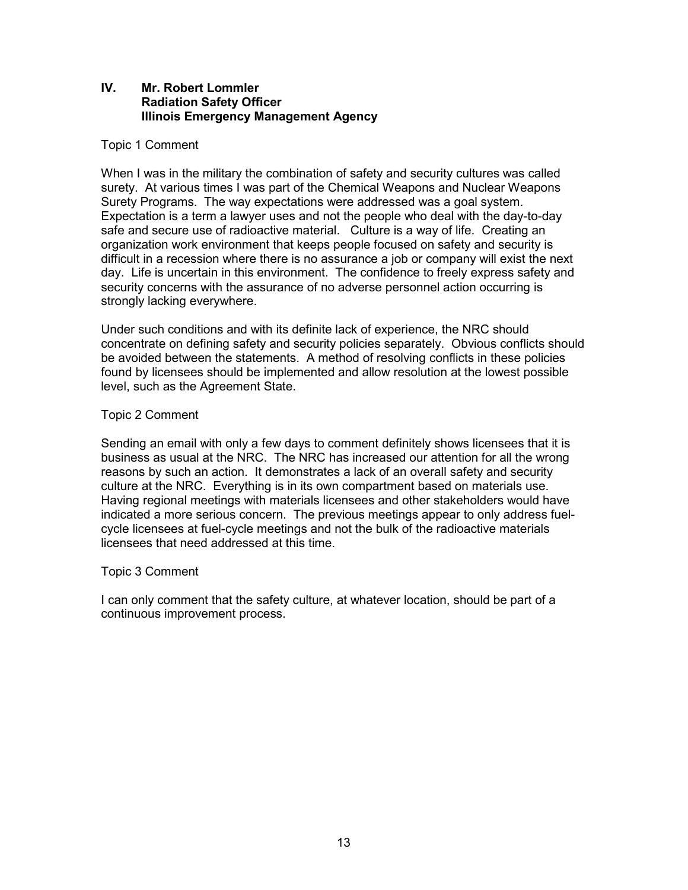## IV. Mr. Robert Lommler
**Radiation Safety Officer**
**Illinois Emergency Management Agency**

Topic 1 Comment

When I was in the military the combination of safety and security cultures was called surety. At various times I was part of the Chemical Weapons and Nuclear Weapons Surety Programs. The way expectations were addressed was a goal system. Expectation is a term a lawyer uses and not the people who deal with the day-to-day safe and secure use of radioactive material. Culture is a way of life. Creating an organization work environment that keeps people focused on safety and security is difficult in a recession where there is no assurance a job or company will exist the next day. Life is uncertain in this environment. The confidence to freely express safety and security concerns with the assurance of no adverse personnel action occurring is strongly lacking everywhere.

Under such conditions and with its definite lack of experience, the NRC should concentrate on defining safety and security policies separately. Obvious conflicts should be avoided between the statements. A method of resolving conflicts in these policies found by licensees should be implemented and allow resolution at the lowest possible level, such as the Agreement State.

Topic 2 Comment

Sending an email with only a few days to comment definitely shows licensees that it is business as usual at the NRC. The NRC has increased our attention for all the wrong reasons by such an action. It demonstrates a lack of an overall safety and security culture at the NRC. Everything is in its own compartment based on materials use. Having regional meetings with materials licensees and other stakeholders would have indicated a more serious concern. The previous meetings appear to only address fuel-cycle licensees at fuel-cycle meetings and not the bulk of the radioactive materials licensees that need addressed at this time.

Topic 3 Comment

I can only comment that the safety culture, at whatever location, should be part of a continuous improvement process.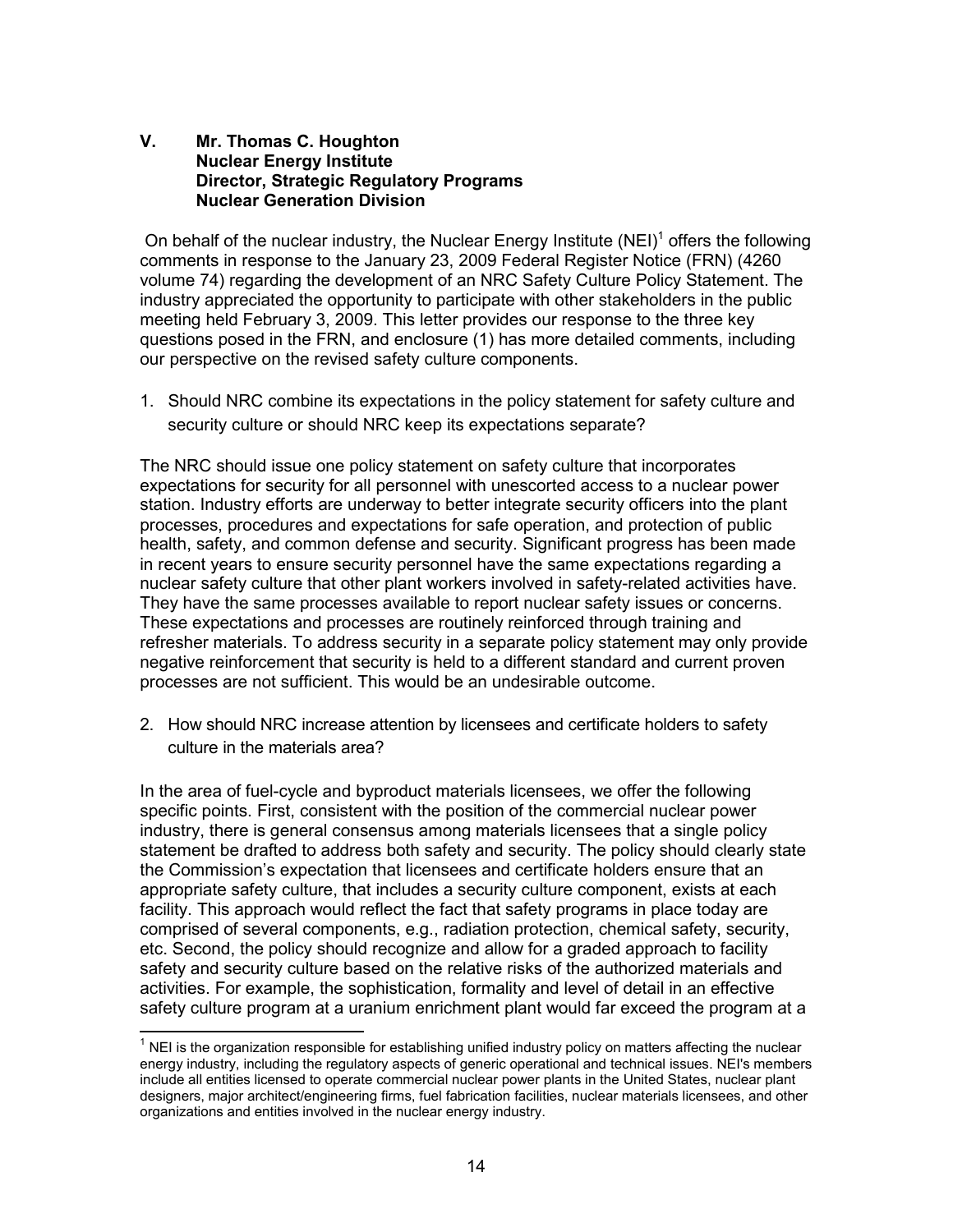## V. Mr. Thomas C. Houghton
**Nuclear Energy Institute**
**Director, Strategic Regulatory Programs**
**Nuclear Generation Division**

On behalf of the nuclear industry, the Nuclear Energy Institute (NEI)[1] offers the following comments in response to the January 23, 2009 Federal Register Notice (FRN) (4260 volume 74) regarding the development of an NRC Safety Culture Policy Statement. The industry appreciated the opportunity to participate with other stakeholders in the public meeting held February 3, 2009. This letter provides our response to the three key questions posed in the FRN, and enclosure (1) has more detailed comments, including our perspective on the revised safety culture components.

1. Should NRC combine its expectations in the policy statement for safety culture and security culture or should NRC keep its expectations separate?

The NRC should issue one policy statement on safety culture that incorporates expectations for security for all personnel with unescorted access to a nuclear power station. Industry efforts are underway to better integrate security officers into the plant processes, procedures and expectations for safe operation, and protection of public health, safety, and common defense and security. Significant progress has been made in recent years to ensure security personnel have the same expectations regarding a nuclear safety culture that other plant workers involved in safety-related activities have. They have the same processes available to report nuclear safety issues or concerns. These expectations and processes are routinely reinforced through training and refresher materials. To address security in a separate policy statement may only provide negative reinforcement that security is held to a different standard and current proven processes are not sufficient. This would be an undesirable outcome.

2. How should NRC increase attention by licensees and certificate holders to safety culture in the materials area?

In the area of fuel-cycle and byproduct materials licensees, we offer the following specific points. First, consistent with the position of the commercial nuclear power industry, there is general consensus among materials licensees that a single policy statement be drafted to address both safety and security. The policy should clearly state the Commission's expectation that licensees and certificate holders ensure that an appropriate safety culture, that includes a security culture component, exists at each facility. This approach would reflect the fact that safety programs in place today are comprised of several components, e.g., radiation protection, chemical safety, security, etc. Second, the policy should recognize and allow for a graded approach to facility safety and security culture based on the relative risks of the authorized materials and activities. For example, the sophistication, formality and level of detail in an effective safety culture program at a uranium enrichment plant would far exceed the program at a

[1] NEI is the organization responsible for establishing unified industry policy on matters affecting the nuclear energy industry, including the regulatory aspects of generic operational and technical issues. NEI's members include all entities licensed to operate commercial nuclear power plants in the United States, nuclear plant designers, major architect/engineering firms, fuel fabrication facilities, nuclear materials licensees, and other organizations and entities involved in the nuclear energy industry.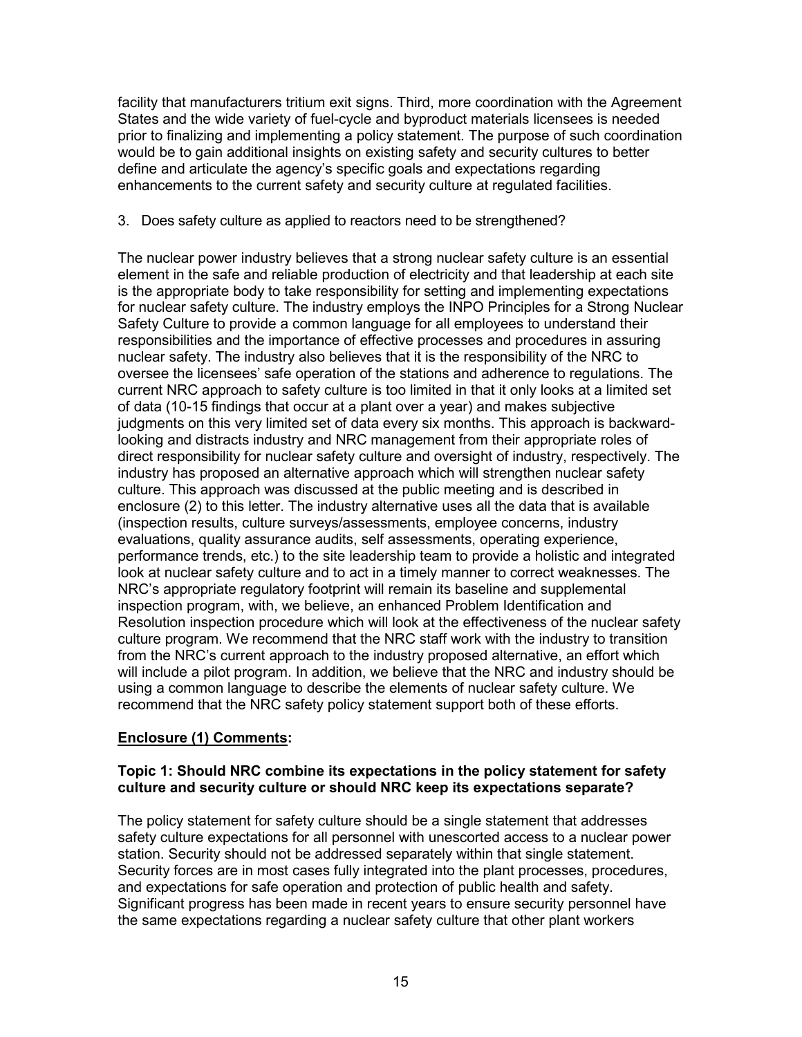facility that manufacturers tritium exit signs. Third, more coordination with the Agreement States and the wide variety of fuel-cycle and byproduct materials licensees is needed prior to finalizing and implementing a policy statement. The purpose of such coordination would be to gain additional insights on existing safety and security cultures to better define and articulate the agency's specific goals and expectations regarding enhancements to the current safety and security culture at regulated facilities.

3. Does safety culture as applied to reactors need to be strengthened?

The nuclear power industry believes that a strong nuclear safety culture is an essential element in the safe and reliable production of electricity and that leadership at each site is the appropriate body to take responsibility for setting and implementing expectations for nuclear safety culture. The industry employs the INPO Principles for a Strong Nuclear Safety Culture to provide a common language for all employees to understand their responsibilities and the importance of effective processes and procedures in assuring nuclear safety. The industry also believes that it is the responsibility of the NRC to oversee the licensees' safe operation of the stations and adherence to regulations. The current NRC approach to safety culture is too limited in that it only looks at a limited set of data (10-15 findings that occur at a plant over a year) and makes subjective judgments on this very limited set of data every six months. This approach is backward-looking and distracts industry and NRC management from their appropriate roles of direct responsibility for nuclear safety culture and oversight of industry, respectively. The industry has proposed an alternative approach which will strengthen nuclear safety culture. This approach was discussed at the public meeting and is described in enclosure (2) to this letter. The industry alternative uses all the data that is available (inspection results, culture surveys/assessments, employee concerns, industry evaluations, quality assurance audits, self assessments, operating experience, performance trends, etc.) to the site leadership team to provide a holistic and integrated look at nuclear safety culture and to act in a timely manner to correct weaknesses. The NRC's appropriate regulatory footprint will remain its baseline and supplemental inspection program, with, we believe, an enhanced Problem Identification and Resolution inspection procedure which will look at the effectiveness of the nuclear safety culture program. We recommend that the NRC staff work with the industry to transition from the NRC's current approach to the industry proposed alternative, an effort which will include a pilot program. In addition, we believe that the NRC and industry should be using a common language to describe the elements of nuclear safety culture. We recommend that the NRC safety policy statement support both of these efforts.

**Enclosure (1) Comments:**

**Topic 1: Should NRC combine its expectations in the policy statement for safety culture and security culture or should NRC keep its expectations separate?**

The policy statement for safety culture should be a single statement that addresses safety culture expectations for all personnel with unescorted access to a nuclear power station. Security should not be addressed separately within that single statement. Security forces are in most cases fully integrated into the plant processes, procedures, and expectations for safe operation and protection of public health and safety. Significant progress has been made in recent years to ensure security personnel have the same expectations regarding a nuclear safety culture that other plant workers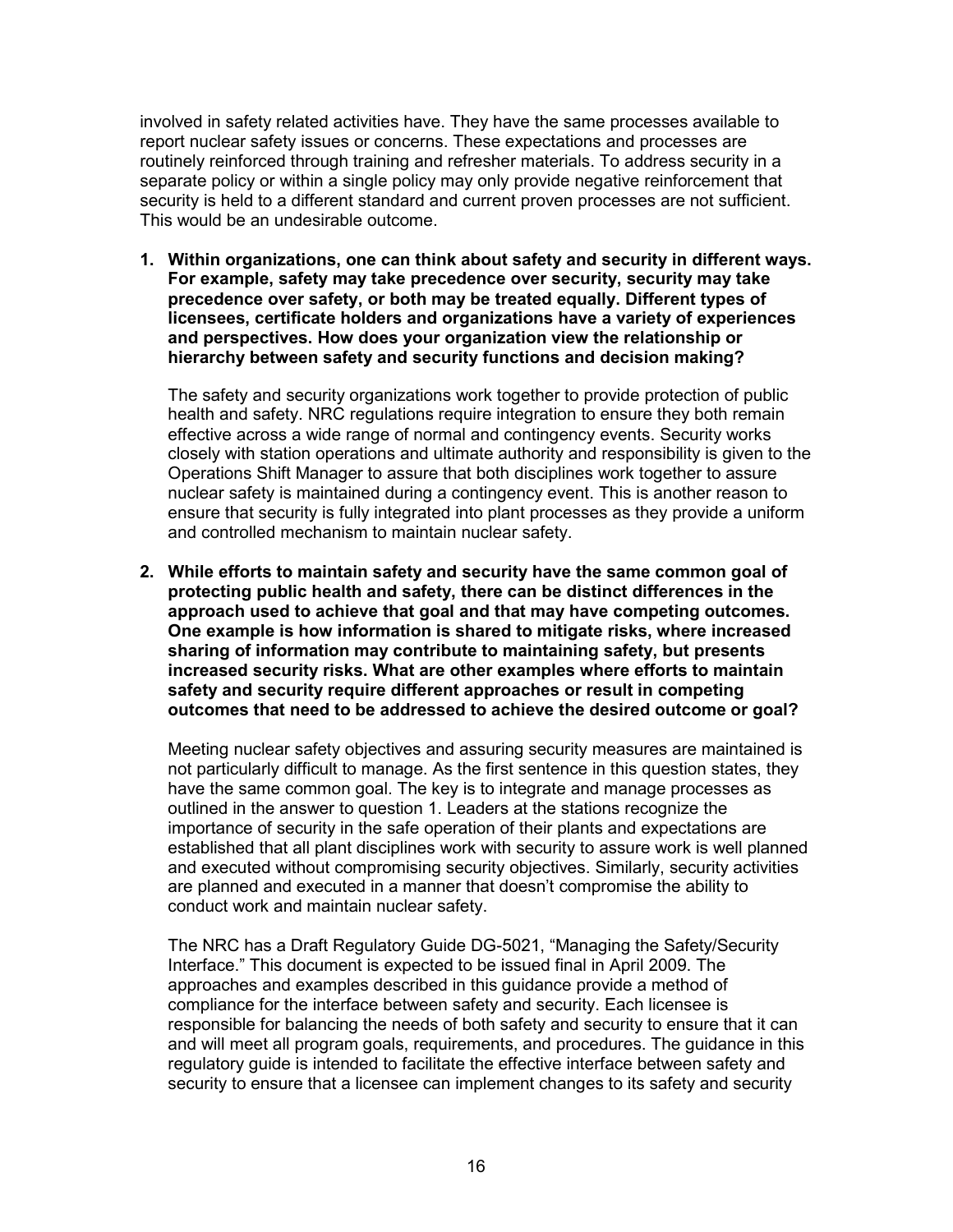involved in safety related activities have. They have the same processes available to report nuclear safety issues or concerns. These expectations and processes are routinely reinforced through training and refresher materials. To address security in a separate policy or within a single policy may only provide negative reinforcement that security is held to a different standard and current proven processes are not sufficient. This would be an undesirable outcome.

1. **Within organizations, one can think about safety and security in different ways. For example, safety may take precedence over security, security may take precedence over safety, or both may be treated equally. Different types of licensees, certificate holders and organizations have a variety of experiences and perspectives. How does your organization view the relationship or hierarchy between safety and security functions and decision making?**

   The safety and security organizations work together to provide protection of public health and safety. NRC regulations require integration to ensure they both remain effective across a wide range of normal and contingency events. Security works closely with station operations and ultimate authority and responsibility is given to the Operations Shift Manager to assure that both disciplines work together to assure nuclear safety is maintained during a contingency event. This is another reason to ensure that security is fully integrated into plant processes as they provide a uniform and controlled mechanism to maintain nuclear safety.

2. **While efforts to maintain safety and security have the same common goal of protecting public health and safety, there can be distinct differences in the approach used to achieve that goal and that may have competing outcomes. One example is how information is shared to mitigate risks, where increased sharing of information may contribute to maintaining safety, but presents increased security risks. What are other examples where efforts to maintain safety and security require different approaches or result in competing outcomes that need to be addressed to achieve the desired outcome or goal?**

   Meeting nuclear safety objectives and assuring security measures are maintained is not particularly difficult to manage. As the first sentence in this question states, they have the same common goal. The key is to integrate and manage processes as outlined in the answer to question 1. Leaders at the stations recognize the importance of security in the safe operation of their plants and expectations are established that all plant disciplines work with security to assure work is well planned and executed without compromising security objectives. Similarly, security activities are planned and executed in a manner that doesn't compromise the ability to conduct work and maintain nuclear safety.

   The NRC has a Draft Regulatory Guide DG-5021, "Managing the Safety/Security Interface." This document is expected to be issued final in April 2009. The approaches and examples described in this guidance provide a method of compliance for the interface between safety and security. Each licensee is responsible for balancing the needs of both safety and security to ensure that it can and will meet all program goals, requirements, and procedures. The guidance in this regulatory guide is intended to facilitate the effective interface between safety and security to ensure that a licensee can implement changes to its safety and security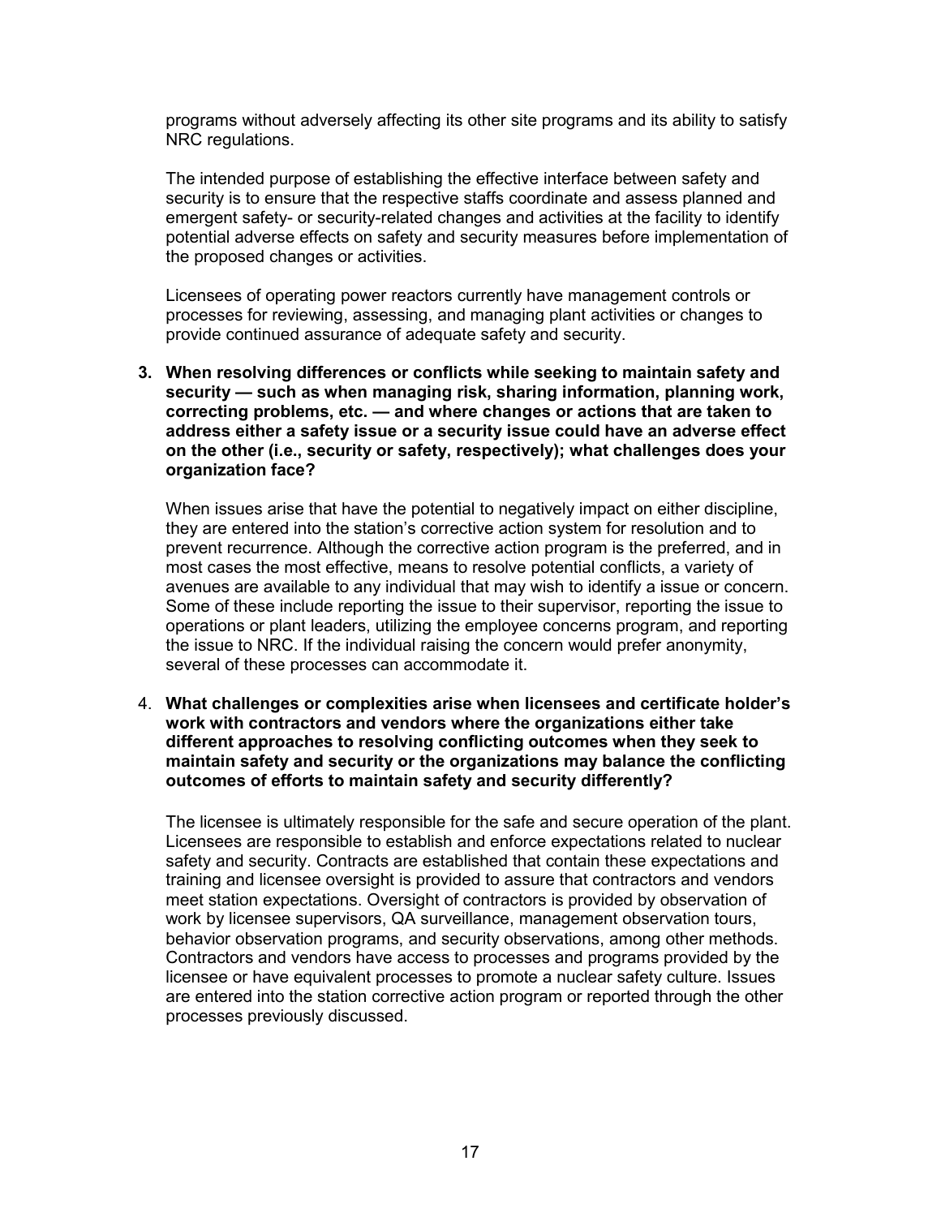programs without adversely affecting its other site programs and its ability to satisfy NRC regulations.

The intended purpose of establishing the effective interface between safety and security is to ensure that the respective staffs coordinate and assess planned and emergent safety- or security-related changes and activities at the facility to identify potential adverse effects on safety and security measures before implementation of the proposed changes or activities.

Licensees of operating power reactors currently have management controls or processes for reviewing, assessing, and managing plant activities or changes to provide continued assurance of adequate safety and security.

3. **When resolving differences or conflicts while seeking to maintain safety and security — such as when managing risk, sharing information, planning work, correcting problems, etc. — and where changes or actions that are taken to address either a safety issue or a security issue could have an adverse effect on the other (i.e., security or safety, respectively); what challenges does your organization face?**

   When issues arise that have the potential to negatively impact on either discipline, they are entered into the station's corrective action system for resolution and to prevent recurrence. Although the corrective action program is the preferred, and in most cases the most effective, means to resolve potential conflicts, a variety of avenues are available to any individual that may wish to identify a issue or concern. Some of these include reporting the issue to their supervisor, reporting the issue to operations or plant leaders, utilizing the employee concerns program, and reporting the issue to NRC. If the individual raising the concern would prefer anonymity, several of these processes can accommodate it.

4. **What challenges or complexities arise when licensees and certificate holder's work with contractors and vendors where the organizations either take different approaches to resolving conflicting outcomes when they seek to maintain safety and security or the organizations may balance the conflicting outcomes of efforts to maintain safety and security differently?**

   The licensee is ultimately responsible for the safe and secure operation of the plant. Licensees are responsible to establish and enforce expectations related to nuclear safety and security. Contracts are established that contain these expectations and training and licensee oversight is provided to assure that contractors and vendors meet station expectations. Oversight of contractors is provided by observation of work by licensee supervisors, QA surveillance, management observation tours, behavior observation programs, and security observations, among other methods. Contractors and vendors have access to processes and programs provided by the licensee or have equivalent processes to promote a nuclear safety culture. Issues are entered into the station corrective action program or reported through the other processes previously discussed.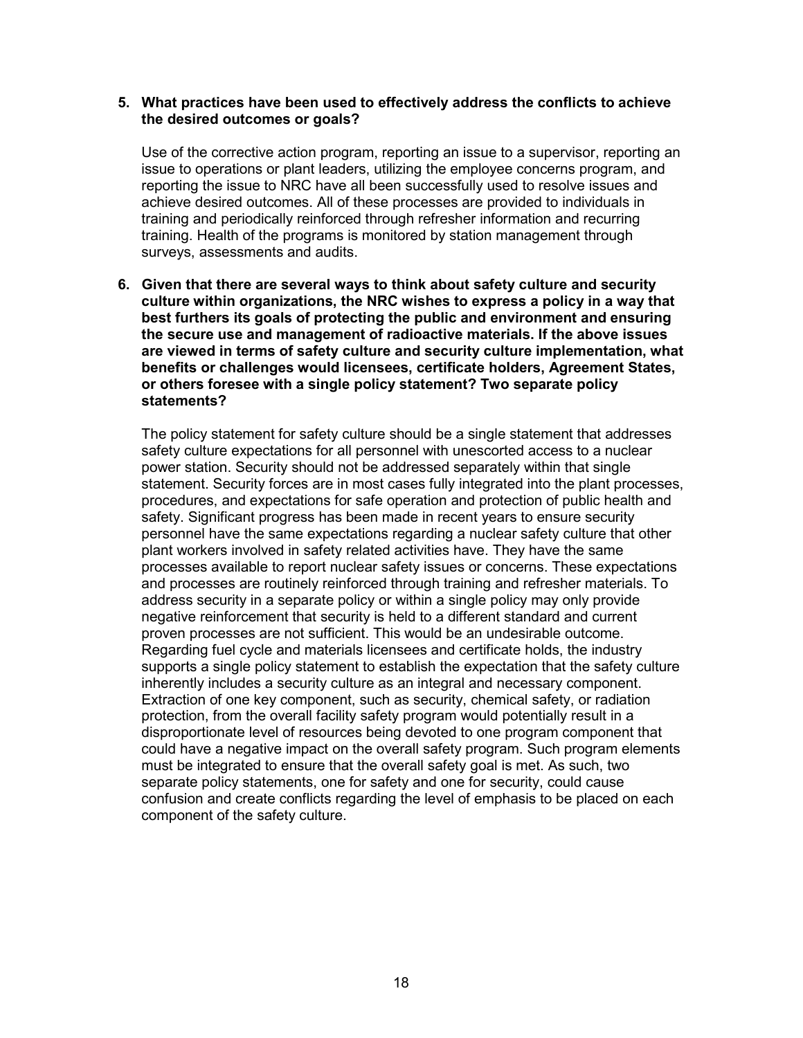**5. What practices have been used to effectively address the conflicts to achieve the desired outcomes or goals?**

Use of the corrective action program, reporting an issue to a supervisor, reporting an issue to operations or plant leaders, utilizing the employee concerns program, and reporting the issue to NRC have all been successfully used to resolve issues and achieve desired outcomes. All of these processes are provided to individuals in training and periodically reinforced through refresher information and recurring training. Health of the programs is monitored by station management through surveys, assessments and audits.

**6. Given that there are several ways to think about safety culture and security culture within organizations, the NRC wishes to express a policy in a way that best furthers its goals of protecting the public and environment and ensuring the secure use and management of radioactive materials. If the above issues are viewed in terms of safety culture and security culture implementation, what benefits or challenges would licensees, certificate holders, Agreement States, or others foresee with a single policy statement? Two separate policy statements?**

The policy statement for safety culture should be a single statement that addresses safety culture expectations for all personnel with unescorted access to a nuclear power station. Security should not be addressed separately within that single statement. Security forces are in most cases fully integrated into the plant processes, procedures, and expectations for safe operation and protection of public health and safety. Significant progress has been made in recent years to ensure security personnel have the same expectations regarding a nuclear safety culture that other plant workers involved in safety related activities have. They have the same processes available to report nuclear safety issues or concerns. These expectations and processes are routinely reinforced through training and refresher materials. To address security in a separate policy or within a single policy may only provide negative reinforcement that security is held to a different standard and current proven processes are not sufficient. This would be an undesirable outcome. Regarding fuel cycle and materials licensees and certificate holds, the industry supports a single policy statement to establish the expectation that the safety culture inherently includes a security culture as an integral and necessary component. Extraction of one key component, such as security, chemical safety, or radiation protection, from the overall facility safety program would potentially result in a disproportionate level of resources being devoted to one program component that could have a negative impact on the overall safety program. Such program elements must be integrated to ensure that the overall safety goal is met. As such, two separate policy statements, one for safety and one for security, could cause confusion and create conflicts regarding the level of emphasis to be placed on each component of the safety culture.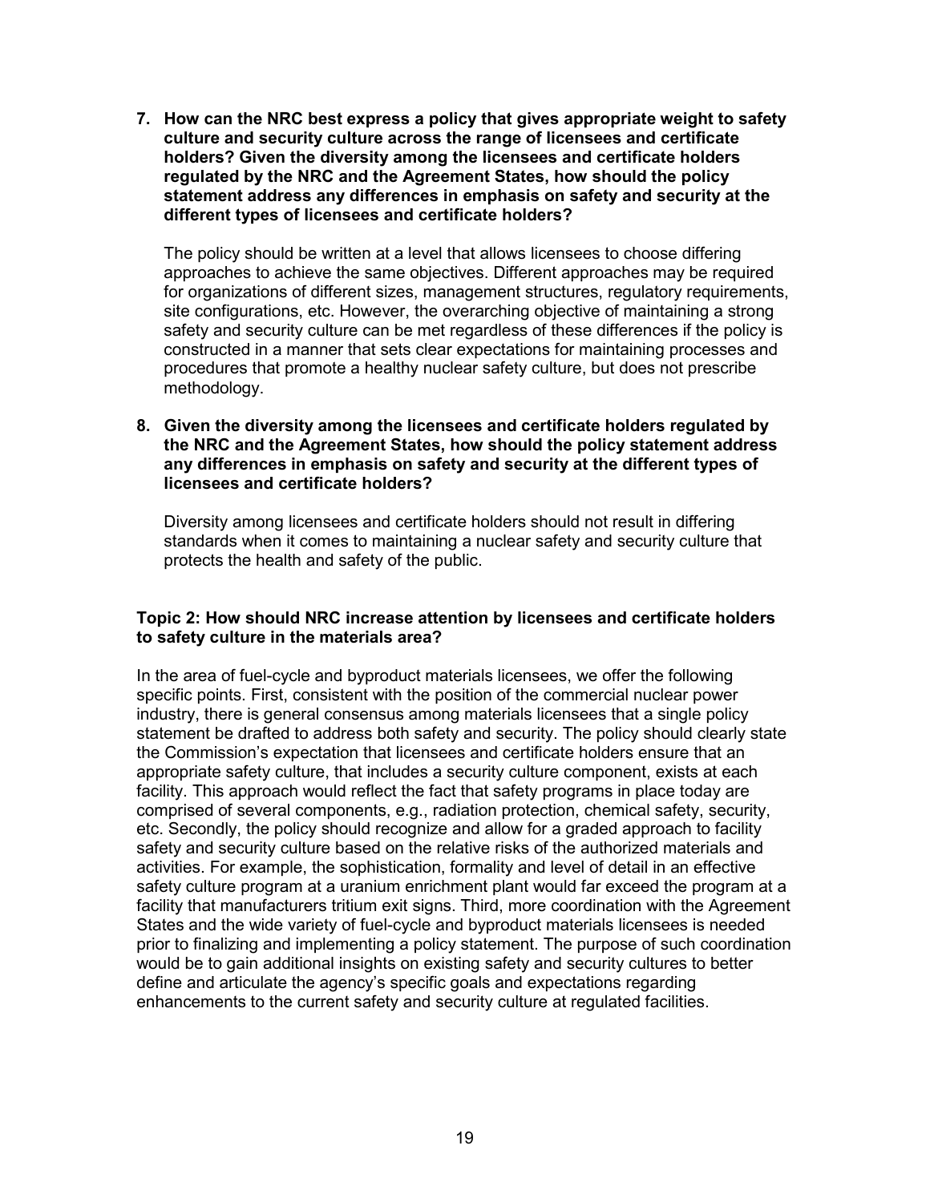**7. How can the NRC best express a policy that gives appropriate weight to safety culture and security culture across the range of licensees and certificate holders? Given the diversity among the licensees and certificate holders regulated by the NRC and the Agreement States, how should the policy statement address any differences in emphasis on safety and security at the different types of licensees and certificate holders?**

The policy should be written at a level that allows licensees to choose differing approaches to achieve the same objectives. Different approaches may be required for organizations of different sizes, management structures, regulatory requirements, site configurations, etc. However, the overarching objective of maintaining a strong safety and security culture can be met regardless of these differences if the policy is constructed in a manner that sets clear expectations for maintaining processes and procedures that promote a healthy nuclear safety culture, but does not prescribe methodology.

**8. Given the diversity among the licensees and certificate holders regulated by the NRC and the Agreement States, how should the policy statement address any differences in emphasis on safety and security at the different types of licensees and certificate holders?**

Diversity among licensees and certificate holders should not result in differing standards when it comes to maintaining a nuclear safety and security culture that protects the health and safety of the public.

**Topic 2: How should NRC increase attention by licensees and certificate holders to safety culture in the materials area?**

In the area of fuel-cycle and byproduct materials licensees, we offer the following specific points. First, consistent with the position of the commercial nuclear power industry, there is general consensus among materials licensees that a single policy statement be drafted to address both safety and security. The policy should clearly state the Commission's expectation that licensees and certificate holders ensure that an appropriate safety culture, that includes a security culture component, exists at each facility. This approach would reflect the fact that safety programs in place today are comprised of several components, e.g., radiation protection, chemical safety, security, etc. Secondly, the policy should recognize and allow for a graded approach to facility safety and security culture based on the relative risks of the authorized materials and activities. For example, the sophistication, formality and level of detail in an effective safety culture program at a uranium enrichment plant would far exceed the program at a facility that manufacturers tritium exit signs. Third, more coordination with the Agreement States and the wide variety of fuel-cycle and byproduct materials licensees is needed prior to finalizing and implementing a policy statement. The purpose of such coordination would be to gain additional insights on existing safety and security cultures to better define and articulate the agency's specific goals and expectations regarding enhancements to the current safety and security culture at regulated facilities.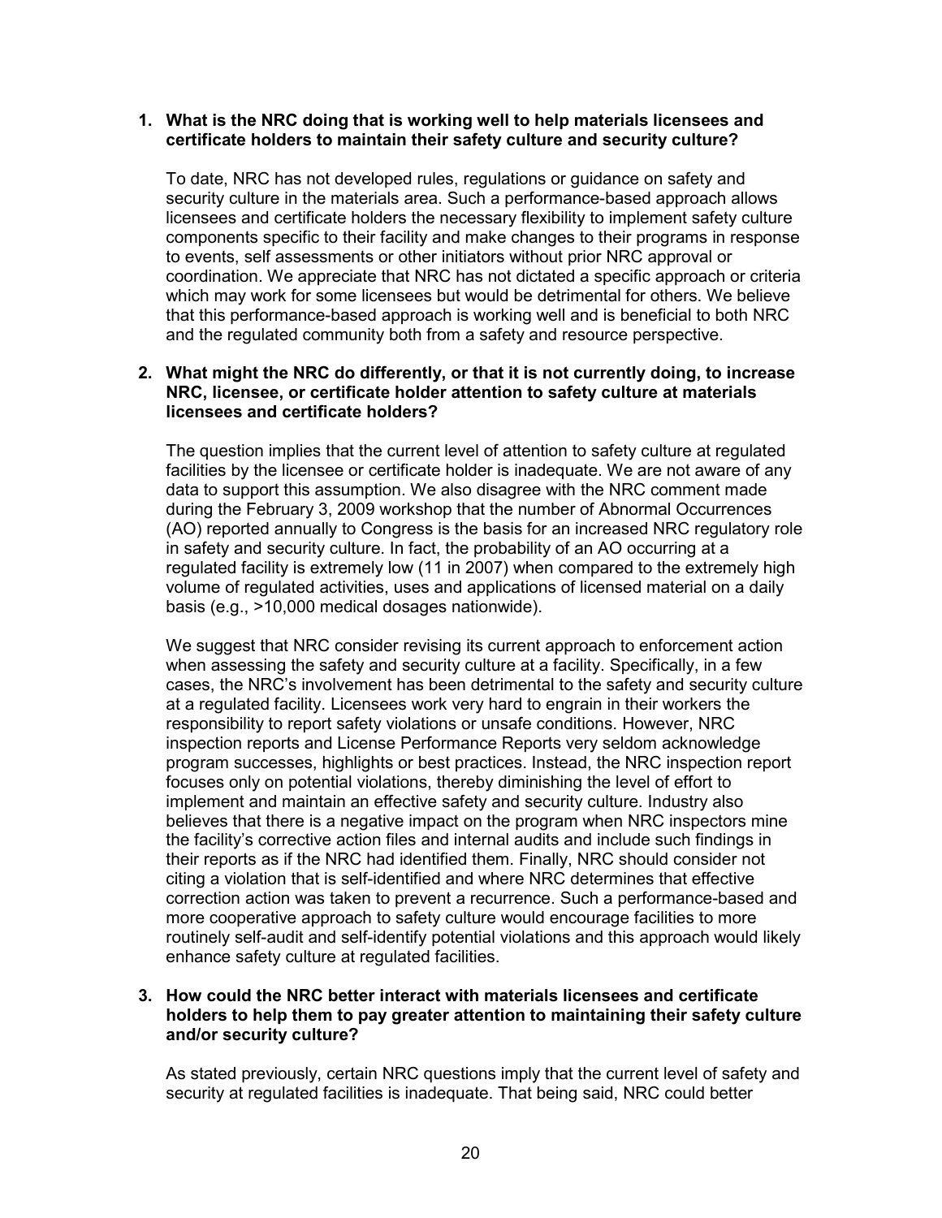**1. What is the NRC doing that is working well to help materials licensees and certificate holders to maintain their safety culture and security culture?**

To date, NRC has not developed rules, regulations or guidance on safety and security culture in the materials area. Such a performance-based approach allows licensees and certificate holders the necessary flexibility to implement safety culture components specific to their facility and make changes to their programs in response to events, self assessments or other initiators without prior NRC approval or coordination. We appreciate that NRC has not dictated a specific approach or criteria which may work for some licensees but would be detrimental for others. We believe that this performance-based approach is working well and is beneficial to both NRC and the regulated community both from a safety and resource perspective.

**2. What might the NRC do differently, or that it is not currently doing, to increase NRC, licensee, or certificate holder attention to safety culture at materials licensees and certificate holders?**

The question implies that the current level of attention to safety culture at regulated facilities by the licensee or certificate holder is inadequate. We are not aware of any data to support this assumption. We also disagree with the NRC comment made during the February 3, 2009 workshop that the number of Abnormal Occurrences (AO) reported annually to Congress is the basis for an increased NRC regulatory role in safety and security culture. In fact, the probability of an AO occurring at a regulated facility is extremely low (11 in 2007) when compared to the extremely high volume of regulated activities, uses and applications of licensed material on a daily basis (e.g., >10,000 medical dosages nationwide).

We suggest that NRC consider revising its current approach to enforcement action when assessing the safety and security culture at a facility. Specifically, in a few cases, the NRC's involvement has been detrimental to the safety and security culture at a regulated facility. Licensees work very hard to engrain in their workers the responsibility to report safety violations or unsafe conditions. However, NRC inspection reports and License Performance Reports very seldom acknowledge program successes, highlights or best practices. Instead, the NRC inspection report focuses only on potential violations, thereby diminishing the level of effort to implement and maintain an effective safety and security culture. Industry also believes that there is a negative impact on the program when NRC inspectors mine the facility's corrective action files and internal audits and include such findings in their reports as if the NRC had identified them. Finally, NRC should consider not citing a violation that is self-identified and where NRC determines that effective correction action was taken to prevent a recurrence. Such a performance-based and more cooperative approach to safety culture would encourage facilities to more routinely self-audit and self-identify potential violations and this approach would likely enhance safety culture at regulated facilities.

**3. How could the NRC better interact with materials licensees and certificate holders to help them to pay greater attention to maintaining their safety culture and/or security culture?**

As stated previously, certain NRC questions imply that the current level of safety and security at regulated facilities is inadequate. That being said, NRC could better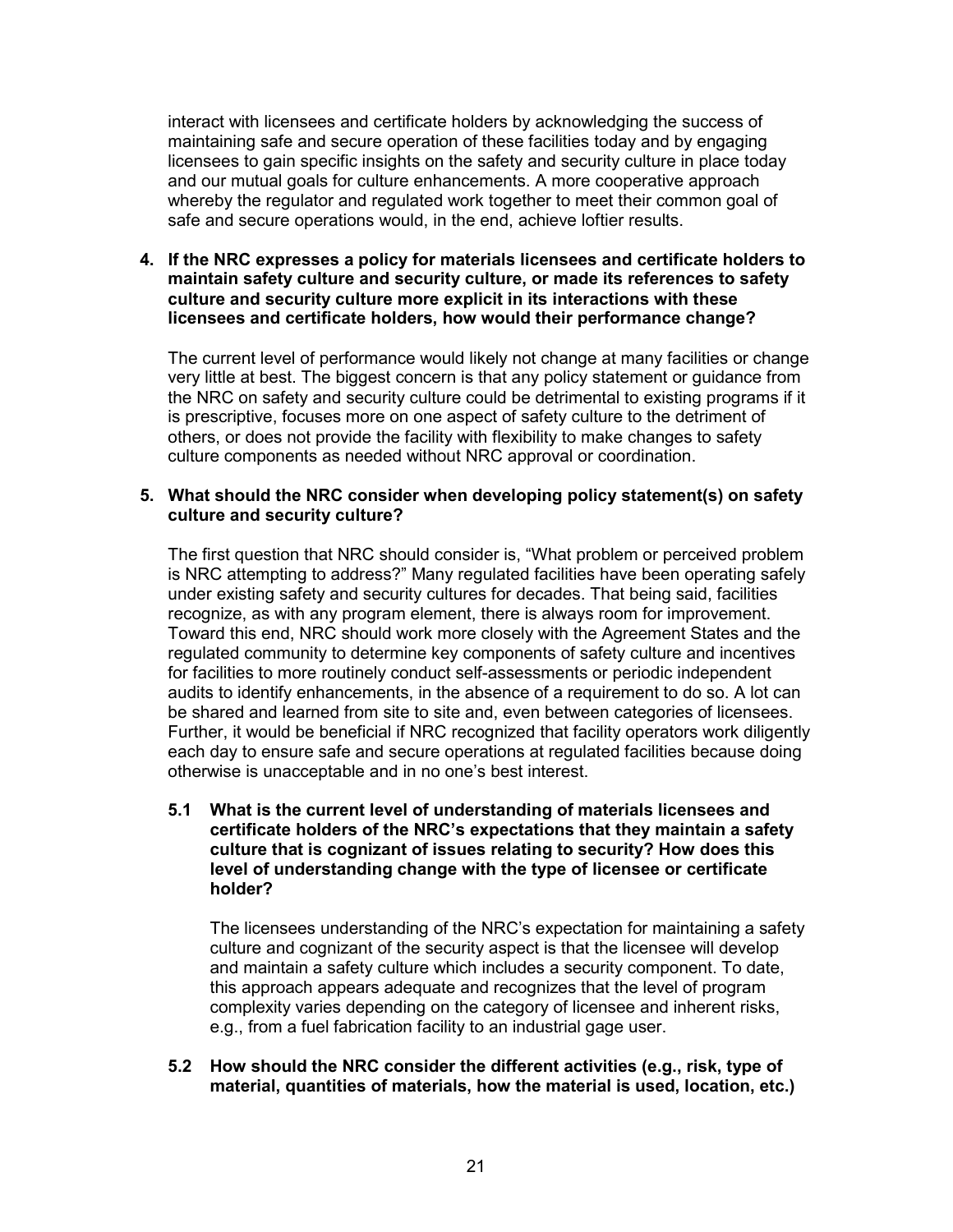interact with licensees and certificate holders by acknowledging the success of maintaining safe and secure operation of these facilities today and by engaging licensees to gain specific insights on the safety and security culture in place today and our mutual goals for culture enhancements. A more cooperative approach whereby the regulator and regulated work together to meet their common goal of safe and secure operations would, in the end, achieve loftier results.

**4. If the NRC expresses a policy for materials licensees and certificate holders to maintain safety culture and security culture, or made its references to safety culture and security culture more explicit in its interactions with these licensees and certificate holders, how would their performance change?**

The current level of performance would likely not change at many facilities or change very little at best. The biggest concern is that any policy statement or guidance from the NRC on safety and security culture could be detrimental to existing programs if it is prescriptive, focuses more on one aspect of safety culture to the detriment of others, or does not provide the facility with flexibility to make changes to safety culture components as needed without NRC approval or coordination.

**5. What should the NRC consider when developing policy statement(s) on safety culture and security culture?**

The first question that NRC should consider is, "What problem or perceived problem is NRC attempting to address?" Many regulated facilities have been operating safely under existing safety and security cultures for decades. That being said, facilities recognize, as with any program element, there is always room for improvement. Toward this end, NRC should work more closely with the Agreement States and the regulated community to determine key components of safety culture and incentives for facilities to more routinely conduct self-assessments or periodic independent audits to identify enhancements, in the absence of a requirement to do so. A lot can be shared and learned from site to site and, even between categories of licensees. Further, it would be beneficial if NRC recognized that facility operators work diligently each day to ensure safe and secure operations at regulated facilities because doing otherwise is unacceptable and in no one's best interest.

**5.1 What is the current level of understanding of materials licensees and certificate holders of the NRC's expectations that they maintain a safety culture that is cognizant of issues relating to security? How does this level of understanding change with the type of licensee or certificate holder?**

The licensees understanding of the NRC's expectation for maintaining a safety culture and cognizant of the security aspect is that the licensee will develop and maintain a safety culture which includes a security component. To date, this approach appears adequate and recognizes that the level of program complexity varies depending on the category of licensee and inherent risks, e.g., from a fuel fabrication facility to an industrial gage user.

**5.2 How should the NRC consider the different activities (e.g., risk, type of material, quantities of materials, how the material is used, location, etc.)**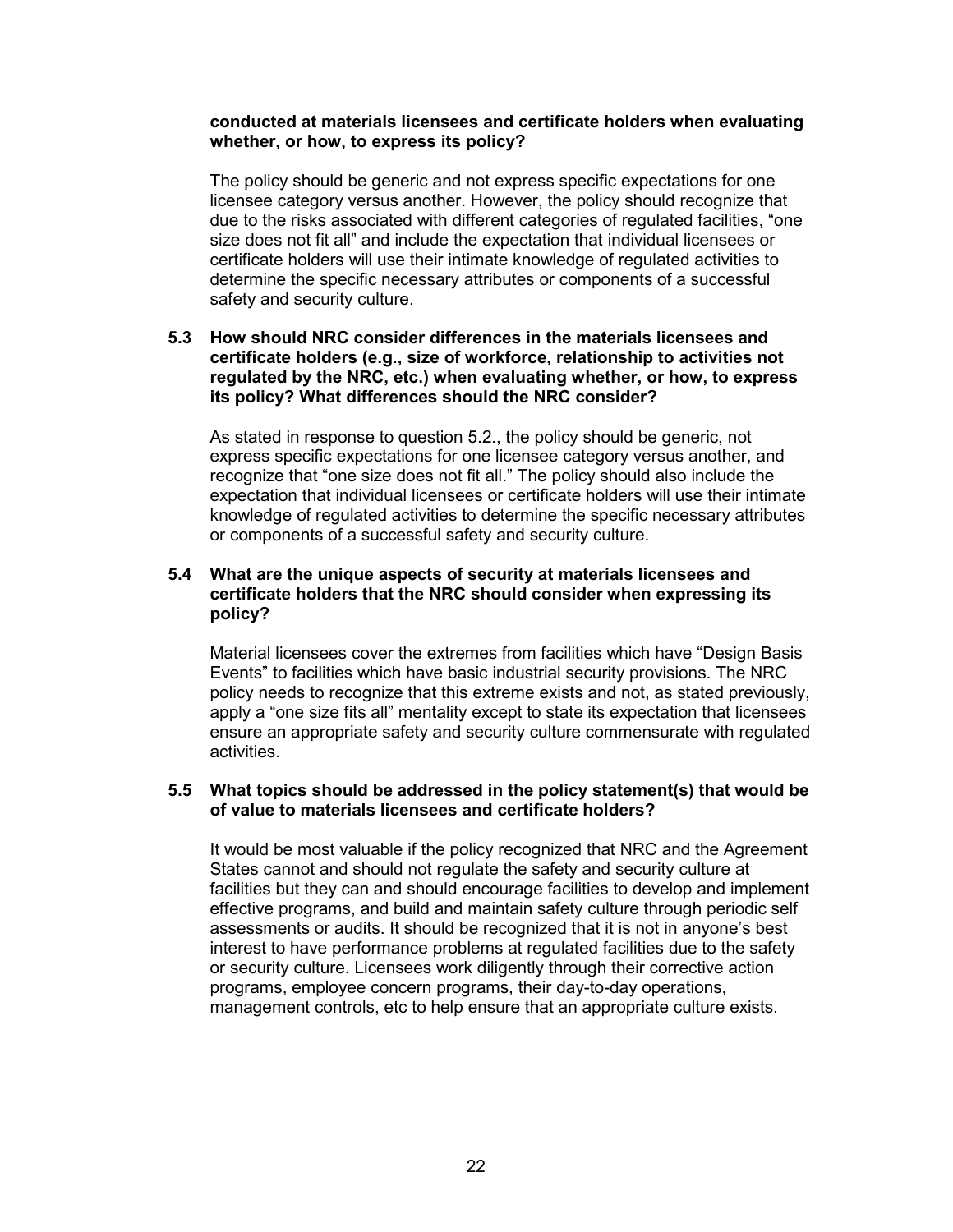**conducted at materials licensees and certificate holders when evaluating whether, or how, to express its policy?**

The policy should be generic and not express specific expectations for one licensee category versus another. However, the policy should recognize that due to the risks associated with different categories of regulated facilities, "one size does not fit all" and include the expectation that individual licensees or certificate holders will use their intimate knowledge of regulated activities to determine the specific necessary attributes or components of a successful safety and security culture.

**5.3 How should NRC consider differences in the materials licensees and certificate holders (e.g., size of workforce, relationship to activities not regulated by the NRC, etc.) when evaluating whether, or how, to express its policy? What differences should the NRC consider?**

As stated in response to question 5.2., the policy should be generic, not express specific expectations for one licensee category versus another, and recognize that "one size does not fit all." The policy should also include the expectation that individual licensees or certificate holders will use their intimate knowledge of regulated activities to determine the specific necessary attributes or components of a successful safety and security culture.

**5.4 What are the unique aspects of security at materials licensees and certificate holders that the NRC should consider when expressing its policy?**

Material licensees cover the extremes from facilities which have "Design Basis Events" to facilities which have basic industrial security provisions. The NRC policy needs to recognize that this extreme exists and not, as stated previously, apply a "one size fits all" mentality except to state its expectation that licensees ensure an appropriate safety and security culture commensurate with regulated activities.

**5.5 What topics should be addressed in the policy statement(s) that would be of value to materials licensees and certificate holders?**

It would be most valuable if the policy recognized that NRC and the Agreement States cannot and should not regulate the safety and security culture at facilities but they can and should encourage facilities to develop and implement effective programs, and build and maintain safety culture through periodic self assessments or audits. It should be recognized that it is not in anyone's best interest to have performance problems at regulated facilities due to the safety or security culture. Licensees work diligently through their corrective action programs, employee concern programs, their day-to-day operations, management controls, etc to help ensure that an appropriate culture exists.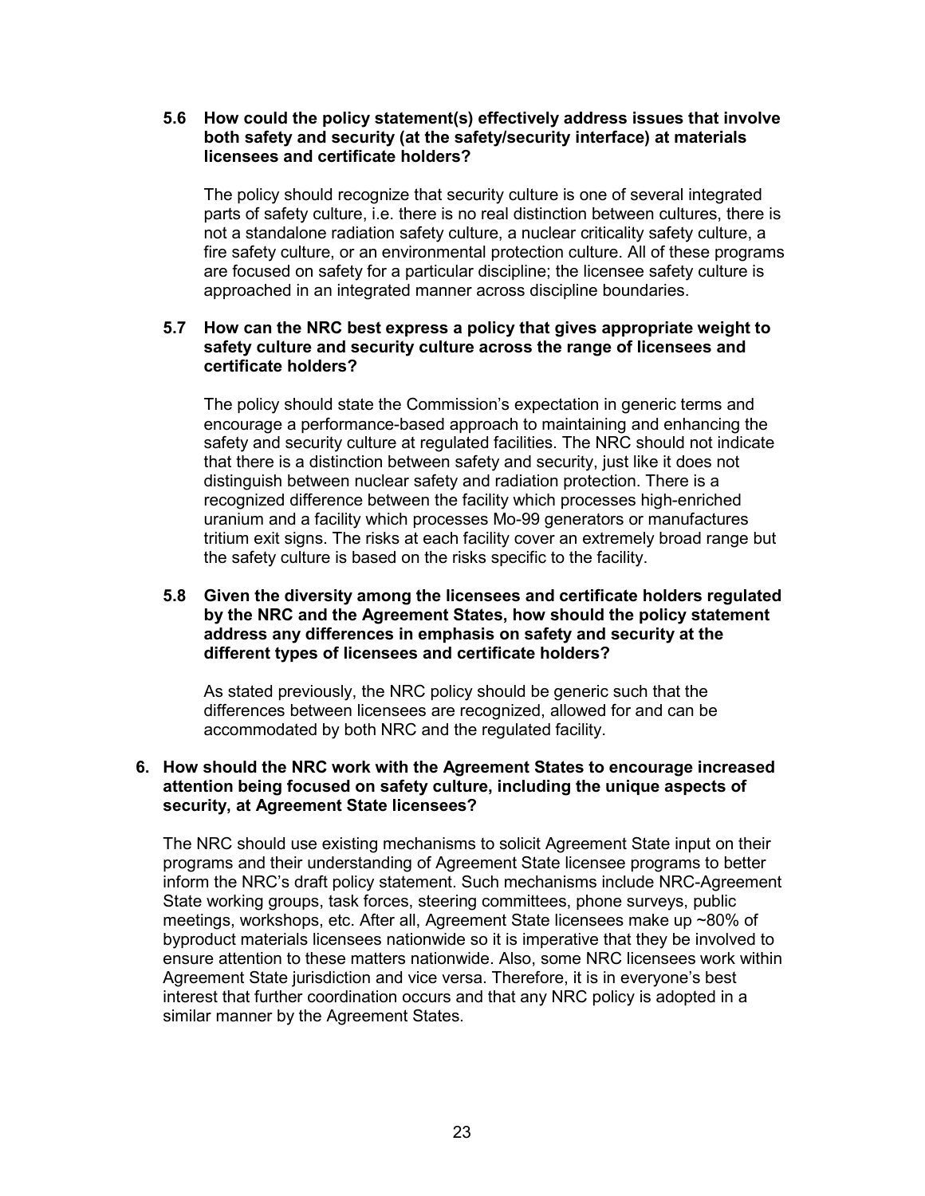**5.6 How could the policy statement(s) effectively address issues that involve both safety and security (at the safety/security interface) at materials licensees and certificate holders?**

The policy should recognize that security culture is one of several integrated parts of safety culture, i.e. there is no real distinction between cultures, there is not a standalone radiation safety culture, a nuclear criticality safety culture, a fire safety culture, or an environmental protection culture. All of these programs are focused on safety for a particular discipline; the licensee safety culture is approached in an integrated manner across discipline boundaries.

**5.7 How can the NRC best express a policy that gives appropriate weight to safety culture and security culture across the range of licensees and certificate holders?**

The policy should state the Commission's expectation in generic terms and encourage a performance-based approach to maintaining and enhancing the safety and security culture at regulated facilities. The NRC should not indicate that there is a distinction between safety and security, just like it does not distinguish between nuclear safety and radiation protection. There is a recognized difference between the facility which processes high-enriched uranium and a facility which processes Mo-99 generators or manufactures tritium exit signs. The risks at each facility cover an extremely broad range but the safety culture is based on the risks specific to the facility.

**5.8 Given the diversity among the licensees and certificate holders regulated by the NRC and the Agreement States, how should the policy statement address any differences in emphasis on safety and security at the different types of licensees and certificate holders?**

As stated previously, the NRC policy should be generic such that the differences between licensees are recognized, allowed for and can be accommodated by both NRC and the regulated facility.

**6. How should the NRC work with the Agreement States to encourage increased attention being focused on safety culture, including the unique aspects of security, at Agreement State licensees?**

The NRC should use existing mechanisms to solicit Agreement State input on their programs and their understanding of Agreement State licensee programs to better inform the NRC's draft policy statement. Such mechanisms include NRC-Agreement State working groups, task forces, steering committees, phone surveys, public meetings, workshops, etc. After all, Agreement State licensees make up ~80% of byproduct materials licensees nationwide so it is imperative that they be involved to ensure attention to these matters nationwide. Also, some NRC licensees work within Agreement State jurisdiction and vice versa. Therefore, it is in everyone's best interest that further coordination occurs and that any NRC policy is adopted in a similar manner by the Agreement States.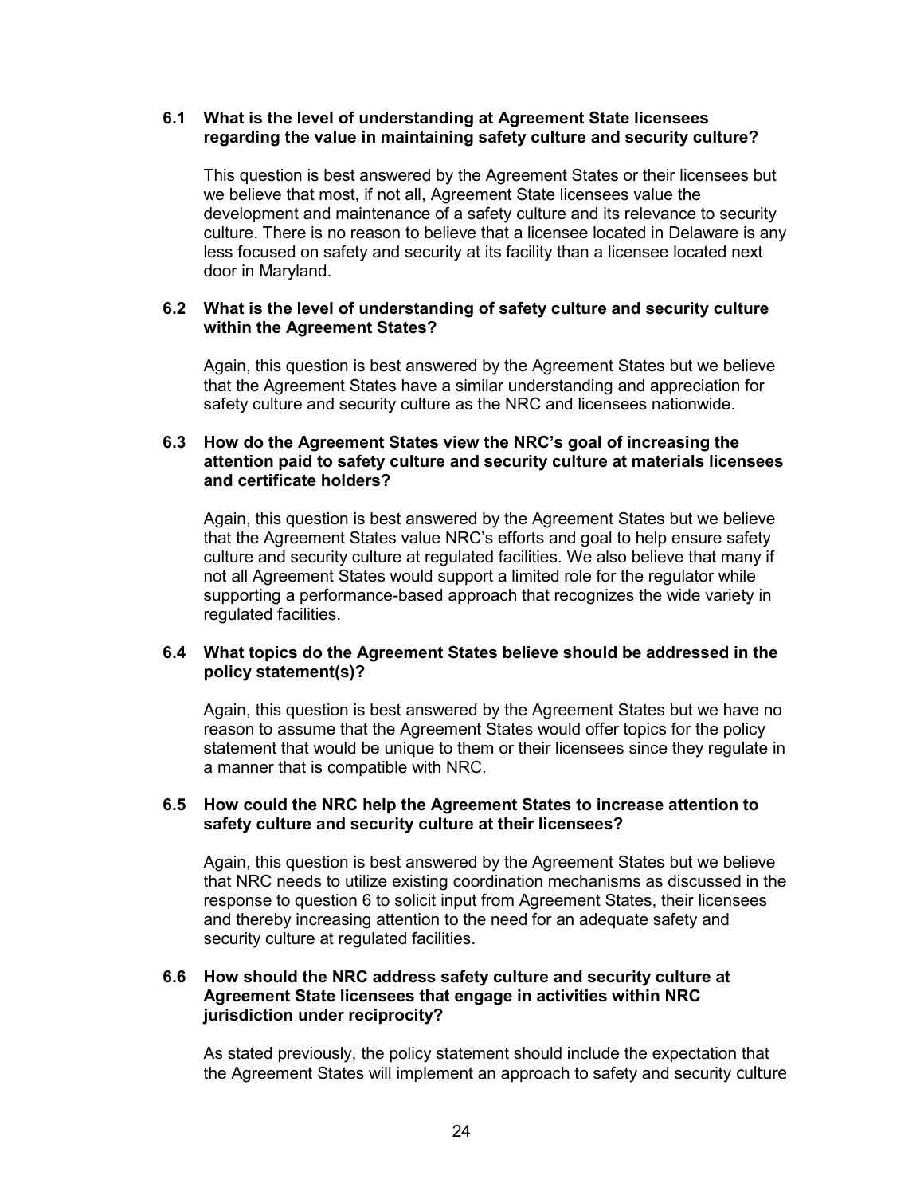**6.1 What is the level of understanding at Agreement State licensees regarding the value in maintaining safety culture and security culture?**

This question is best answered by the Agreement States or their licensees but we believe that most, if not all, Agreement State licensees value the development and maintenance of a safety culture and its relevance to security culture. There is no reason to believe that a licensee located in Delaware is any less focused on safety and security at its facility than a licensee located next door in Maryland.

**6.2 What is the level of understanding of safety culture and security culture within the Agreement States?**

Again, this question is best answered by the Agreement States but we believe that the Agreement States have a similar understanding and appreciation for safety culture and security culture as the NRC and licensees nationwide.

**6.3 How do the Agreement States view the NRC's goal of increasing the attention paid to safety culture and security culture at materials licensees and certificate holders?**

Again, this question is best answered by the Agreement States but we believe that the Agreement States value NRC's efforts and goal to help ensure safety culture and security culture at regulated facilities. We also believe that many if not all Agreement States would support a limited role for the regulator while supporting a performance-based approach that recognizes the wide variety in regulated facilities.

**6.4 What topics do the Agreement States believe should be addressed in the policy statement(s)?**

Again, this question is best answered by the Agreement States but we have no reason to assume that the Agreement States would offer topics for the policy statement that would be unique to them or their licensees since they regulate in a manner that is compatible with NRC.

**6.5 How could the NRC help the Agreement States to increase attention to safety culture and security culture at their licensees?**

Again, this question is best answered by the Agreement States but we believe that NRC needs to utilize existing coordination mechanisms as discussed in the response to question 6 to solicit input from Agreement States, their licensees and thereby increasing attention to the need for an adequate safety and security culture at regulated facilities.

**6.6 How should the NRC address safety culture and security culture at Agreement State licensees that engage in activities within NRC jurisdiction under reciprocity?**

As stated previously, the policy statement should include the expectation that the Agreement States will implement an approach to safety and security culture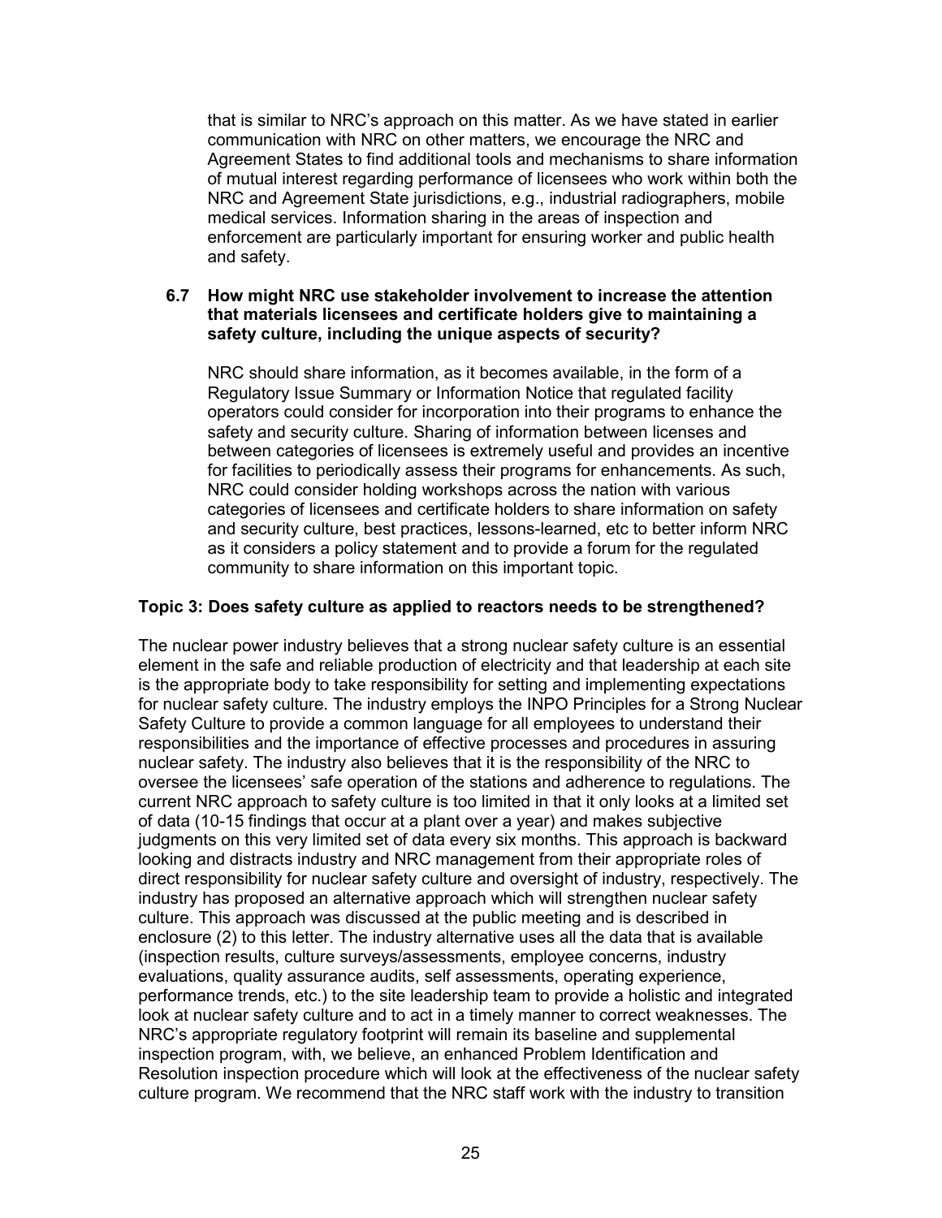that is similar to NRC's approach on this matter. As we have stated in earlier communication with NRC on other matters, we encourage the NRC and Agreement States to find additional tools and mechanisms to share information of mutual interest regarding performance of licensees who work within both the NRC and Agreement State jurisdictions, e.g., industrial radiographers, mobile medical services. Information sharing in the areas of inspection and enforcement are particularly important for ensuring worker and public health and safety.

**6.7 How might NRC use stakeholder involvement to increase the attention that materials licensees and certificate holders give to maintaining a safety culture, including the unique aspects of security?**

NRC should share information, as it becomes available, in the form of a Regulatory Issue Summary or Information Notice that regulated facility operators could consider for incorporation into their programs to enhance the safety and security culture. Sharing of information between licenses and between categories of licensees is extremely useful and provides an incentive for facilities to periodically assess their programs for enhancements. As such, NRC could consider holding workshops across the nation with various categories of licensees and certificate holders to share information on safety and security culture, best practices, lessons-learned, etc to better inform NRC as it considers a policy statement and to provide a forum for the regulated community to share information on this important topic.

**Topic 3: Does safety culture as applied to reactors needs to be strengthened?**

The nuclear power industry believes that a strong nuclear safety culture is an essential element in the safe and reliable production of electricity and that leadership at each site is the appropriate body to take responsibility for setting and implementing expectations for nuclear safety culture. The industry employs the INPO Principles for a Strong Nuclear Safety Culture to provide a common language for all employees to understand their responsibilities and the importance of effective processes and procedures in assuring nuclear safety. The industry also believes that it is the responsibility of the NRC to oversee the licensees' safe operation of the stations and adherence to regulations. The current NRC approach to safety culture is too limited in that it only looks at a limited set of data (10-15 findings that occur at a plant over a year) and makes subjective judgments on this very limited set of data every six months. This approach is backward looking and distracts industry and NRC management from their appropriate roles of direct responsibility for nuclear safety culture and oversight of industry, respectively. The industry has proposed an alternative approach which will strengthen nuclear safety culture. This approach was discussed at the public meeting and is described in enclosure (2) to this letter. The industry alternative uses all the data that is available (inspection results, culture surveys/assessments, employee concerns, industry evaluations, quality assurance audits, self assessments, operating experience, performance trends, etc.) to the site leadership team to provide a holistic and integrated look at nuclear safety culture and to act in a timely manner to correct weaknesses. The NRC's appropriate regulatory footprint will remain its baseline and supplemental inspection program, with, we believe, an enhanced Problem Identification and Resolution inspection procedure which will look at the effectiveness of the nuclear safety culture program. We recommend that the NRC staff work with the industry to transition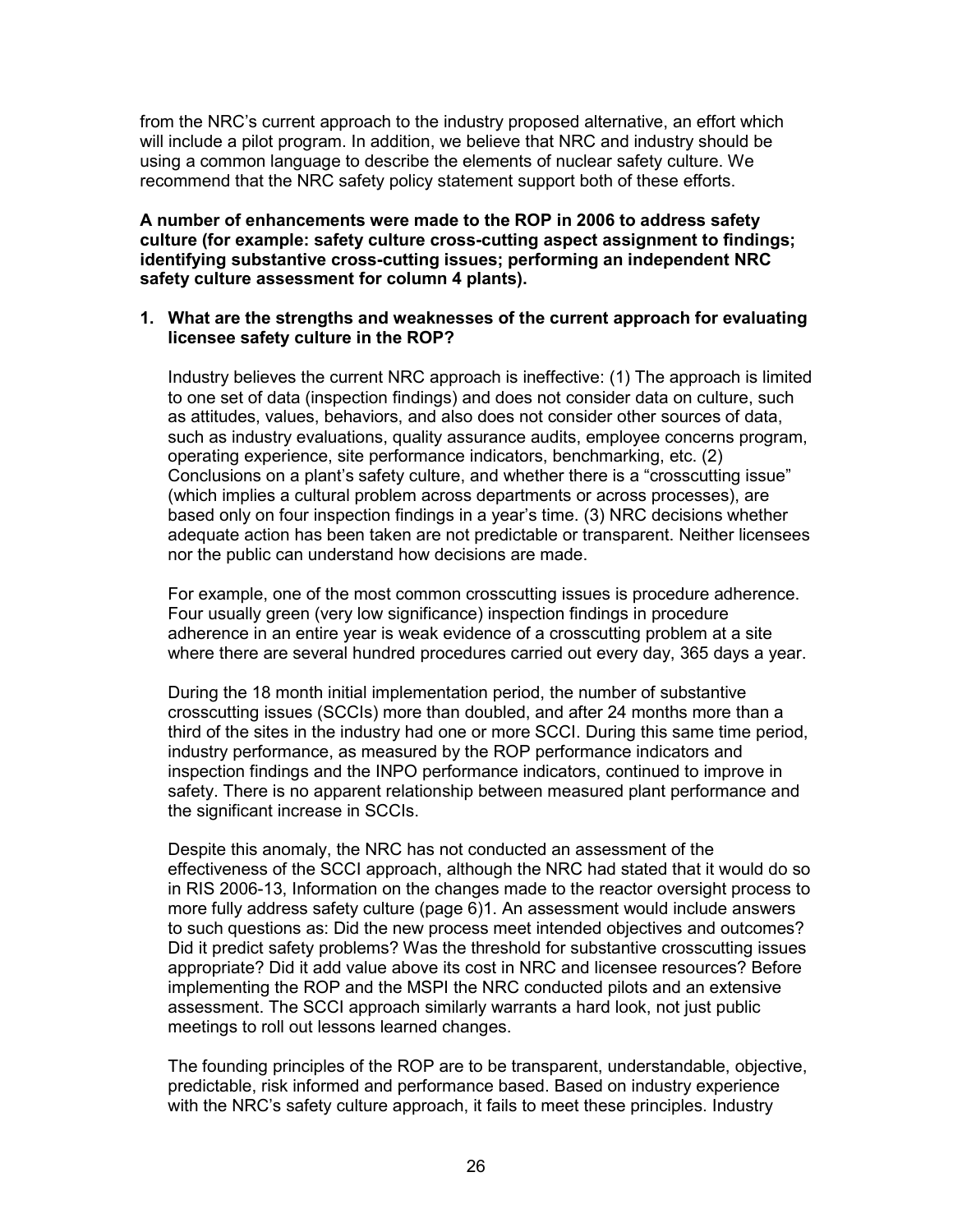from the NRC's current approach to the industry proposed alternative, an effort which will include a pilot program. In addition, we believe that NRC and industry should be using a common language to describe the elements of nuclear safety culture. We recommend that the NRC safety policy statement support both of these efforts.

**A number of enhancements were made to the ROP in 2006 to address safety culture (for example: safety culture cross-cutting aspect assignment to findings; identifying substantive cross-cutting issues; performing an independent NRC safety culture assessment for column 4 plants).**

**1. What are the strengths and weaknesses of the current approach for evaluating licensee safety culture in the ROP?**

Industry believes the current NRC approach is ineffective: (1) The approach is limited to one set of data (inspection findings) and does not consider data on culture, such as attitudes, values, behaviors, and also does not consider other sources of data, such as industry evaluations, quality assurance audits, employee concerns program, operating experience, site performance indicators, benchmarking, etc. (2) Conclusions on a plant's safety culture, and whether there is a "crosscutting issue" (which implies a cultural problem across departments or across processes), are based only on four inspection findings in a year's time. (3) NRC decisions whether adequate action has been taken are not predictable or transparent. Neither licensees nor the public can understand how decisions are made.

For example, one of the most common crosscutting issues is procedure adherence. Four usually green (very low significance) inspection findings in procedure adherence in an entire year is weak evidence of a crosscutting problem at a site where there are several hundred procedures carried out every day, 365 days a year.

During the 18 month initial implementation period, the number of substantive crosscutting issues (SCCIs) more than doubled, and after 24 months more than a third of the sites in the industry had one or more SCCI. During this same time period, industry performance, as measured by the ROP performance indicators and inspection findings and the INPO performance indicators, continued to improve in safety. There is no apparent relationship between measured plant performance and the significant increase in SCCIs.

Despite this anomaly, the NRC has not conducted an assessment of the effectiveness of the SCCI approach, although the NRC had stated that it would do so in RIS 2006-13, Information on the changes made to the reactor oversight process to more fully address safety culture (page 6)[1]. An assessment would include answers to such questions as: Did the new process meet intended objectives and outcomes? Did it predict safety problems? Was the threshold for substantive crosscutting issues appropriate? Did it add value above its cost in NRC and licensee resources? Before implementing the ROP and the MSPI the NRC conducted pilots and an extensive assessment. The SCCI approach similarly warrants a hard look, not just public meetings to roll out lessons learned changes.

The founding principles of the ROP are to be transparent, understandable, objective, predictable, risk informed and performance based. Based on industry experience with the NRC's safety culture approach, it fails to meet these principles. Industry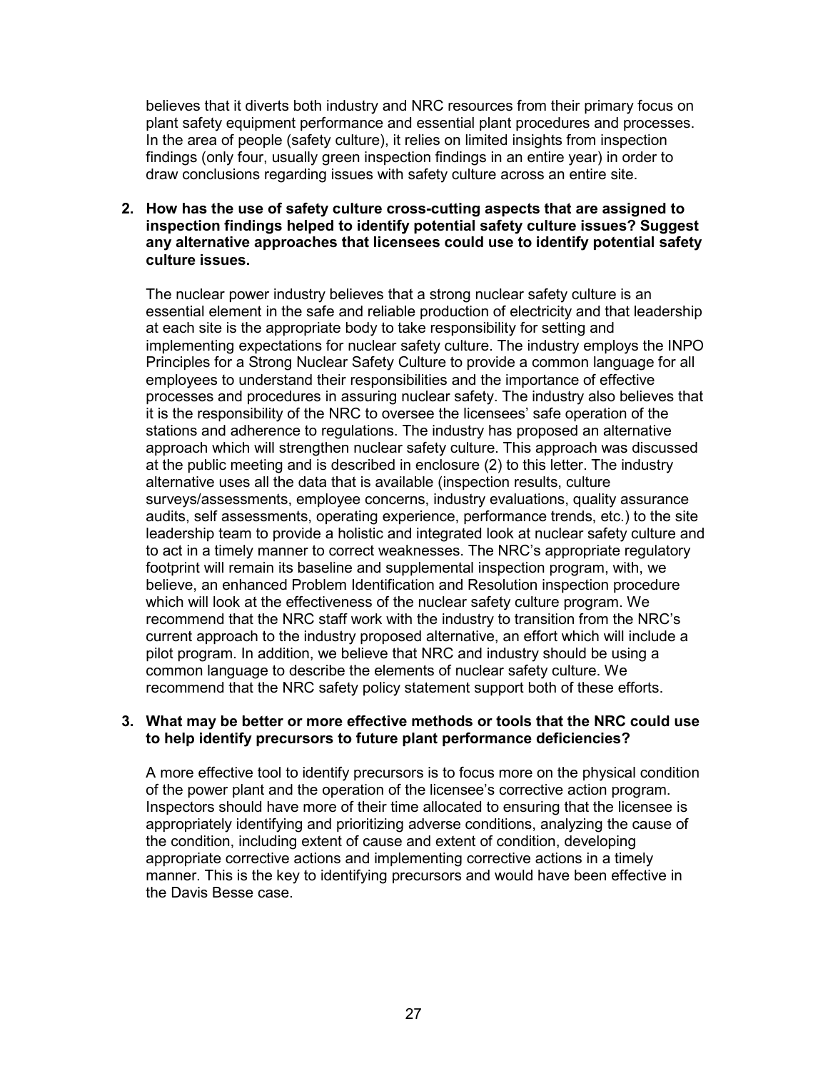believes that it diverts both industry and NRC resources from their primary focus on plant safety equipment performance and essential plant procedures and processes. In the area of people (safety culture), it relies on limited insights from inspection findings (only four, usually green inspection findings in an entire year) in order to draw conclusions regarding issues with safety culture across an entire site.

**2. How has the use of safety culture cross-cutting aspects that are assigned to inspection findings helped to identify potential safety culture issues? Suggest any alternative approaches that licensees could use to identify potential safety culture issues.**

The nuclear power industry believes that a strong nuclear safety culture is an essential element in the safe and reliable production of electricity and that leadership at each site is the appropriate body to take responsibility for setting and implementing expectations for nuclear safety culture. The industry employs the INPO Principles for a Strong Nuclear Safety Culture to provide a common language for all employees to understand their responsibilities and the importance of effective processes and procedures in assuring nuclear safety. The industry also believes that it is the responsibility of the NRC to oversee the licensees' safe operation of the stations and adherence to regulations. The industry has proposed an alternative approach which will strengthen nuclear safety culture. This approach was discussed at the public meeting and is described in enclosure (2) to this letter. The industry alternative uses all the data that is available (inspection results, culture surveys/assessments, employee concerns, industry evaluations, quality assurance audits, self assessments, operating experience, performance trends, etc.) to the site leadership team to provide a holistic and integrated look at nuclear safety culture and to act in a timely manner to correct weaknesses. The NRC's appropriate regulatory footprint will remain its baseline and supplemental inspection program, with, we believe, an enhanced Problem Identification and Resolution inspection procedure which will look at the effectiveness of the nuclear safety culture program. We recommend that the NRC staff work with the industry to transition from the NRC's current approach to the industry proposed alternative, an effort which will include a pilot program. In addition, we believe that NRC and industry should be using a common language to describe the elements of nuclear safety culture. We recommend that the NRC safety policy statement support both of these efforts.

**3. What may be better or more effective methods or tools that the NRC could use to help identify precursors to future plant performance deficiencies?**

A more effective tool to identify precursors is to focus more on the physical condition of the power plant and the operation of the licensee's corrective action program. Inspectors should have more of their time allocated to ensuring that the licensee is appropriately identifying and prioritizing adverse conditions, analyzing the cause of the condition, including extent of cause and extent of condition, developing appropriate corrective actions and implementing corrective actions in a timely manner. This is the key to identifying precursors and would have been effective in the Davis Besse case.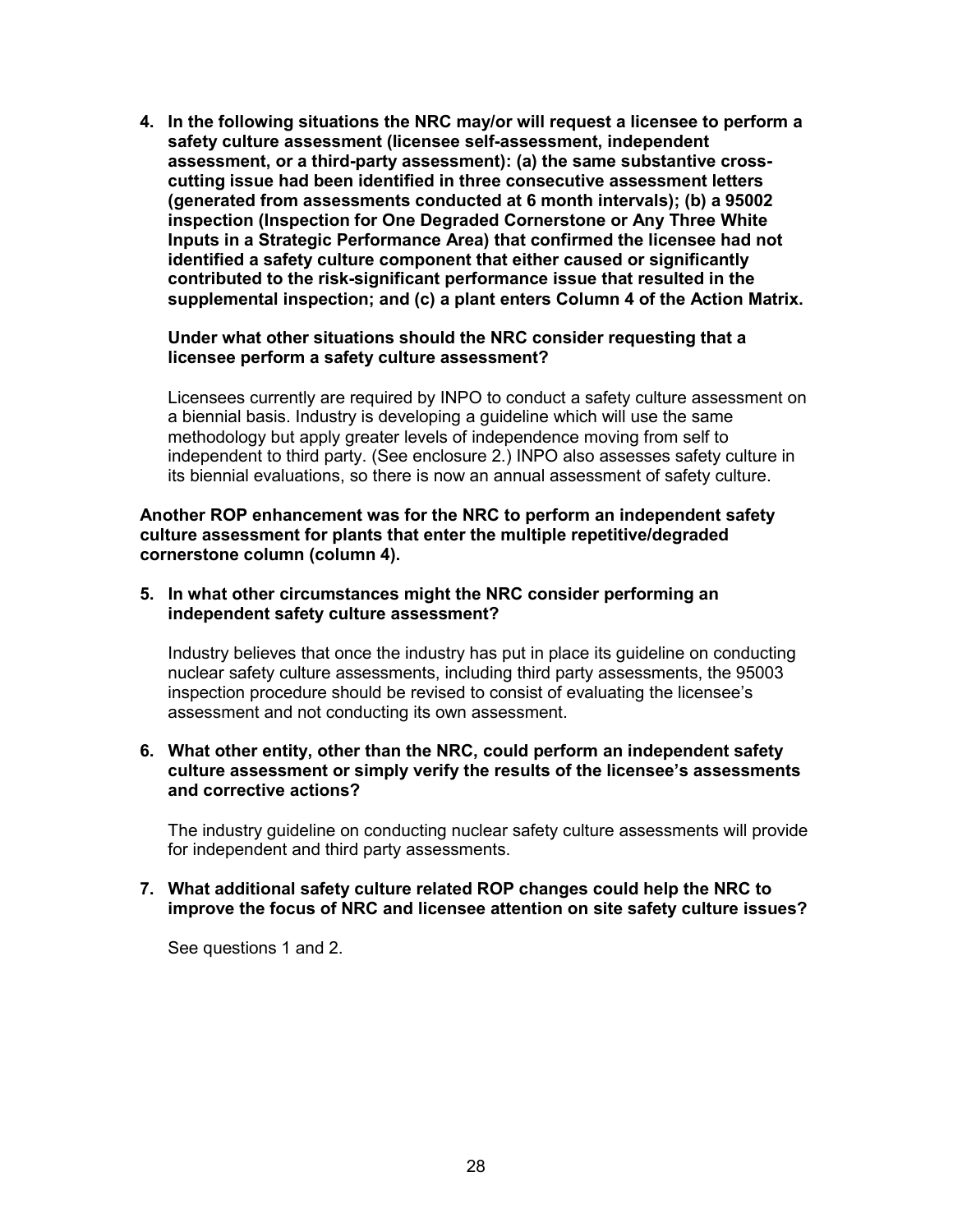**4. In the following situations the NRC may/or will request a licensee to perform a safety culture assessment (licensee self-assessment, independent assessment, or a third-party assessment): (a) the same substantive cross-cutting issue had been identified in three consecutive assessment letters (generated from assessments conducted at 6 month intervals); (b) a 95002 inspection (Inspection for One Degraded Cornerstone or Any Three White Inputs in a Strategic Performance Area) that confirmed the licensee had not identified a safety culture component that either caused or significantly contributed to the risk-significant performance issue that resulted in the supplemental inspection; and (c) a plant enters Column 4 of the Action Matrix.**

**Under what other situations should the NRC consider requesting that a licensee perform a safety culture assessment?**

Licensees currently are required by INPO to conduct a safety culture assessment on a biennial basis. Industry is developing a guideline which will use the same methodology but apply greater levels of independence moving from self to independent to third party. (See enclosure 2.) INPO also assesses safety culture in its biennial evaluations, so there is now an annual assessment of safety culture.

**Another ROP enhancement was for the NRC to perform an independent safety culture assessment for plants that enter the multiple repetitive/degraded cornerstone column (column 4).**

**5. In what other circumstances might the NRC consider performing an independent safety culture assessment?**

Industry believes that once the industry has put in place its guideline on conducting nuclear safety culture assessments, including third party assessments, the 95003 inspection procedure should be revised to consist of evaluating the licensee's assessment and not conducting its own assessment.

**6. What other entity, other than the NRC, could perform an independent safety culture assessment or simply verify the results of the licensee's assessments and corrective actions?**

The industry guideline on conducting nuclear safety culture assessments will provide for independent and third party assessments.

**7. What additional safety culture related ROP changes could help the NRC to improve the focus of NRC and licensee attention on site safety culture issues?**

See questions 1 and 2.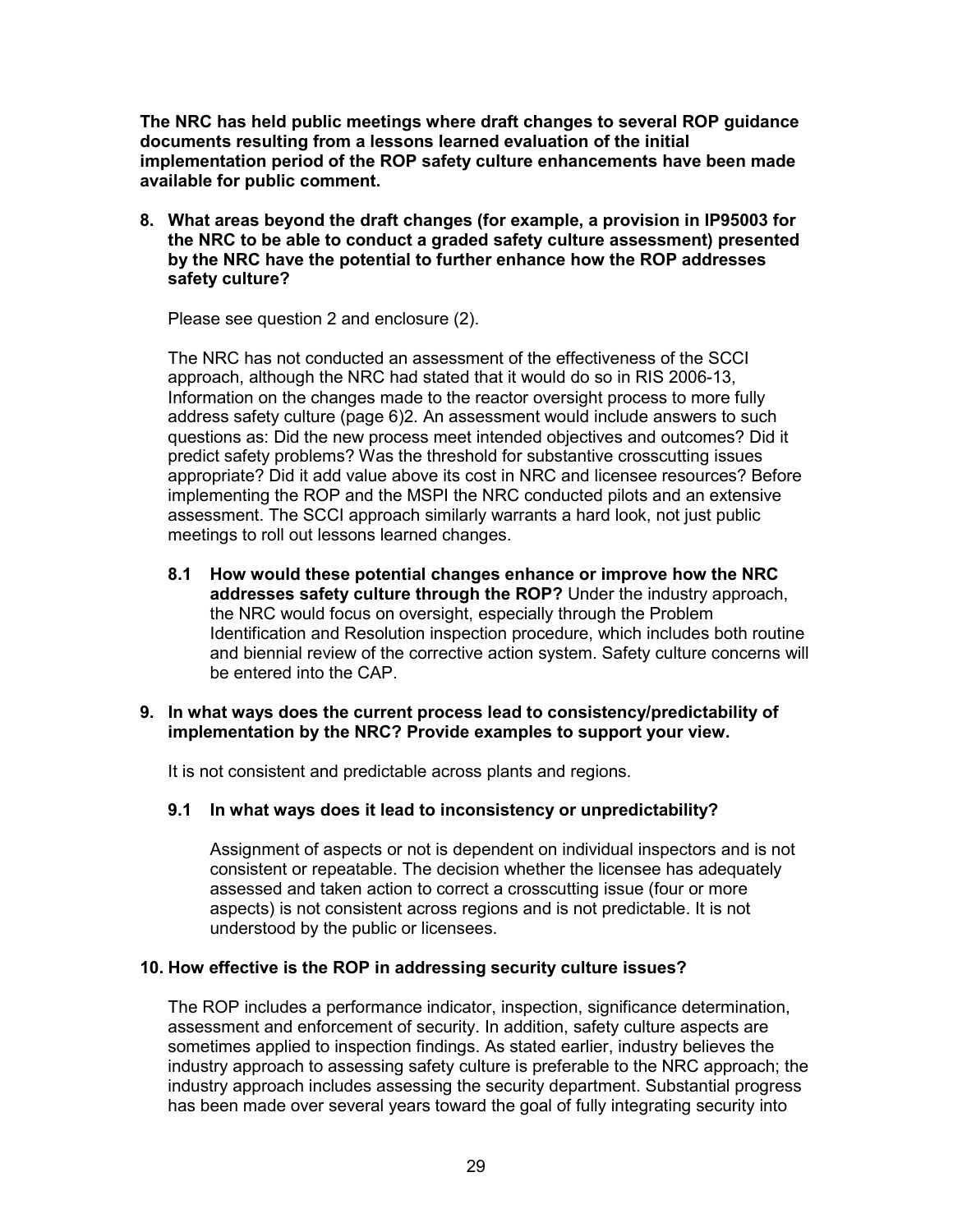**The NRC has held public meetings where draft changes to several ROP guidance documents resulting from a lessons learned evaluation of the initial implementation period of the ROP safety culture enhancements have been made available for public comment.**

8. **What areas beyond the draft changes (for example, a provision in IP95003 for the NRC to be able to conduct a graded safety culture assessment) presented by the NRC have the potential to further enhance how the ROP addresses safety culture?**

   Please see question 2 and enclosure (2).

   The NRC has not conducted an assessment of the effectiveness of the SCCI approach, although the NRC had stated that it would do so in RIS 2006-13, Information on the changes made to the reactor oversight process to more fully address safety culture (page 6)2. An assessment would include answers to such questions as: Did the new process meet intended objectives and outcomes? Did it predict safety problems? Was the threshold for substantive crosscutting issues appropriate? Did it add value above its cost in NRC and licensee resources? Before implementing the ROP and the MSPI the NRC conducted pilots and an extensive assessment. The SCCI approach similarly warrants a hard look, not just public meetings to roll out lessons learned changes.

   **8.1 How would these potential changes enhance or improve how the NRC addresses safety culture through the ROP?** Under the industry approach, the NRC would focus on oversight, especially through the Problem Identification and Resolution inspection procedure, which includes both routine and biennial review of the corrective action system. Safety culture concerns will be entered into the CAP.

9. **In what ways does the current process lead to consistency/predictability of implementation by the NRC? Provide examples to support your view.**

   It is not consistent and predictable across plants and regions.

   **9.1 In what ways does it lead to inconsistency or unpredictability?**

   Assignment of aspects or not is dependent on individual inspectors and is not consistent or repeatable. The decision whether the licensee has adequately assessed and taken action to correct a crosscutting issue (four or more aspects) is not consistent across regions and is not predictable. It is not understood by the public or licensees.

10. **How effective is the ROP in addressing security culture issues?**

    The ROP includes a performance indicator, inspection, significance determination, assessment and enforcement of security. In addition, safety culture aspects are sometimes applied to inspection findings. As stated earlier, industry believes the industry approach to assessing safety culture is preferable to the NRC approach; the industry approach includes assessing the security department. Substantial progress has been made over several years toward the goal of fully integrating security into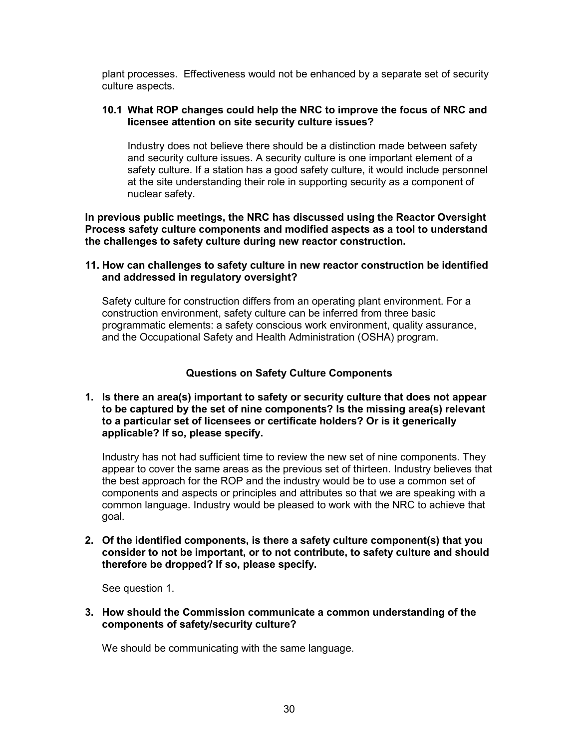plant processes. Effectiveness would not be enhanced by a separate set of security culture aspects.

**10.1 What ROP changes could help the NRC to improve the focus of NRC and licensee attention on site security culture issues?**

Industry does not believe there should be a distinction made between safety and security culture issues. A security culture is one important element of a safety culture. If a station has a good safety culture, it would include personnel at the site understanding their role in supporting security as a component of nuclear safety.

**In previous public meetings, the NRC has discussed using the Reactor Oversight Process safety culture components and modified aspects as a tool to understand the challenges to safety culture during new reactor construction.**

**11. How can challenges to safety culture in new reactor construction be identified and addressed in regulatory oversight?**

Safety culture for construction differs from an operating plant environment. For a construction environment, safety culture can be inferred from three basic programmatic elements: a safety conscious work environment, quality assurance, and the Occupational Safety and Health Administration (OSHA) program.

## Questions on Safety Culture Components

**1. Is there an area(s) important to safety or security culture that does not appear to be captured by the set of nine components? Is the missing area(s) relevant to a particular set of licensees or certificate holders? Or is it generically applicable? If so, please specify.**

Industry has not had sufficient time to review the new set of nine components. They appear to cover the same areas as the previous set of thirteen. Industry believes that the best approach for the ROP and the industry would be to use a common set of components and aspects or principles and attributes so that we are speaking with a common language. Industry would be pleased to work with the NRC to achieve that goal.

**2. Of the identified components, is there a safety culture component(s) that you consider to not be important, or to not contribute, to safety culture and should therefore be dropped? If so, please specify.**

See question 1.

**3. How should the Commission communicate a common understanding of the components of safety/security culture?**

We should be communicating with the same language.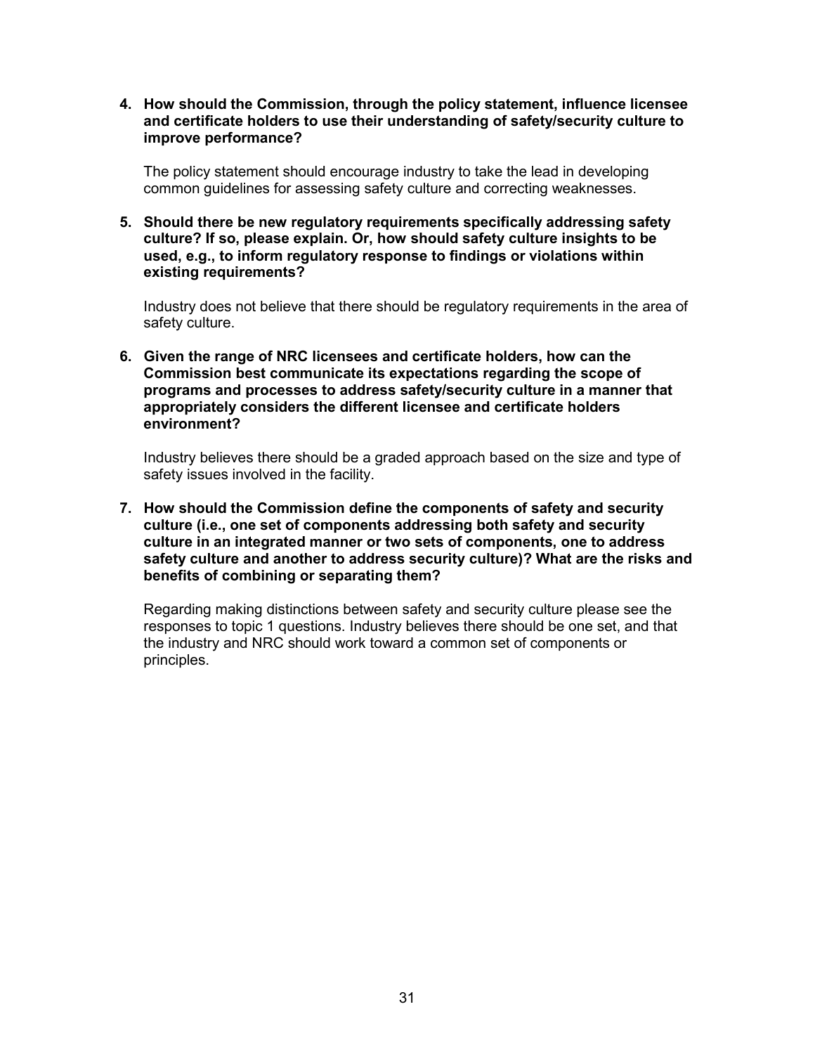4. **How should the Commission, through the policy statement, influence licensee and certificate holders to use their understanding of safety/security culture to improve performance?**

   The policy statement should encourage industry to take the lead in developing common guidelines for assessing safety culture and correcting weaknesses.

5. **Should there be new regulatory requirements specifically addressing safety culture? If so, please explain. Or, how should safety culture insights to be used, e.g., to inform regulatory response to findings or violations within existing requirements?**

   Industry does not believe that there should be regulatory requirements in the area of safety culture.

6. **Given the range of NRC licensees and certificate holders, how can the Commission best communicate its expectations regarding the scope of programs and processes to address safety/security culture in a manner that appropriately considers the different licensee and certificate holders environment?**

   Industry believes there should be a graded approach based on the size and type of safety issues involved in the facility.

7. **How should the Commission define the components of safety and security culture (i.e., one set of components addressing both safety and security culture in an integrated manner or two sets of components, one to address safety culture and another to address security culture)? What are the risks and benefits of combining or separating them?**

   Regarding making distinctions between safety and security culture please see the responses to topic 1 questions. Industry believes there should be one set, and that the industry and NRC should work toward a common set of components or principles.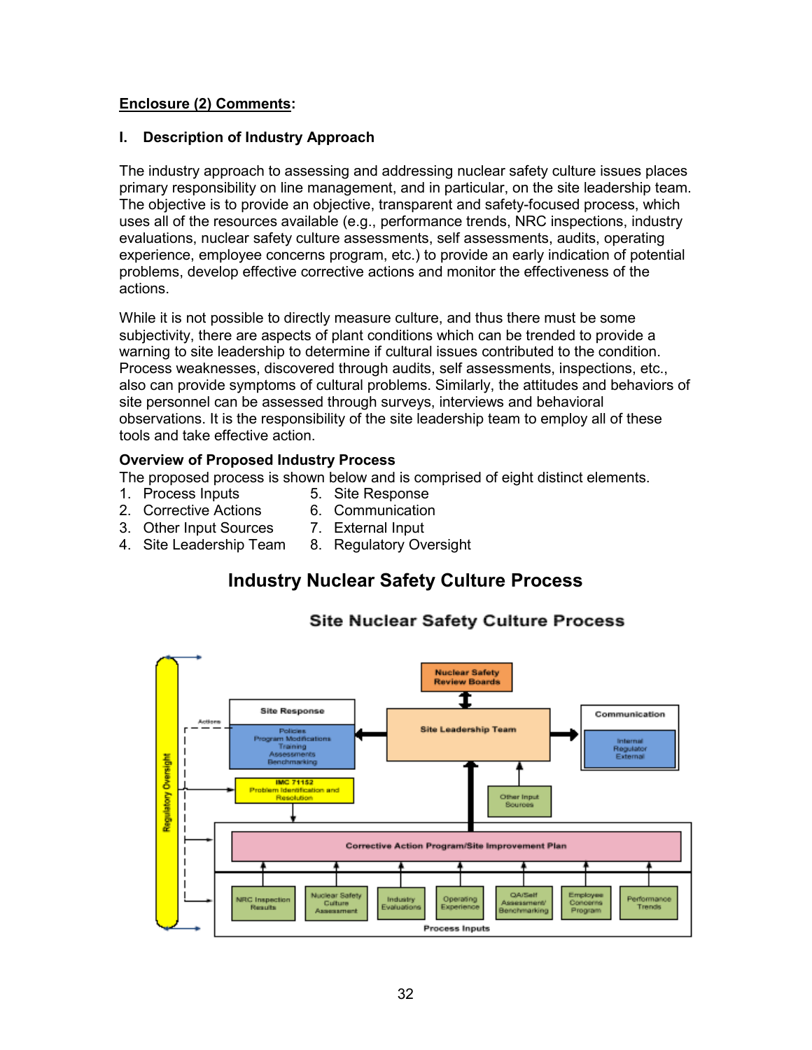**Enclosure (2) Comments:**

## I. Description of Industry Approach

The industry approach to assessing and addressing nuclear safety culture issues places primary responsibility on line management, and in particular, on the site leadership team. The objective is to provide an objective, transparent and safety-focused process, which uses all of the resources available (e.g., performance trends, NRC inspections, industry evaluations, nuclear safety culture assessments, self assessments, audits, operating experience, employee concerns program, etc.) to provide an early indication of potential problems, develop effective corrective actions and monitor the effectiveness of the actions.

While it is not possible to directly measure culture, and thus there must be some subjectivity, there are aspects of plant conditions which can be trended to provide a warning to site leadership to determine if cultural issues contributed to the condition. Process weaknesses, discovered through audits, self assessments, inspections, etc., also can provide symptoms of cultural problems. Similarly, the attitudes and behaviors of site personnel can be assessed through surveys, interviews and behavioral observations. It is the responsibility of the site leadership team to employ all of these tools and take effective action.

**Overview of Proposed Industry Process**

The proposed process is shown below and is comprised of eight distinct elements.

1. Process Inputs
2. Corrective Actions
3. Other Input Sources
4. Site Leadership Team
5. Site Response
6. Communication
7. External Input
8. Regulatory Oversight

## Industry Nuclear Safety Culture Process

### Site Nuclear Safety Culture Process

Regulatory Oversight

Nuclear Safety Review Boards

Site Response: Policies, Program Modifications, Training, Assessments, Benchmarking

Actions

Site Leadership Team

Communication: Internal, Regulator, External

IMC 71152 Problem Identification and Resolution

Other Input Sources

Corrective Action Program/Site Improvement Plan

Process Inputs: NRC Inspection Results, Nuclear Safety Culture Assessment, Industry Evaluations, Operating Experience, QA/Self Assessment/Benchmarking, Employee Concerns Program, Performance Trends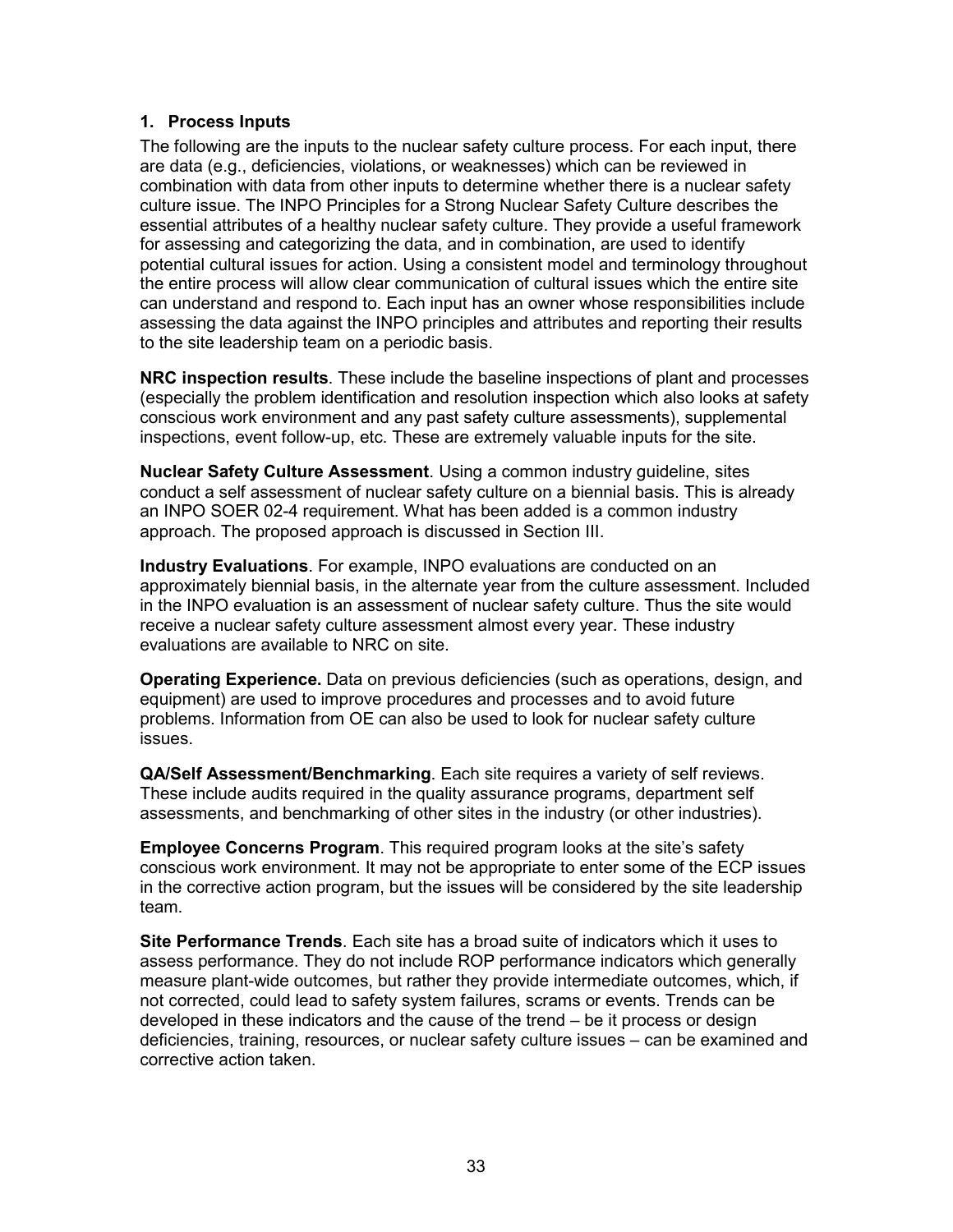### 1. Process Inputs

The following are the inputs to the nuclear safety culture process. For each input, there are data (e.g., deficiencies, violations, or weaknesses) which can be reviewed in combination with data from other inputs to determine whether there is a nuclear safety culture issue. The INPO Principles for a Strong Nuclear Safety Culture describes the essential attributes of a healthy nuclear safety culture. They provide a useful framework for assessing and categorizing the data, and in combination, are used to identify potential cultural issues for action. Using a consistent model and terminology throughout the entire process will allow clear communication of cultural issues which the entire site can understand and respond to. Each input has an owner whose responsibilities include assessing the data against the INPO principles and attributes and reporting their results to the site leadership team on a periodic basis.

**NRC inspection results**. These include the baseline inspections of plant and processes (especially the problem identification and resolution inspection which also looks at safety conscious work environment and any past safety culture assessments), supplemental inspections, event follow-up, etc. These are extremely valuable inputs for the site.

**Nuclear Safety Culture Assessment**. Using a common industry guideline, sites conduct a self assessment of nuclear safety culture on a biennial basis. This is already an INPO SOER 02-4 requirement. What has been added is a common industry approach. The proposed approach is discussed in Section III.

**Industry Evaluations**. For example, INPO evaluations are conducted on an approximately biennial basis, in the alternate year from the culture assessment. Included in the INPO evaluation is an assessment of nuclear safety culture. Thus the site would receive a nuclear safety culture assessment almost every year. These industry evaluations are available to NRC on site.

**Operating Experience.** Data on previous deficiencies (such as operations, design, and equipment) are used to improve procedures and processes and to avoid future problems. Information from OE can also be used to look for nuclear safety culture issues.

**QA/Self Assessment/Benchmarking**. Each site requires a variety of self reviews. These include audits required in the quality assurance programs, department self assessments, and benchmarking of other sites in the industry (or other industries).

**Employee Concerns Program**. This required program looks at the site's safety conscious work environment. It may not be appropriate to enter some of the ECP issues in the corrective action program, but the issues will be considered by the site leadership team.

**Site Performance Trends**. Each site has a broad suite of indicators which it uses to assess performance. They do not include ROP performance indicators which generally measure plant-wide outcomes, but rather they provide intermediate outcomes, which, if not corrected, could lead to safety system failures, scrams or events. Trends can be developed in these indicators and the cause of the trend – be it process or design deficiencies, training, resources, or nuclear safety culture issues – can be examined and corrective action taken.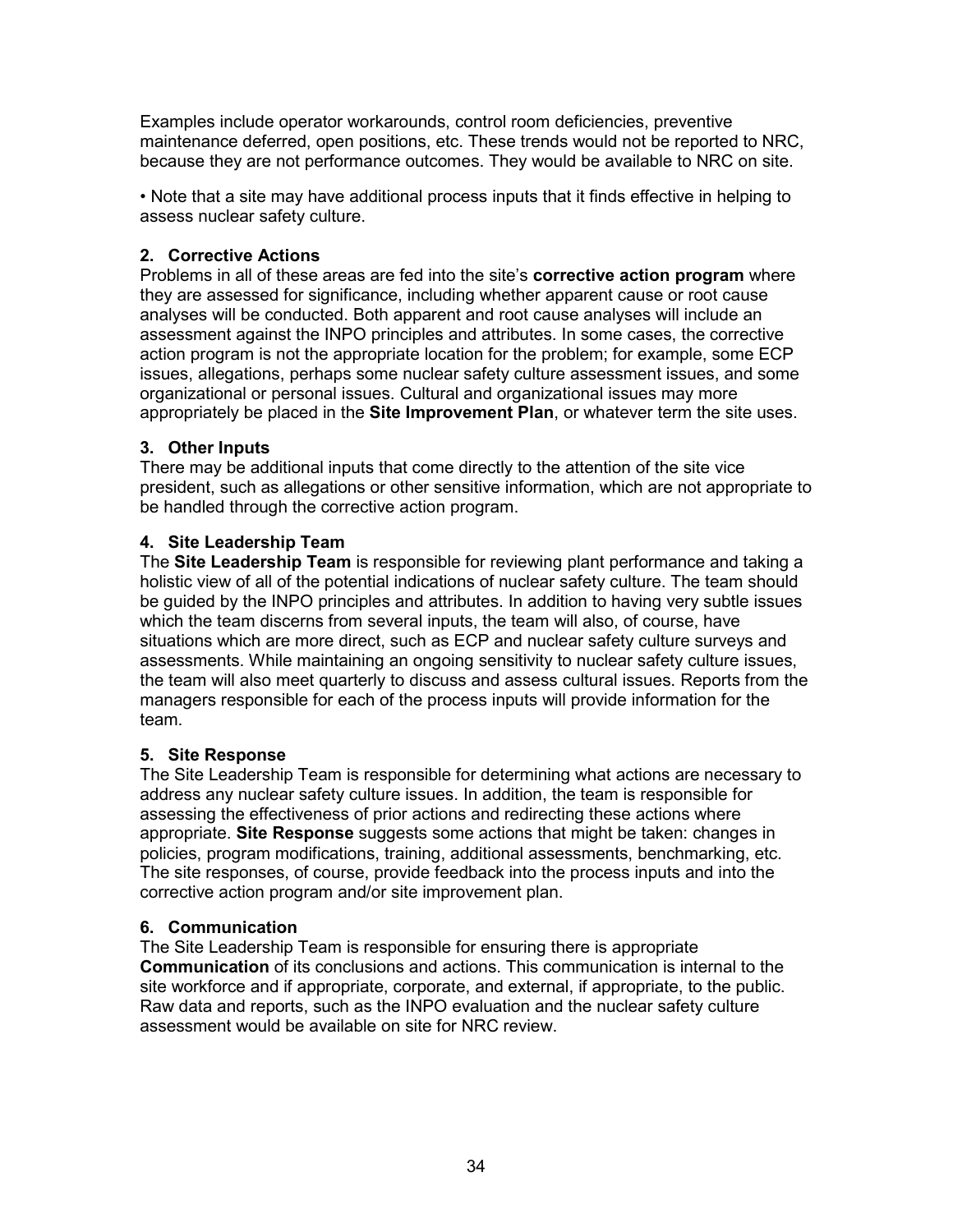Examples include operator workarounds, control room deficiencies, preventive maintenance deferred, open positions, etc. These trends would not be reported to NRC, because they are not performance outcomes. They would be available to NRC on site.

• Note that a site may have additional process inputs that it finds effective in helping to assess nuclear safety culture.

**2. Corrective Actions**

Problems in all of these areas are fed into the site's **corrective action program** where they are assessed for significance, including whether apparent cause or root cause analyses will be conducted. Both apparent and root cause analyses will include an assessment against the INPO principles and attributes. In some cases, the corrective action program is not the appropriate location for the problem; for example, some ECP issues, allegations, perhaps some nuclear safety culture assessment issues, and some organizational or personal issues. Cultural and organizational issues may more appropriately be placed in the **Site Improvement Plan**, or whatever term the site uses.

**3. Other Inputs**

There may be additional inputs that come directly to the attention of the site vice president, such as allegations or other sensitive information, which are not appropriate to be handled through the corrective action program.

**4. Site Leadership Team**

The **Site Leadership Team** is responsible for reviewing plant performance and taking a holistic view of all of the potential indications of nuclear safety culture. The team should be guided by the INPO principles and attributes. In addition to having very subtle issues which the team discerns from several inputs, the team will also, of course, have situations which are more direct, such as ECP and nuclear safety culture surveys and assessments. While maintaining an ongoing sensitivity to nuclear safety culture issues, the team will also meet quarterly to discuss and assess cultural issues. Reports from the managers responsible for each of the process inputs will provide information for the team.

**5. Site Response**

The Site Leadership Team is responsible for determining what actions are necessary to address any nuclear safety culture issues. In addition, the team is responsible for assessing the effectiveness of prior actions and redirecting these actions where appropriate. **Site Response** suggests some actions that might be taken: changes in policies, program modifications, training, additional assessments, benchmarking, etc. The site responses, of course, provide feedback into the process inputs and into the corrective action program and/or site improvement plan.

**6. Communication**

The Site Leadership Team is responsible for ensuring there is appropriate **Communication** of its conclusions and actions. This communication is internal to the site workforce and if appropriate, corporate, and external, if appropriate, to the public. Raw data and reports, such as the INPO evaluation and the nuclear safety culture assessment would be available on site for NRC review.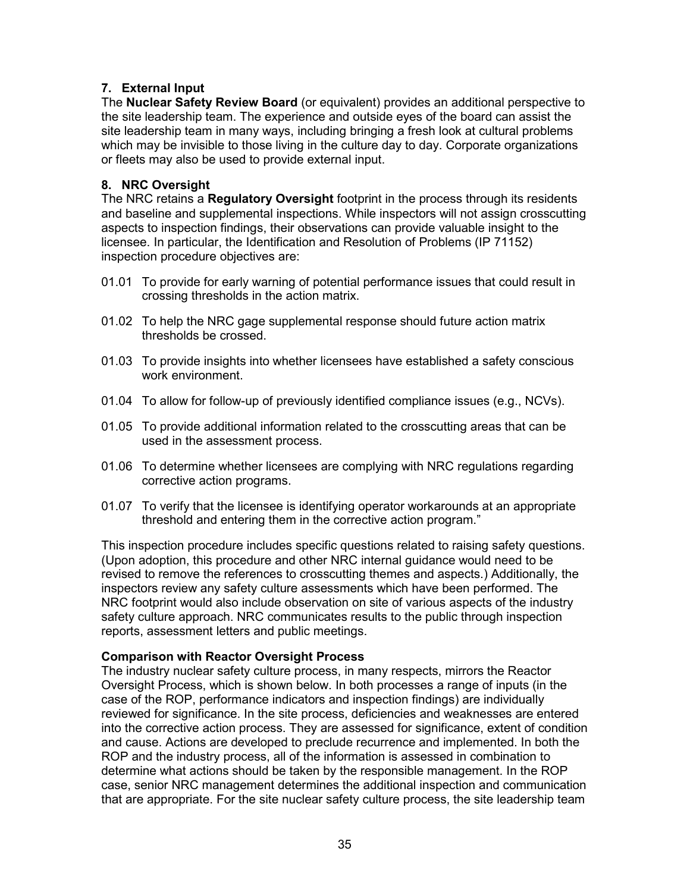### 7. External Input

The **Nuclear Safety Review Board** (or equivalent) provides an additional perspective to the site leadership team. The experience and outside eyes of the board can assist the site leadership team in many ways, including bringing a fresh look at cultural problems which may be invisible to those living in the culture day to day. Corporate organizations or fleets may also be used to provide external input.

### 8. NRC Oversight

The NRC retains a **Regulatory Oversight** footprint in the process through its residents and baseline and supplemental inspections. While inspectors will not assign crosscutting aspects to inspection findings, their observations can provide valuable insight to the licensee. In particular, the Identification and Resolution of Problems (IP 71152) inspection procedure objectives are:

01.01 To provide for early warning of potential performance issues that could result in crossing thresholds in the action matrix.

01.02 To help the NRC gage supplemental response should future action matrix thresholds be crossed.

01.03 To provide insights into whether licensees have established a safety conscious work environment.

01.04 To allow for follow-up of previously identified compliance issues (e.g., NCVs).

01.05 To provide additional information related to the crosscutting areas that can be used in the assessment process.

01.06 To determine whether licensees are complying with NRC regulations regarding corrective action programs.

01.07 To verify that the licensee is identifying operator workarounds at an appropriate threshold and entering them in the corrective action program."

This inspection procedure includes specific questions related to raising safety questions. (Upon adoption, this procedure and other NRC internal guidance would need to be revised to remove the references to crosscutting themes and aspects.) Additionally, the inspectors review any safety culture assessments which have been performed. The NRC footprint would also include observation on site of various aspects of the industry safety culture approach. NRC communicates results to the public through inspection reports, assessment letters and public meetings.

**Comparison with Reactor Oversight Process**

The industry nuclear safety culture process, in many respects, mirrors the Reactor Oversight Process, which is shown below. In both processes a range of inputs (in the case of the ROP, performance indicators and inspection findings) are individually reviewed for significance. In the site process, deficiencies and weaknesses are entered into the corrective action process. They are assessed for significance, extent of condition and cause. Actions are developed to preclude recurrence and implemented. In both the ROP and the industry process, all of the information is assessed in combination to determine what actions should be taken by the responsible management. In the ROP case, senior NRC management determines the additional inspection and communication that are appropriate. For the site nuclear safety culture process, the site leadership team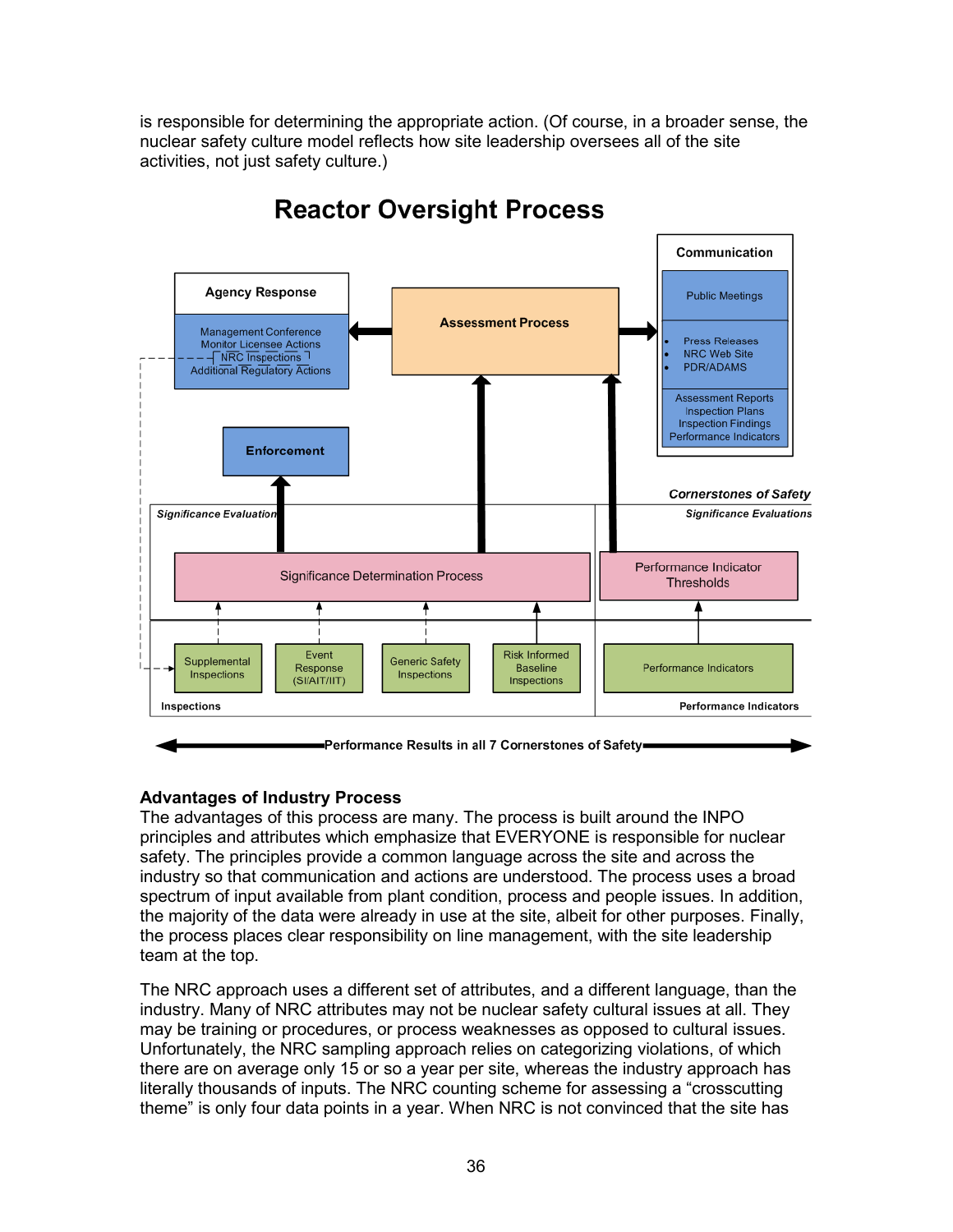is responsible for determining the appropriate action. (Of course, in a broader sense, the nuclear safety culture model reflects how site leadership oversees all of the site activities, not just safety culture.)

## Reactor Oversight Process

**Agency Response**
- Management Conference
- Monitor Licensee Actions
- NRC Inspections
- Additional Regulatory Actions

**Assessment Process**

**Communication**
- Public Meetings
- Press Releases
- NRC Web Site
- PDR/ADAMS
- Assessment Reports
- Inspection Plans
- Inspection Findings
- Performance Indicators

**Enforcement**

*Cornerstones of Safety*

*Significance Evaluation*

Significance Determination Process

*Significance Evaluations*

Performance Indicator Thresholds

Supplemental Inspections | Event Response (SI/AIT/IIT) | Generic Safety Inspections | Risk Informed Baseline Inspections | Performance Indicators

Inspections | Performance Indicators

Performance Results in all 7 Cornerstones of Safety

**Advantages of Industry Process**

The advantages of this process are many. The process is built around the INPO principles and attributes which emphasize that EVERYONE is responsible for nuclear safety. The principles provide a common language across the site and across the industry so that communication and actions are understood. The process uses a broad spectrum of input available from plant condition, process and people issues. In addition, the majority of the data were already in use at the site, albeit for other purposes. Finally, the process places clear responsibility on line management, with the site leadership team at the top.

The NRC approach uses a different set of attributes, and a different language, than the industry. Many of NRC attributes may not be nuclear safety cultural issues at all. They may be training or procedures, or process weaknesses as opposed to cultural issues. Unfortunately, the NRC sampling approach relies on categorizing violations, of which there are on average only 15 or so a year per site, whereas the industry approach has literally thousands of inputs. The NRC counting scheme for assessing a "crosscutting theme" is only four data points in a year. When NRC is not convinced that the site has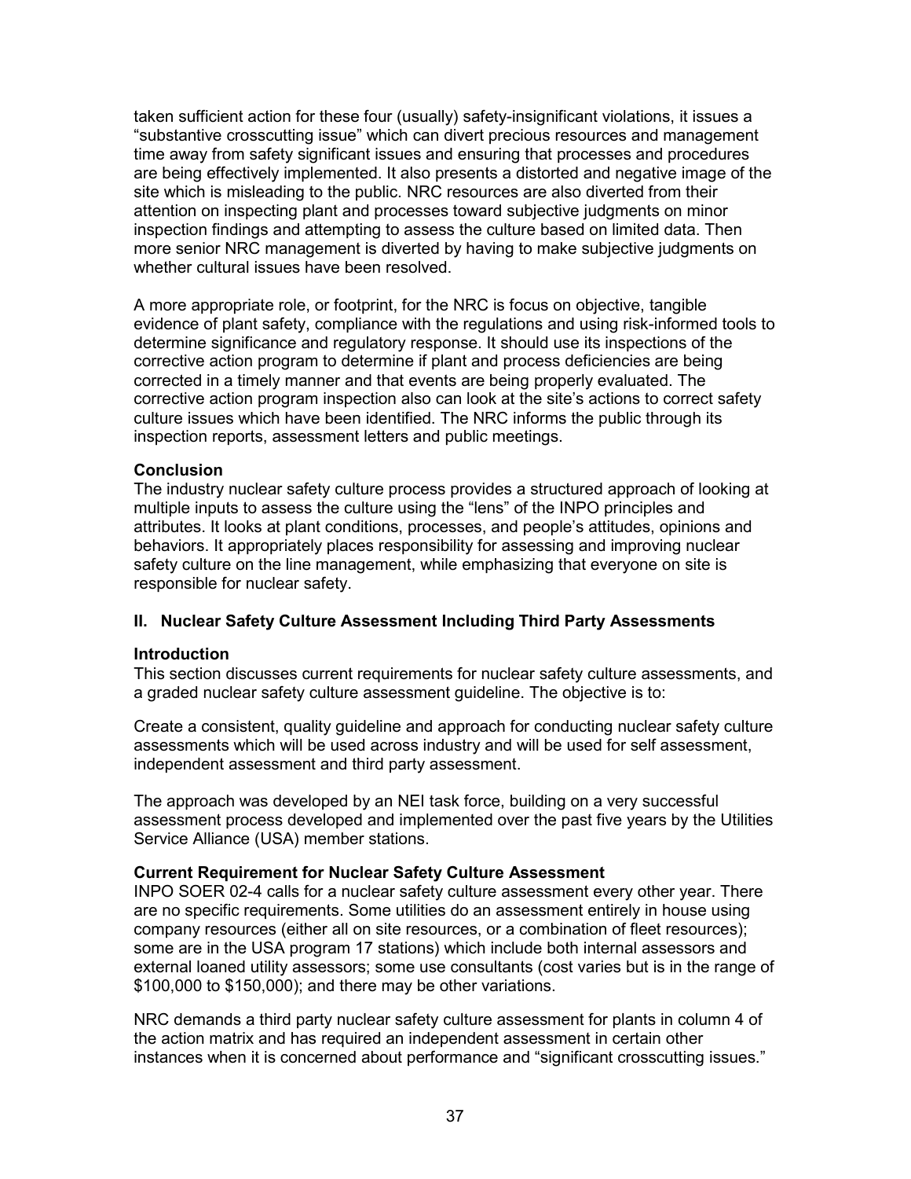taken sufficient action for these four (usually) safety-insignificant violations, it issues a "substantive crosscutting issue" which can divert precious resources and management time away from safety significant issues and ensuring that processes and procedures are being effectively implemented. It also presents a distorted and negative image of the site which is misleading to the public. NRC resources are also diverted from their attention on inspecting plant and processes toward subjective judgments on minor inspection findings and attempting to assess the culture based on limited data. Then more senior NRC management is diverted by having to make subjective judgments on whether cultural issues have been resolved.

A more appropriate role, or footprint, for the NRC is focus on objective, tangible evidence of plant safety, compliance with the regulations and using risk-informed tools to determine significance and regulatory response. It should use its inspections of the corrective action program to determine if plant and process deficiencies are being corrected in a timely manner and that events are being properly evaluated. The corrective action program inspection also can look at the site's actions to correct safety culture issues which have been identified. The NRC informs the public through its inspection reports, assessment letters and public meetings.

**Conclusion**

The industry nuclear safety culture process provides a structured approach of looking at multiple inputs to assess the culture using the "lens" of the INPO principles and attributes. It looks at plant conditions, processes, and people's attitudes, opinions and behaviors. It appropriately places responsibility for assessing and improving nuclear safety culture on the line management, while emphasizing that everyone on site is responsible for nuclear safety.

## II. Nuclear Safety Culture Assessment Including Third Party Assessments

**Introduction**

This section discusses current requirements for nuclear safety culture assessments, and a graded nuclear safety culture assessment guideline. The objective is to:

Create a consistent, quality guideline and approach for conducting nuclear safety culture assessments which will be used across industry and will be used for self assessment, independent assessment and third party assessment.

The approach was developed by an NEI task force, building on a very successful assessment process developed and implemented over the past five years by the Utilities Service Alliance (USA) member stations.

**Current Requirement for Nuclear Safety Culture Assessment**

INPO SOER 02-4 calls for a nuclear safety culture assessment every other year. There are no specific requirements. Some utilities do an assessment entirely in house using company resources (either all on site resources, or a combination of fleet resources); some are in the USA program 17 stations) which include both internal assessors and external loaned utility assessors; some use consultants (cost varies but is in the range of $100,000 to $150,000); and there may be other variations.

NRC demands a third party nuclear safety culture assessment for plants in column 4 of the action matrix and has required an independent assessment in certain other instances when it is concerned about performance and "significant crosscutting issues."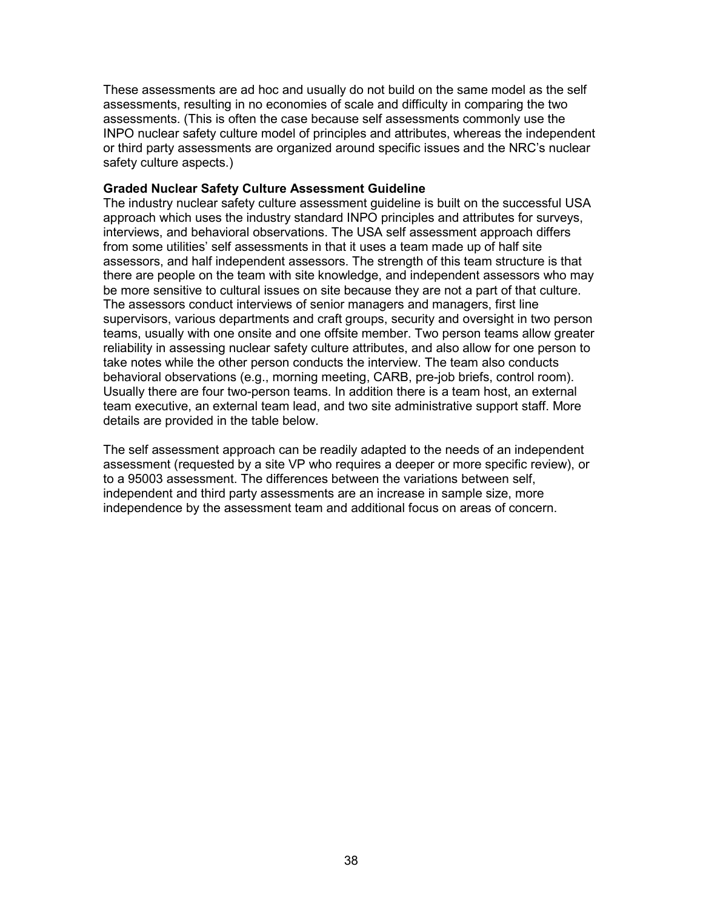These assessments are ad hoc and usually do not build on the same model as the self assessments, resulting in no economies of scale and difficulty in comparing the two assessments. (This is often the case because self assessments commonly use the INPO nuclear safety culture model of principles and attributes, whereas the independent or third party assessments are organized around specific issues and the NRC's nuclear safety culture aspects.)

**Graded Nuclear Safety Culture Assessment Guideline**
The industry nuclear safety culture assessment guideline is built on the successful USA approach which uses the industry standard INPO principles and attributes for surveys, interviews, and behavioral observations. The USA self assessment approach differs from some utilities' self assessments in that it uses a team made up of half site assessors, and half independent assessors. The strength of this team structure is that there are people on the team with site knowledge, and independent assessors who may be more sensitive to cultural issues on site because they are not a part of that culture. The assessors conduct interviews of senior managers and managers, first line supervisors, various departments and craft groups, security and oversight in two person teams, usually with one onsite and one offsite member. Two person teams allow greater reliability in assessing nuclear safety culture attributes, and also allow for one person to take notes while the other person conducts the interview. The team also conducts behavioral observations (e.g., morning meeting, CARB, pre-job briefs, control room). Usually there are four two-person teams. In addition there is a team host, an external team executive, an external team lead, and two site administrative support staff. More details are provided in the table below.

The self assessment approach can be readily adapted to the needs of an independent assessment (requested by a site VP who requires a deeper or more specific review), or to a 95003 assessment. The differences between the variations between self, independent and third party assessments are an increase in sample size, more independence by the assessment team and additional focus on areas of concern.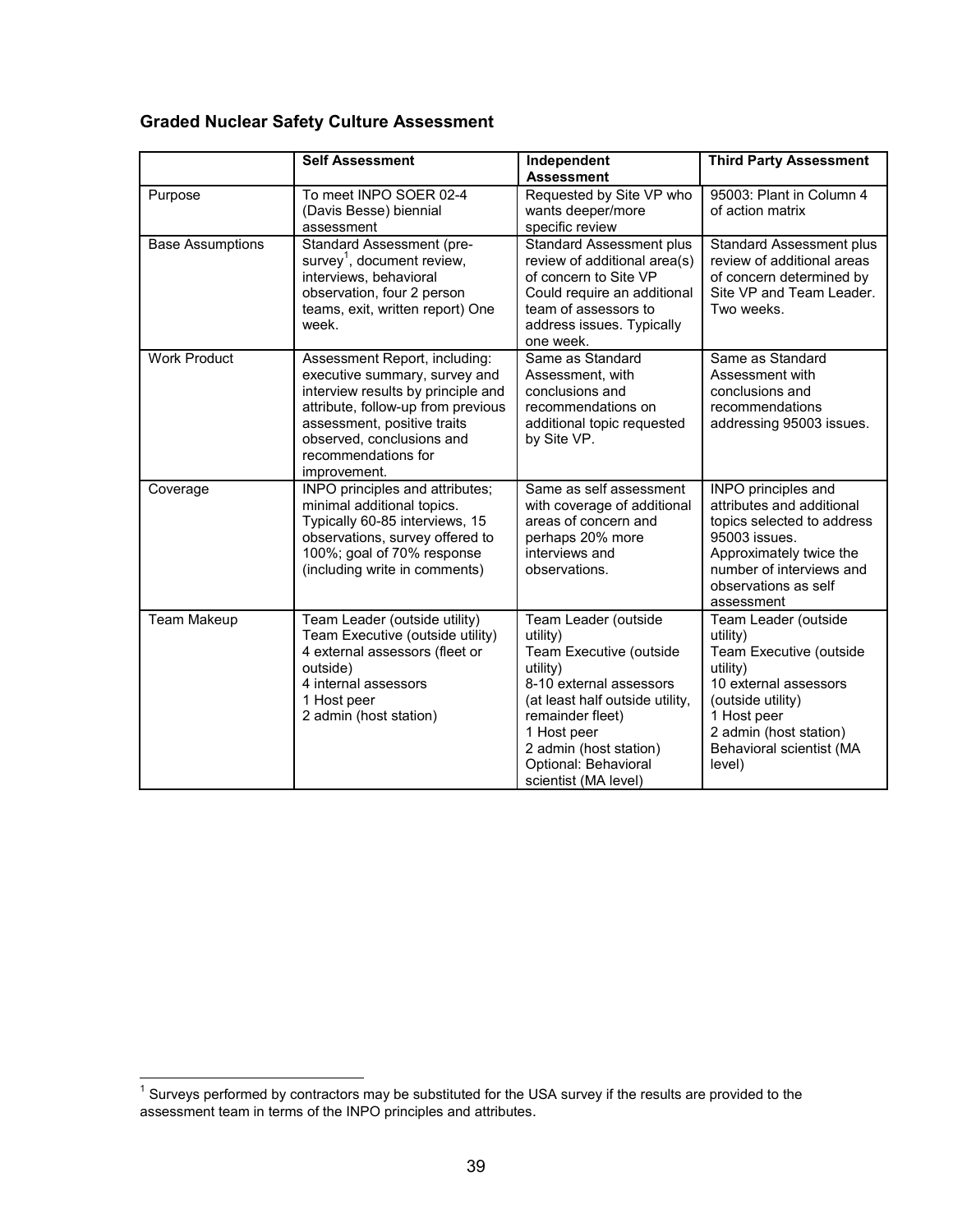### Graded Nuclear Safety Culture Assessment

| | Self Assessment | Independent Assessment | Third Party Assessment |
|---|---|---|---|
| Purpose | To meet INPO SOER 02-4 (Davis Besse) biennial assessment | Requested by Site VP who wants deeper/more specific review | 95003: Plant in Column 4 of action matrix |
| Base Assumptions | Standard Assessment (pre-survey[1], document review, interviews, behavioral observation, four 2 person teams, exit, written report) One week. | Standard Assessment plus review of additional area(s) of concern to Site VP Could require an additional team of assessors to address issues. Typically one week. | Standard Assessment plus review of additional areas of concern determined by Site VP and Team Leader. Two weeks. |
| Work Product | Assessment Report, including: executive summary, survey and interview results by principle and attribute, follow-up from previous assessment, positive traits observed, conclusions and recommendations for improvement. | Same as Standard Assessment, with conclusions and recommendations on additional topic requested by Site VP. | Same as Standard Assessment with conclusions and recommendations addressing 95003 issues. |
| Coverage | INPO principles and attributes; minimal additional topics. Typically 60-85 interviews, 15 observations, survey offered to 100%; goal of 70% response (including write in comments) | Same as self assessment with coverage of additional areas of concern and perhaps 20% more interviews and observations. | INPO principles and attributes and additional topics selected to address 95003 issues. Approximately twice the number of interviews and observations as self assessment |
| Team Makeup | Team Leader (outside utility)<br>Team Executive (outside utility)<br>4 external assessors (fleet or outside)<br>4 internal assessors<br>1 Host peer<br>2 admin (host station) | Team Leader (outside utility)<br>Team Executive (outside utility)<br>8-10 external assessors (at least half outside utility, remainder fleet)<br>1 Host peer<br>2 admin (host station)<br>Optional: Behavioral scientist (MA level) | Team Leader (outside utility)<br>Team Executive (outside utility)<br>10 external assessors (outside utility)<br>1 Host peer<br>2 admin (host station)<br>Behavioral scientist (MA level) |

[1] Surveys performed by contractors may be substituted for the USA survey if the results are provided to the assessment team in terms of the INPO principles and attributes.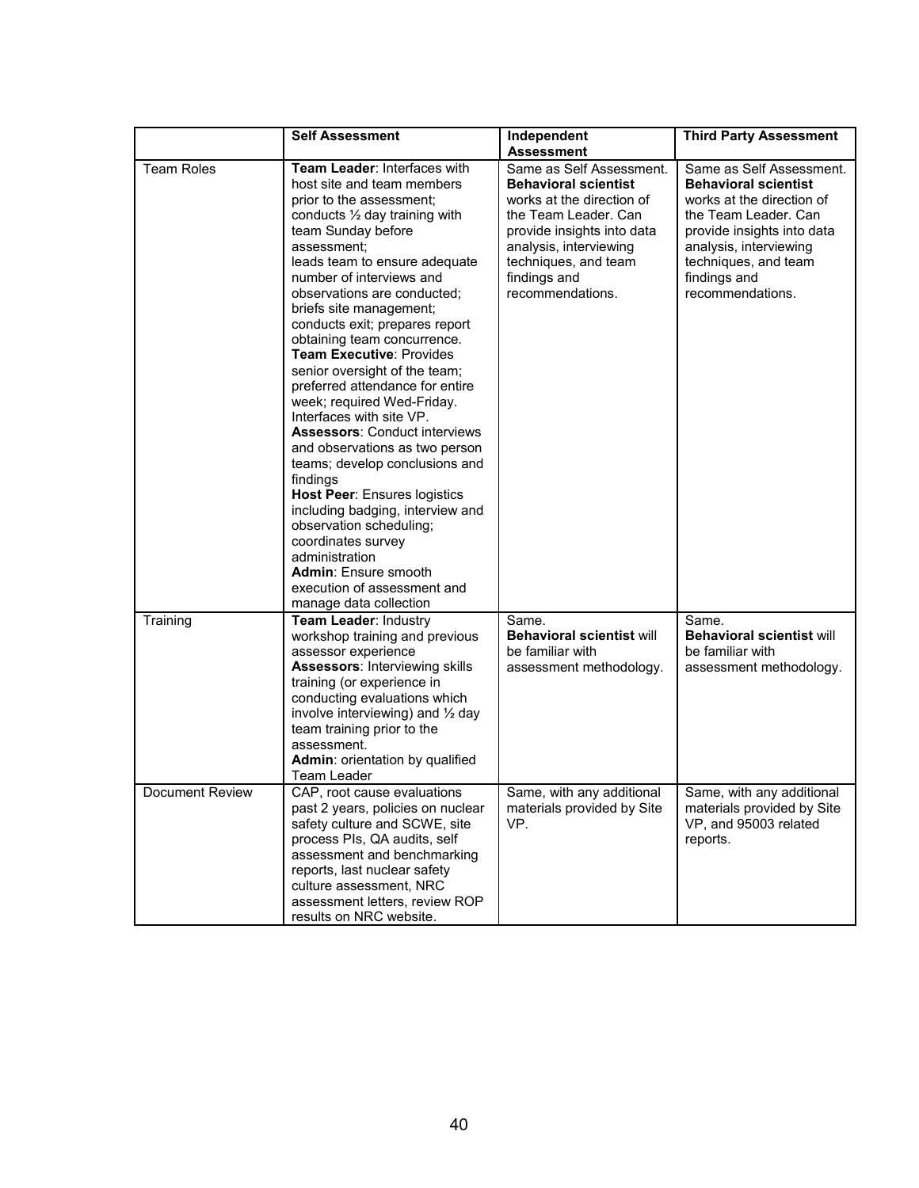| | **Self Assessment** | **Independent Assessment** | **Third Party Assessment** |
|---|---|---|---|
| Team Roles | **Team Leader**: Interfaces with host site and team members prior to the assessment; conducts ½ day training with team Sunday before assessment; leads team to ensure adequate number of interviews and observations are conducted; briefs site management; conducts exit; prepares report obtaining team concurrence. **Team Executive**: Provides senior oversight of the team; preferred attendance for entire week; required Wed-Friday. Interfaces with site VP. **Assessors**: Conduct interviews and observations as two person teams; develop conclusions and findings **Host Peer**: Ensures logistics including badging, interview and observation scheduling; coordinates survey administration **Admin**: Ensure smooth execution of assessment and manage data collection | Same as Self Assessment. **Behavioral scientist** works at the direction of the Team Leader. Can provide insights into data analysis, interviewing techniques, and team findings and recommendations. | Same as Self Assessment. **Behavioral scientist** works at the direction of the Team Leader. Can provide insights into data analysis, interviewing techniques, and team findings and recommendations. |
| Training | **Team Leader**: Industry workshop training and previous assessor experience **Assessors**: Interviewing skills training (or experience in conducting evaluations which involve interviewing) and ½ day team training prior to the assessment. **Admin**: orientation by qualified Team Leader | Same. **Behavioral scientist** will be familiar with assessment methodology. | Same. **Behavioral scientist** will be familiar with assessment methodology. |
| Document Review | CAP, root cause evaluations past 2 years, policies on nuclear safety culture and SCWE, site process PIs, QA audits, self assessment and benchmarking reports, last nuclear safety culture assessment, NRC assessment letters, review ROP results on NRC website. | Same, with any additional materials provided by Site VP. | Same, with any additional materials provided by Site VP, and 95003 related reports. |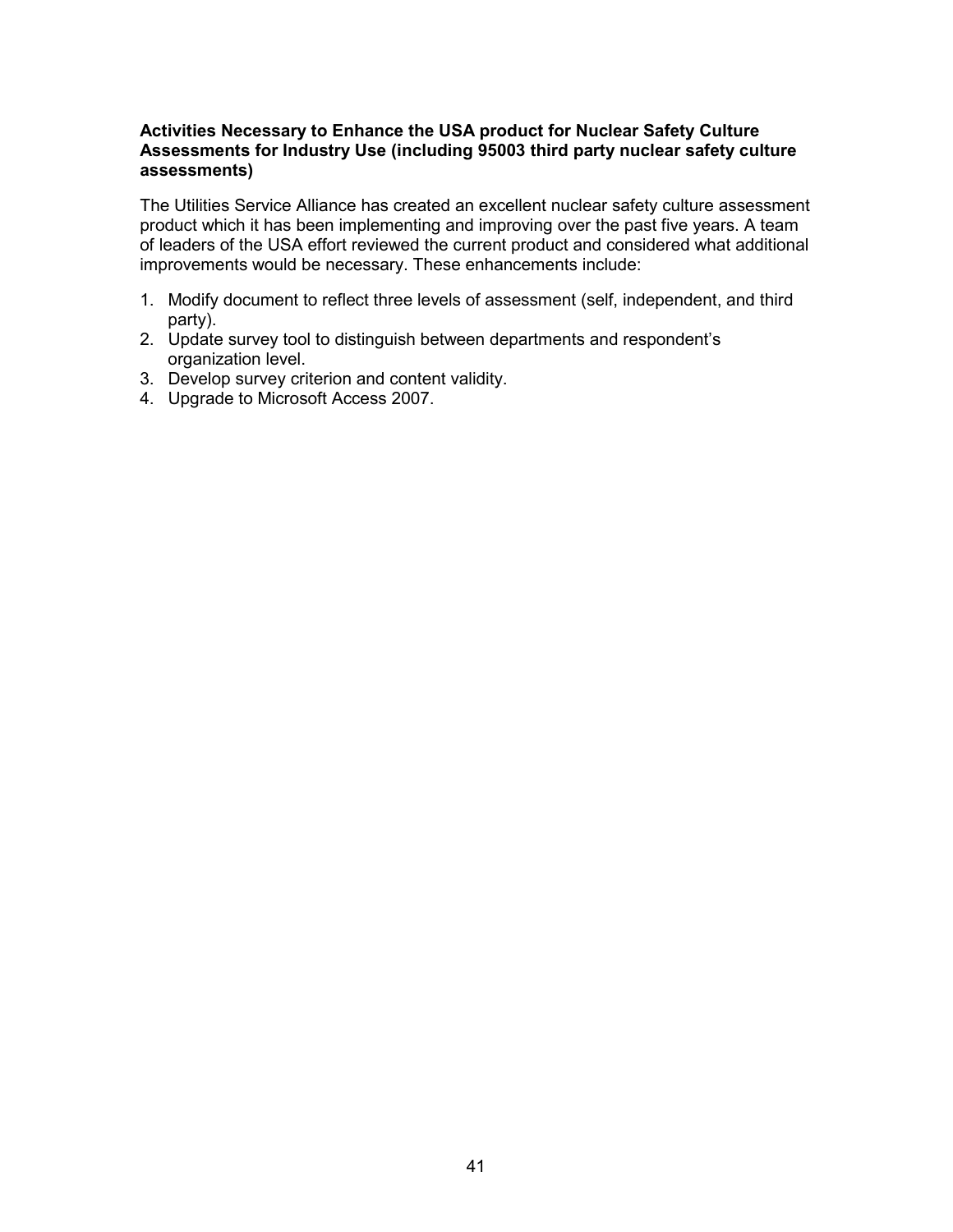**Activities Necessary to Enhance the USA product for Nuclear Safety Culture Assessments for Industry Use (including 95003 third party nuclear safety culture assessments)**

The Utilities Service Alliance has created an excellent nuclear safety culture assessment product which it has been implementing and improving over the past five years. A team of leaders of the USA effort reviewed the current product and considered what additional improvements would be necessary. These enhancements include:

1. Modify document to reflect three levels of assessment (self, independent, and third party).
2. Update survey tool to distinguish between departments and respondent's organization level.
3. Develop survey criterion and content validity.
4. Upgrade to Microsoft Access 2007.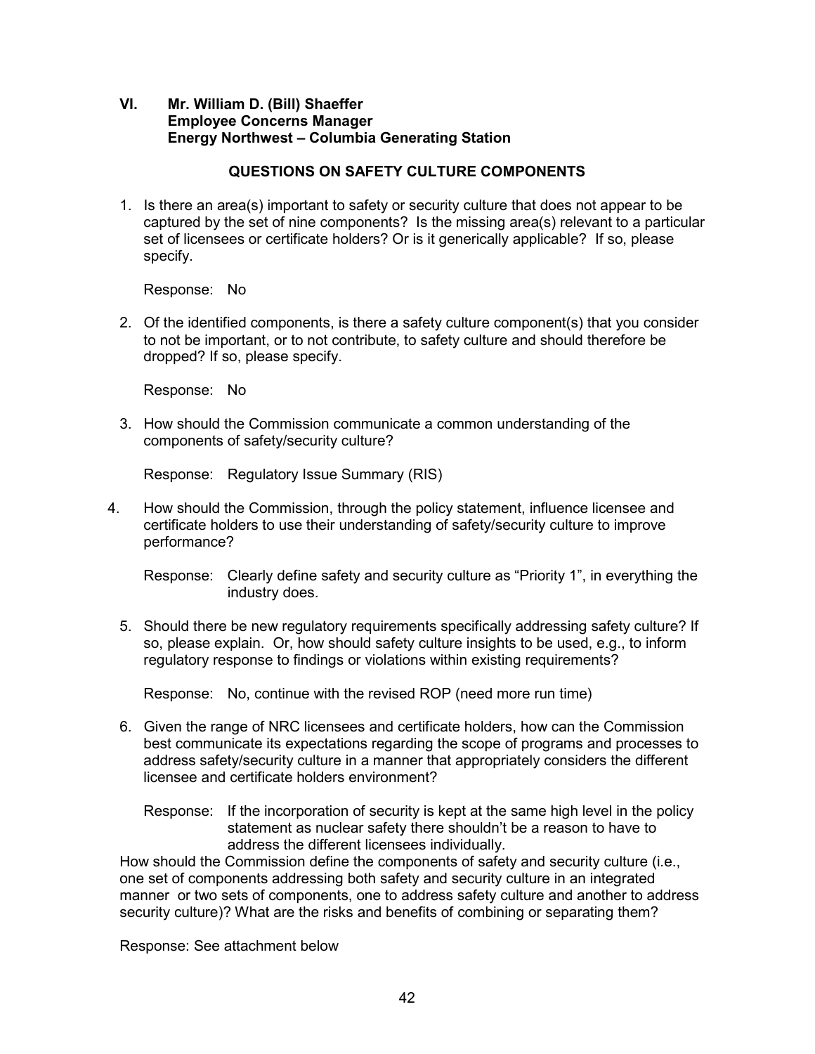**VI. Mr. William D. (Bill) Shaeffer**
**Employee Concerns Manager**
**Energy Northwest – Columbia Generating Station**

**QUESTIONS ON SAFETY CULTURE COMPONENTS**

1. Is there an area(s) important to safety or security culture that does not appear to be captured by the set of nine components? Is the missing area(s) relevant to a particular set of licensees or certificate holders? Or is it generically applicable? If so, please specify.

   Response: No

2. Of the identified components, is there a safety culture component(s) that you consider to not be important, or to not contribute, to safety culture and should therefore be dropped? If so, please specify.

   Response: No

3. How should the Commission communicate a common understanding of the components of safety/security culture?

   Response: Regulatory Issue Summary (RIS)

4. How should the Commission, through the policy statement, influence licensee and certificate holders to use their understanding of safety/security culture to improve performance?

   Response: Clearly define safety and security culture as "Priority 1", in everything the industry does.

5. Should there be new regulatory requirements specifically addressing safety culture? If so, please explain. Or, how should safety culture insights to be used, e.g., to inform regulatory response to findings or violations within existing requirements?

   Response: No, continue with the revised ROP (need more run time)

6. Given the range of NRC licensees and certificate holders, how can the Commission best communicate its expectations regarding the scope of programs and processes to address safety/security culture in a manner that appropriately considers the different licensee and certificate holders environment?

   Response: If the incorporation of security is kept at the same high level in the policy statement as nuclear safety there shouldn't be a reason to have to address the different licensees individually.

How should the Commission define the components of safety and security culture (i.e., one set of components addressing both safety and security culture in an integrated manner or two sets of components, one to address safety culture and another to address security culture)? What are the risks and benefits of combining or separating them?

Response: See attachment below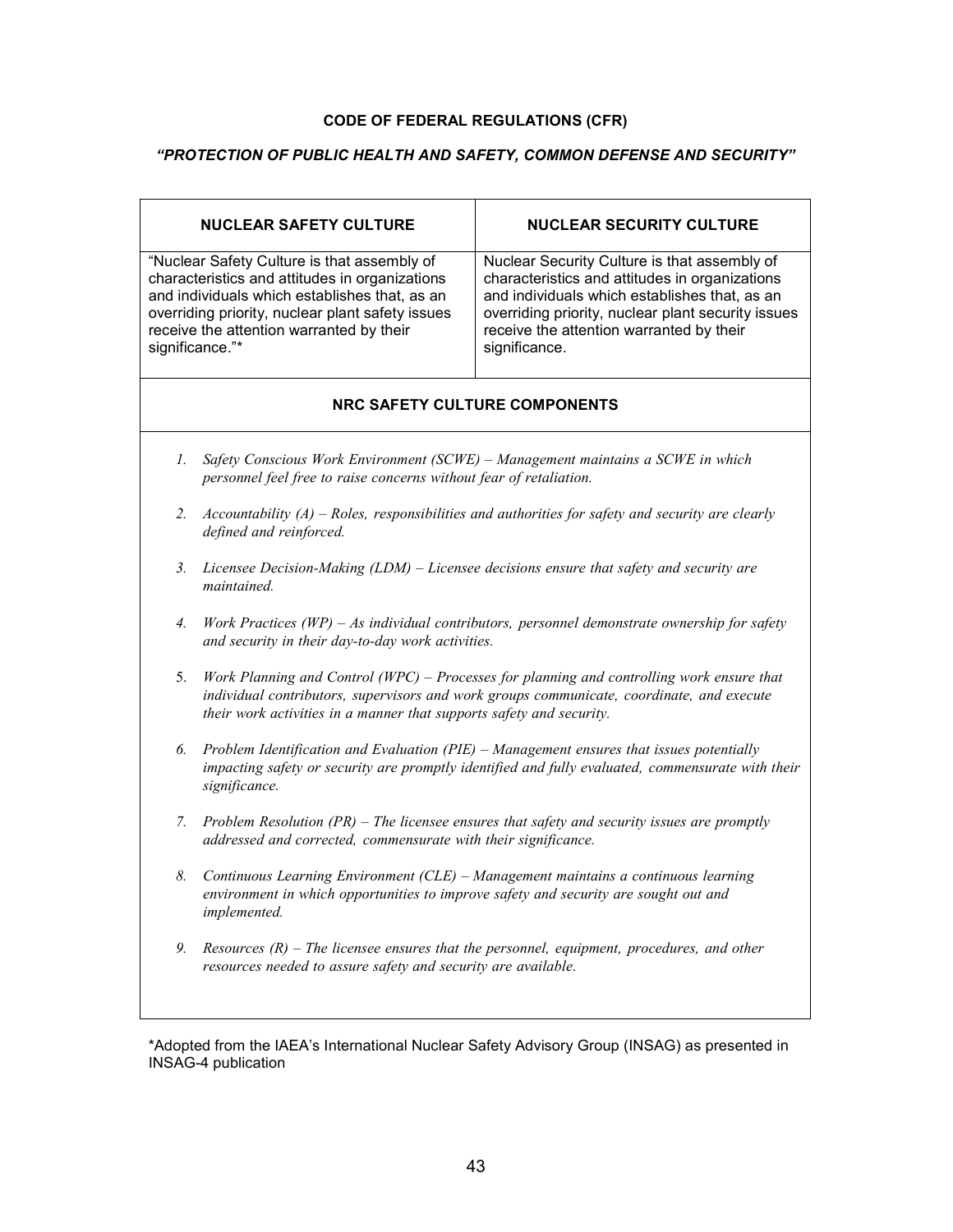**CODE OF FEDERAL REGULATIONS (CFR)**

***"PROTECTION OF PUBLIC HEALTH AND SAFETY, COMMON DEFENSE AND SECURITY"***

| **NUCLEAR SAFETY CULTURE** | **NUCLEAR SECURITY CULTURE** |
|---|---|
| "Nuclear Safety Culture is that assembly of characteristics and attitudes in organizations and individuals which establishes that, as an overriding priority, nuclear plant safety issues receive the attention warranted by their significance."* | Nuclear Security Culture is that assembly of characteristics and attitudes in organizations and individuals which establishes that, as an overriding priority, nuclear plant security issues receive the attention warranted by their significance. |

**NRC SAFETY CULTURE COMPONENTS**

1. *Safety Conscious Work Environment (SCWE) – Management maintains a SCWE in which personnel feel free to raise concerns without fear of retaliation.*
2. *Accountability (A) – Roles, responsibilities and authorities for safety and security are clearly defined and reinforced.*
3. *Licensee Decision-Making (LDM) – Licensee decisions ensure that safety and security are maintained.*
4. *Work Practices (WP) – As individual contributors, personnel demonstrate ownership for safety and security in their day-to-day work activities.*
5. *Work Planning and Control (WPC) – Processes for planning and controlling work ensure that individual contributors, supervisors and work groups communicate, coordinate, and execute their work activities in a manner that supports safety and security.*
6. *Problem Identification and Evaluation (PIE) – Management ensures that issues potentially impacting safety or security are promptly identified and fully evaluated, commensurate with their significance.*
7. *Problem Resolution (PR) – The licensee ensures that safety and security issues are promptly addressed and corrected, commensurate with their significance.*
8. *Continuous Learning Environment (CLE) – Management maintains a continuous learning environment in which opportunities to improve safety and security are sought out and implemented.*
9. *Resources (R) – The licensee ensures that the personnel, equipment, procedures, and other resources needed to assure safety and security are available.*

*Adopted from the IAEA's International Nuclear Safety Advisory Group (INSAG) as presented in INSAG-4 publication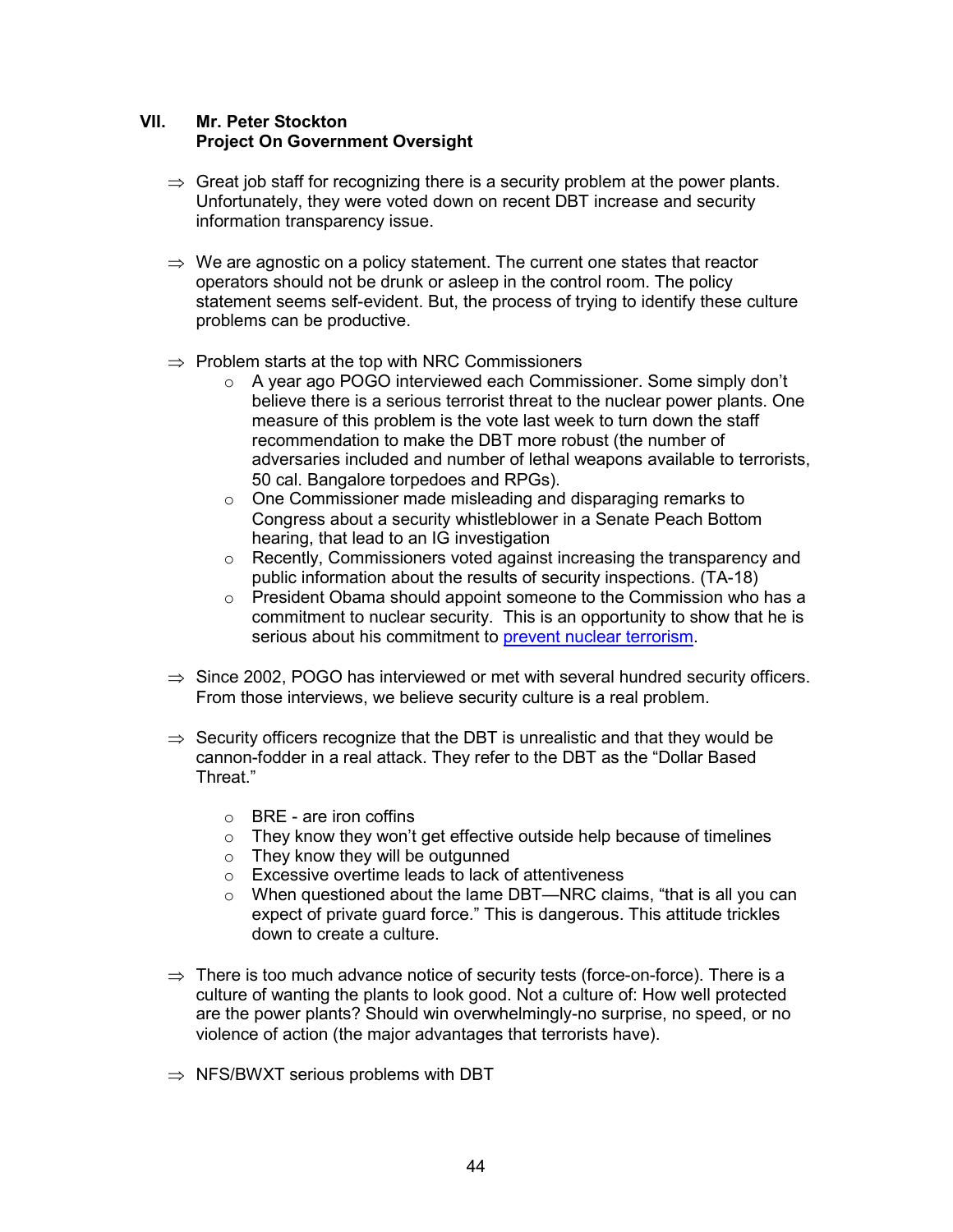## VII. Mr. Peter Stockton
**Project On Government Oversight**

⇒ Great job staff for recognizing there is a security problem at the power plants. Unfortunately, they were voted down on recent DBT increase and security information transparency issue.

⇒ We are agnostic on a policy statement. The current one states that reactor operators should not be drunk or asleep in the control room. The policy statement seems self-evident. But, the process of trying to identify these culture problems can be productive.

⇒ Problem starts at the top with NRC Commissioners
- A year ago POGO interviewed each Commissioner. Some simply don't believe there is a serious terrorist threat to the nuclear power plants. One measure of this problem is the vote last week to turn down the staff recommendation to make the DBT more robust (the number of adversaries included and number of lethal weapons available to terrorists, 50 cal. Bangalore torpedoes and RPGs).
- One Commissioner made misleading and disparaging remarks to Congress about a security whistleblower in a Senate Peach Bottom hearing, that lead to an IG investigation
- Recently, Commissioners voted against increasing the transparency and public information about the results of security inspections. (TA-18)
- President Obama should appoint someone to the Commission who has a commitment to nuclear security. This is an opportunity to show that he is serious about his commitment to prevent nuclear terrorism.

⇒ Since 2002, POGO has interviewed or met with several hundred security officers. From those interviews, we believe security culture is a real problem.

⇒ Security officers recognize that the DBT is unrealistic and that they would be cannon-fodder in a real attack. They refer to the DBT as the "Dollar Based Threat."

- BRE - are iron coffins
- They know they won't get effective outside help because of timelines
- They know they will be outgunned
- Excessive overtime leads to lack of attentiveness
- When questioned about the lame DBT—NRC claims, "that is all you can expect of private guard force." This is dangerous. This attitude trickles down to create a culture.

⇒ There is too much advance notice of security tests (force-on-force). There is a culture of wanting the plants to look good. Not a culture of: How well protected are the power plants? Should win overwhelmingly-no surprise, no speed, or no violence of action (the major advantages that terrorists have).

⇒ NFS/BWXT serious problems with DBT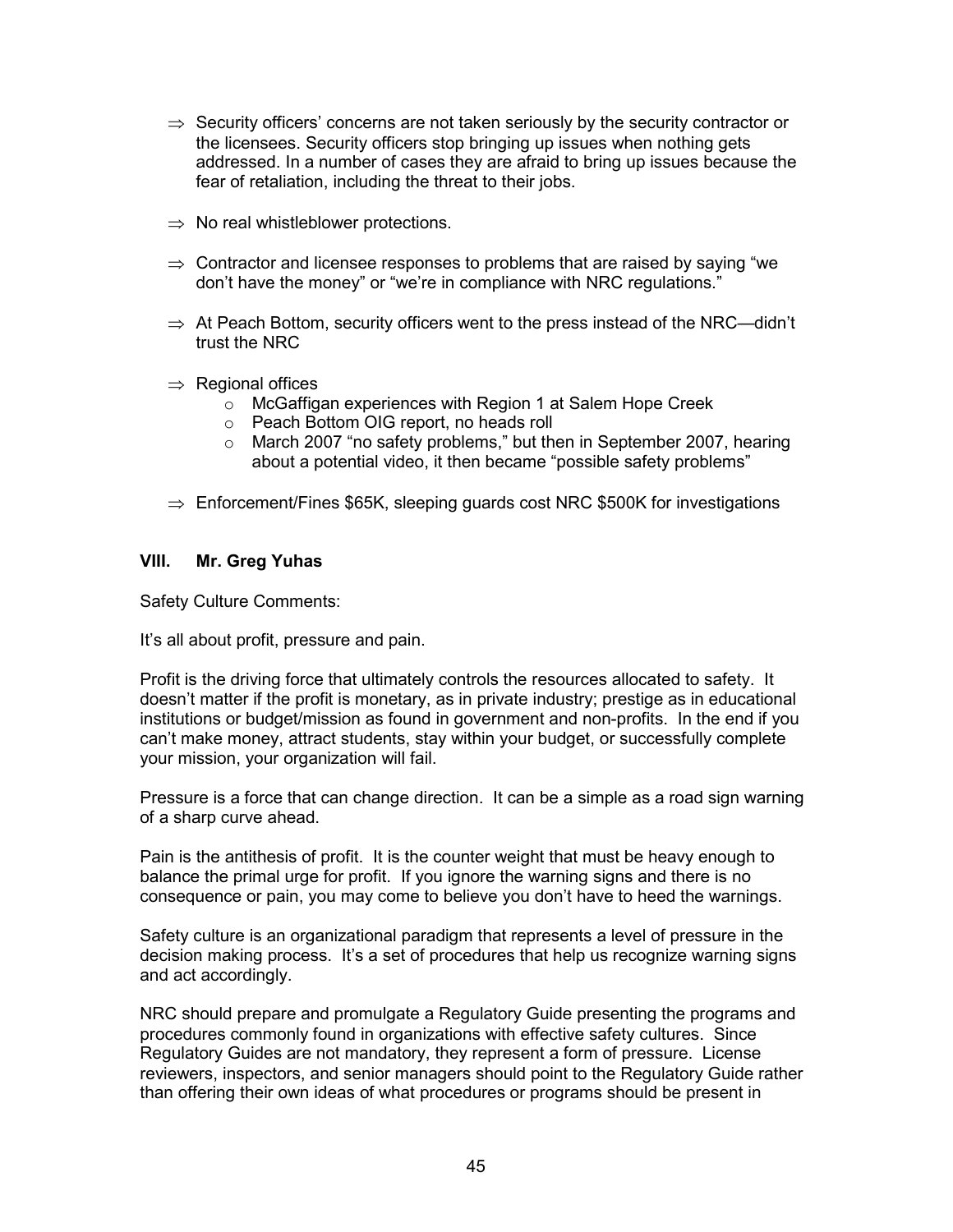- ⇒ Security officers' concerns are not taken seriously by the security contractor or the licensees. Security officers stop bringing up issues when nothing gets addressed. In a number of cases they are afraid to bring up issues because the fear of retaliation, including the threat to their jobs.

- ⇒ No real whistleblower protections.

- ⇒ Contractor and licensee responses to problems that are raised by saying "we don't have the money" or "we're in compliance with NRC regulations."

- ⇒ At Peach Bottom, security officers went to the press instead of the NRC—didn't trust the NRC

- ⇒ Regional offices
  - McGaffigan experiences with Region 1 at Salem Hope Creek
  - Peach Bottom OIG report, no heads roll
  - March 2007 "no safety problems," but then in September 2007, hearing about a potential video, it then became "possible safety problems"

- ⇒ Enforcement/Fines $65K, sleeping guards cost NRC $500K for investigations

## VIII. Mr. Greg Yuhas

Safety Culture Comments:

It's all about profit, pressure and pain.

Profit is the driving force that ultimately controls the resources allocated to safety. It doesn't matter if the profit is monetary, as in private industry; prestige as in educational institutions or budget/mission as found in government and non-profits. In the end if you can't make money, attract students, stay within your budget, or successfully complete your mission, your organization will fail.

Pressure is a force that can change direction. It can be a simple as a road sign warning of a sharp curve ahead.

Pain is the antithesis of profit. It is the counter weight that must be heavy enough to balance the primal urge for profit. If you ignore the warning signs and there is no consequence or pain, you may come to believe you don't have to heed the warnings.

Safety culture is an organizational paradigm that represents a level of pressure in the decision making process. It's a set of procedures that help us recognize warning signs and act accordingly.

NRC should prepare and promulgate a Regulatory Guide presenting the programs and procedures commonly found in organizations with effective safety cultures. Since Regulatory Guides are not mandatory, they represent a form of pressure. License reviewers, inspectors, and senior managers should point to the Regulatory Guide rather than offering their own ideas of what procedures or programs should be present in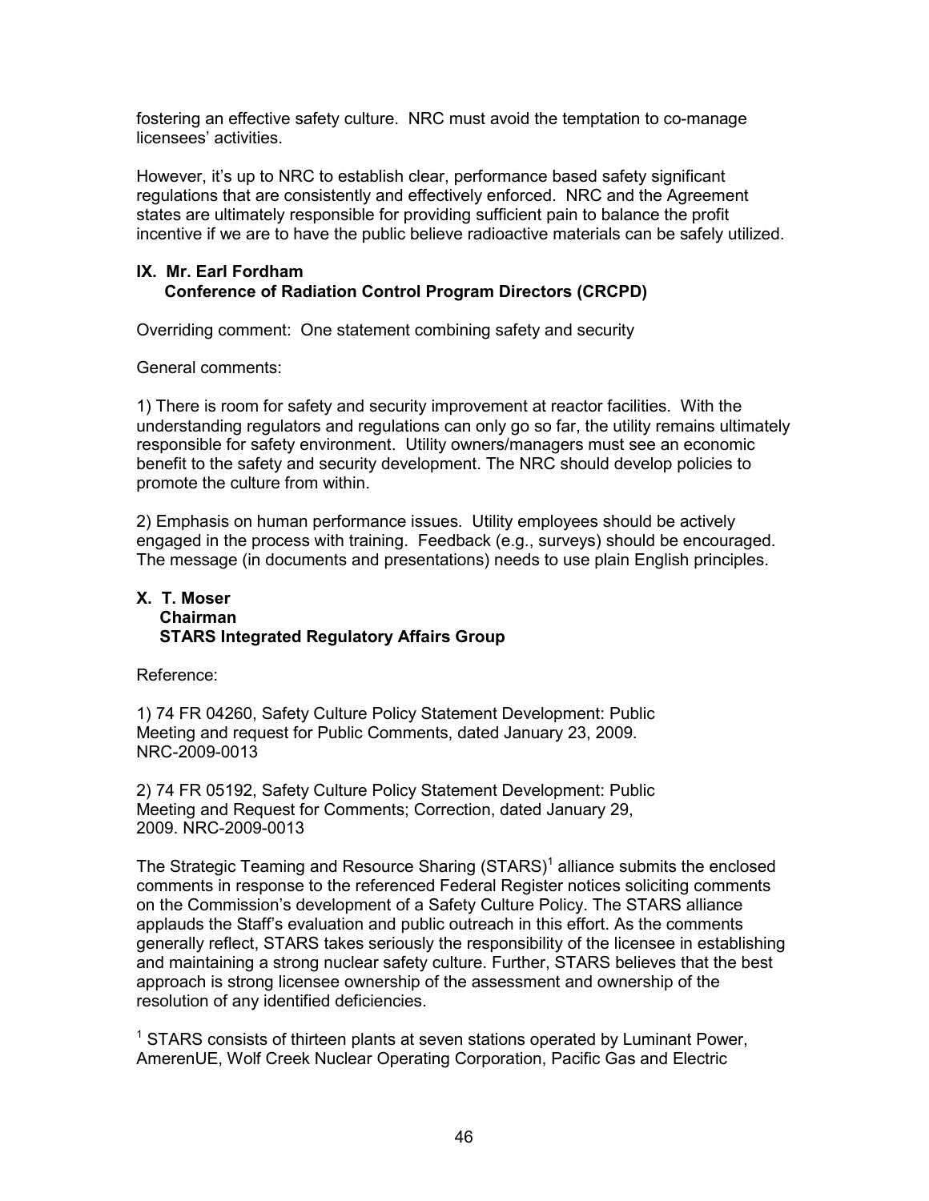fostering an effective safety culture. NRC must avoid the temptation to co-manage licensees' activities.

However, it's up to NRC to establish clear, performance based safety significant regulations that are consistently and effectively enforced. NRC and the Agreement states are ultimately responsible for providing sufficient pain to balance the profit incentive if we are to have the public believe radioactive materials can be safely utilized.

### IX. Mr. Earl Fordham
### Conference of Radiation Control Program Directors (CRCPD)

Overriding comment: One statement combining safety and security

General comments:

1) There is room for safety and security improvement at reactor facilities. With the understanding regulators and regulations can only go so far, the utility remains ultimately responsible for safety environment. Utility owners/managers must see an economic benefit to the safety and security development. The NRC should develop policies to promote the culture from within.

2) Emphasis on human performance issues. Utility employees should be actively engaged in the process with training. Feedback (e.g., surveys) should be encouraged. The message (in documents and presentations) needs to use plain English principles.

### X. T. Moser
### Chairman
### STARS Integrated Regulatory Affairs Group

Reference:

1) 74 FR 04260, Safety Culture Policy Statement Development: Public Meeting and request for Public Comments, dated January 23, 2009. NRC-2009-0013

2) 74 FR 05192, Safety Culture Policy Statement Development: Public Meeting and Request for Comments; Correction, dated January 29, 2009. NRC-2009-0013

The Strategic Teaming and Resource Sharing (STARS)[1] alliance submits the enclosed comments in response to the referenced Federal Register notices soliciting comments on the Commission's development of a Safety Culture Policy. The STARS alliance applauds the Staff's evaluation and public outreach in this effort. As the comments generally reflect, STARS takes seriously the responsibility of the licensee in establishing and maintaining a strong nuclear safety culture. Further, STARS believes that the best approach is strong licensee ownership of the assessment and ownership of the resolution of any identified deficiencies.

[1] STARS consists of thirteen plants at seven stations operated by Luminant Power, AmerenUE, Wolf Creek Nuclear Operating Corporation, Pacific Gas and Electric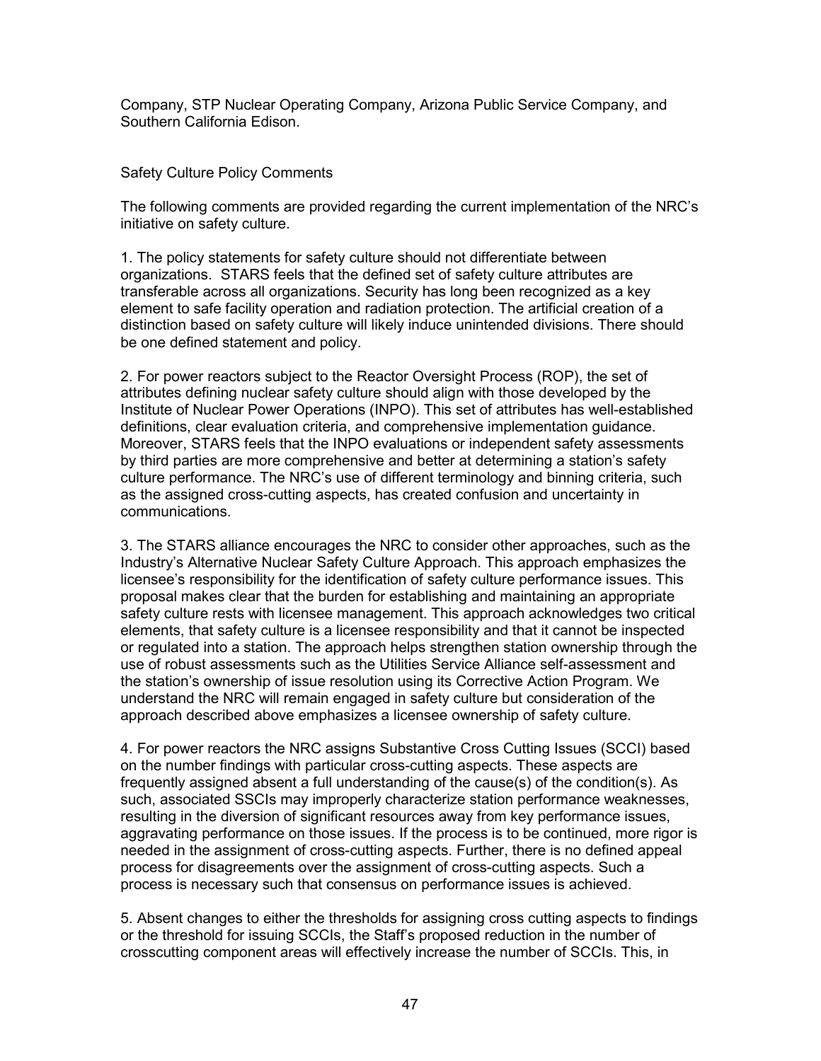Company, STP Nuclear Operating Company, Arizona Public Service Company, and Southern California Edison.

Safety Culture Policy Comments

The following comments are provided regarding the current implementation of the NRC's initiative on safety culture.

1. The policy statements for safety culture should not differentiate between organizations. STARS feels that the defined set of safety culture attributes are transferable across all organizations. Security has long been recognized as a key element to safe facility operation and radiation protection. The artificial creation of a distinction based on safety culture will likely induce unintended divisions. There should be one defined statement and policy.

2. For power reactors subject to the Reactor Oversight Process (ROP), the set of attributes defining nuclear safety culture should align with those developed by the Institute of Nuclear Power Operations (INPO). This set of attributes has well-established definitions, clear evaluation criteria, and comprehensive implementation guidance. Moreover, STARS feels that the INPO evaluations or independent safety assessments by third parties are more comprehensive and better at determining a station's safety culture performance. The NRC's use of different terminology and binning criteria, such as the assigned cross-cutting aspects, has created confusion and uncertainty in communications.

3. The STARS alliance encourages the NRC to consider other approaches, such as the Industry's Alternative Nuclear Safety Culture Approach. This approach emphasizes the licensee's responsibility for the identification of safety culture performance issues. This proposal makes clear that the burden for establishing and maintaining an appropriate safety culture rests with licensee management. This approach acknowledges two critical elements, that safety culture is a licensee responsibility and that it cannot be inspected or regulated into a station. The approach helps strengthen station ownership through the use of robust assessments such as the Utilities Service Alliance self-assessment and the station's ownership of issue resolution using its Corrective Action Program. We understand the NRC will remain engaged in safety culture but consideration of the approach described above emphasizes a licensee ownership of safety culture.

4. For power reactors the NRC assigns Substantive Cross Cutting Issues (SCCI) based on the number findings with particular cross-cutting aspects. These aspects are frequently assigned absent a full understanding of the cause(s) of the condition(s). As such, associated SSCIs may improperly characterize station performance weaknesses, resulting in the diversion of significant resources away from key performance issues, aggravating performance on those issues. If the process is to be continued, more rigor is needed in the assignment of cross-cutting aspects. Further, there is no defined appeal process for disagreements over the assignment of cross-cutting aspects. Such a process is necessary such that consensus on performance issues is achieved.

5. Absent changes to either the thresholds for assigning cross cutting aspects to findings or the threshold for issuing SCCIs, the Staff's proposed reduction in the number of crosscutting component areas will effectively increase the number of SCCIs. This, in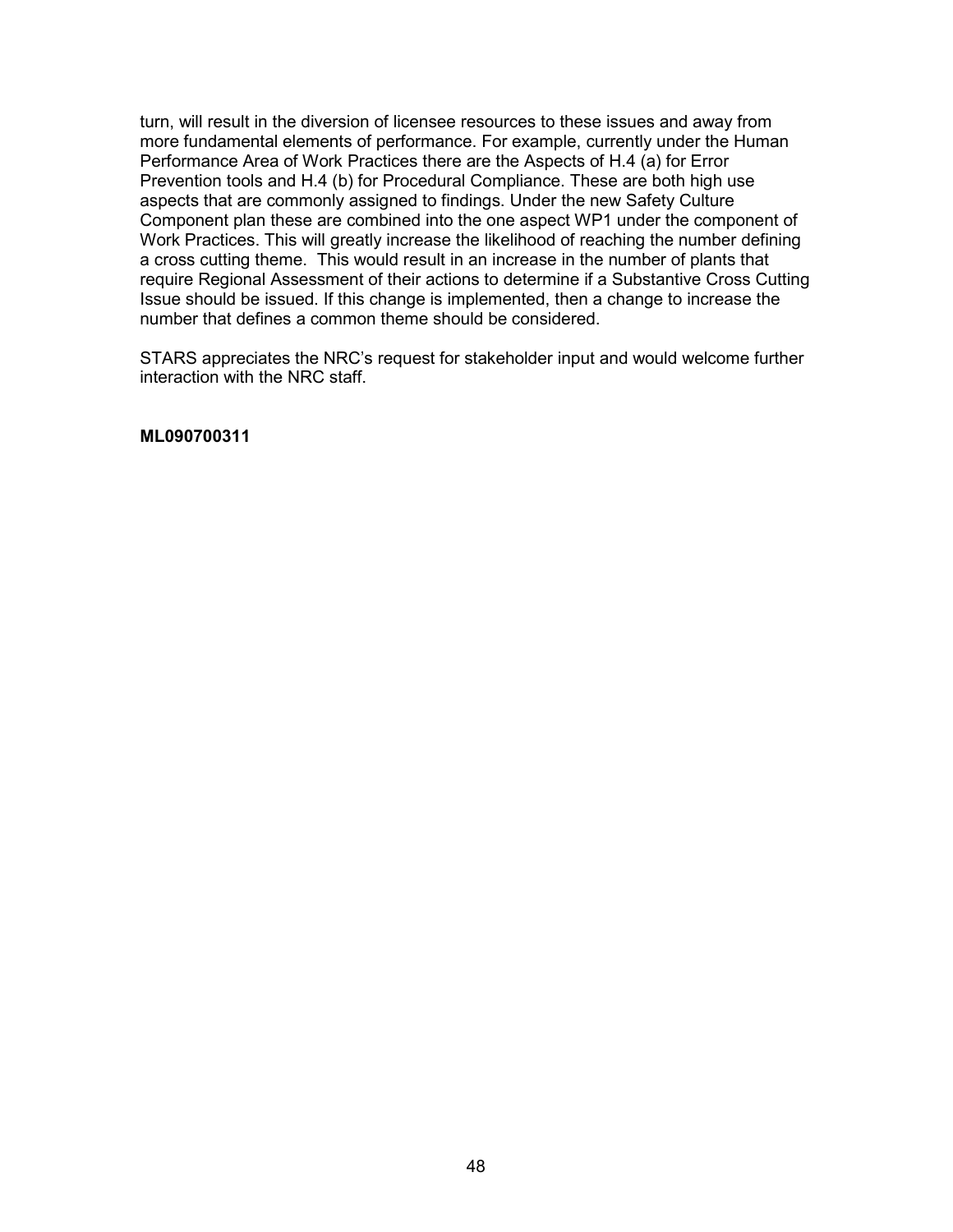turn, will result in the diversion of licensee resources to these issues and away from more fundamental elements of performance. For example, currently under the Human Performance Area of Work Practices there are the Aspects of H.4 (a) for Error Prevention tools and H.4 (b) for Procedural Compliance. These are both high use aspects that are commonly assigned to findings. Under the new Safety Culture Component plan these are combined into the one aspect WP1 under the component of Work Practices. This will greatly increase the likelihood of reaching the number defining a cross cutting theme. This would result in an increase in the number of plants that require Regional Assessment of their actions to determine if a Substantive Cross Cutting Issue should be issued. If this change is implemented, then a change to increase the number that defines a common theme should be considered.

STARS appreciates the NRC's request for stakeholder input and would welcome further interaction with the NRC staff.

**ML090700311**